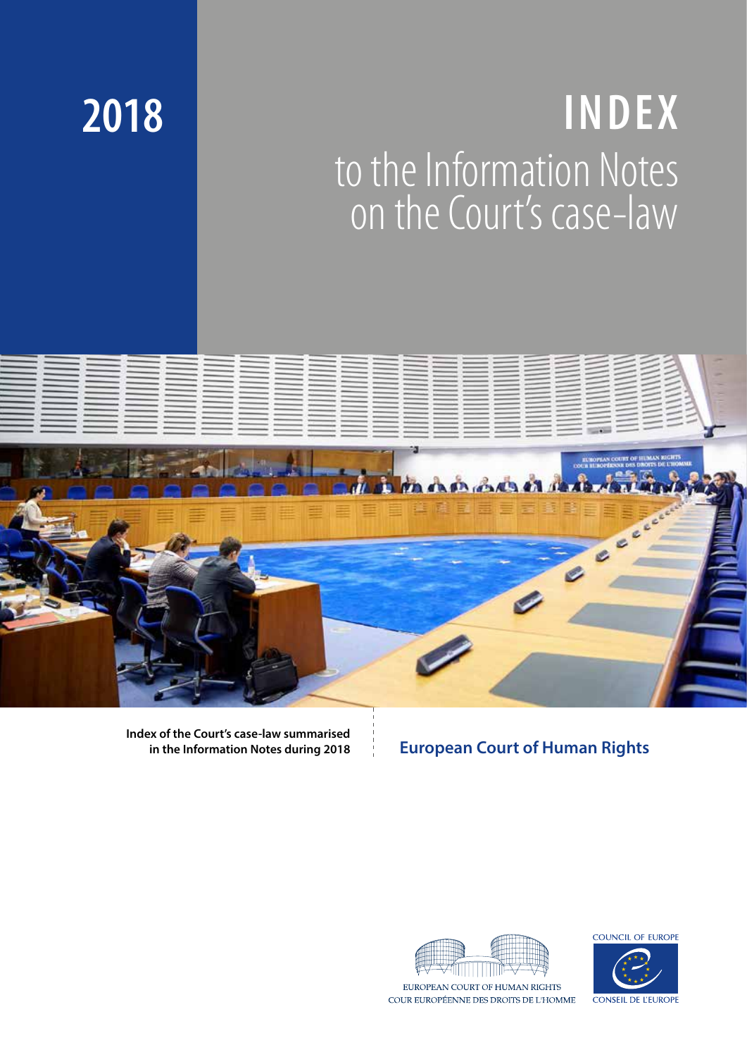# 2018

# INDEX

## to the Information Notes on the Court's case-law

**Index of the Court's case-law summarised in the Information Notes during 2018**

**European Court of Human Rights**

EUROPEAN COURT OF HUMAN RIGHTS
COUR EUROPÉENNE DES DROITS DE L'HOMME

COUNCIL OF EUROPE
CONSEIL DE L'EUROPE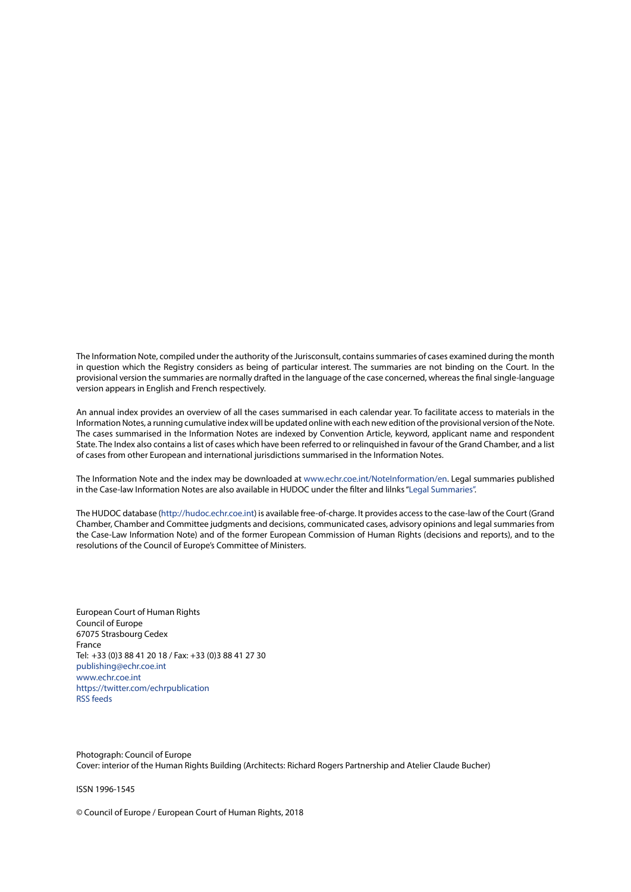The Information Note, compiled under the authority of the Jurisconsult, contains summaries of cases examined during the month in question which the Registry considers as being of particular interest. The summaries are not binding on the Court. In the provisional version the summaries are normally drafted in the language of the case concerned, whereas the final single-language version appears in English and French respectively.

An annual index provides an overview of all the cases summarised in each calendar year. To facilitate access to materials in the Information Notes, a running cumulative index will be updated online with each new edition of the provisional version of the Note. The cases summarised in the Information Notes are indexed by Convention Article, keyword, applicant name and respondent State. The Index also contains a list of cases which have been referred to or relinquished in favour of the Grand Chamber, and a list of cases from other European and international jurisdictions summarised in the Information Notes.

The Information Note and the index may be downloaded at www.echr.coe.int/NoteInformation/en. Legal summaries published in the Case-law Information Notes are also available in HUDOC under the filter and lilnks "Legal Summaries".

The HUDOC database (http://hudoc.echr.coe.int) is available free-of-charge. It provides access to the case-law of the Court (Grand Chamber, Chamber and Committee judgments and decisions, communicated cases, advisory opinions and legal summaries from the Case-Law Information Note) and of the former European Commission of Human Rights (decisions and reports), and to the resolutions of the Council of Europe's Committee of Ministers.

European Court of Human Rights
Council of Europe
67075 Strasbourg Cedex
France
Tel: +33 (0)3 88 41 20 18 / Fax: +33 (0)3 88 41 27 30
publishing@echr.coe.int
www.echr.coe.int
https://twitter.com/echrpublication
RSS feeds

Photograph: Council of Europe
Cover: interior of the Human Rights Building (Architects: Richard Rogers Partnership and Atelier Claude Bucher)

ISSN 1996-1545

© Council of Europe / European Court of Human Rights, 2018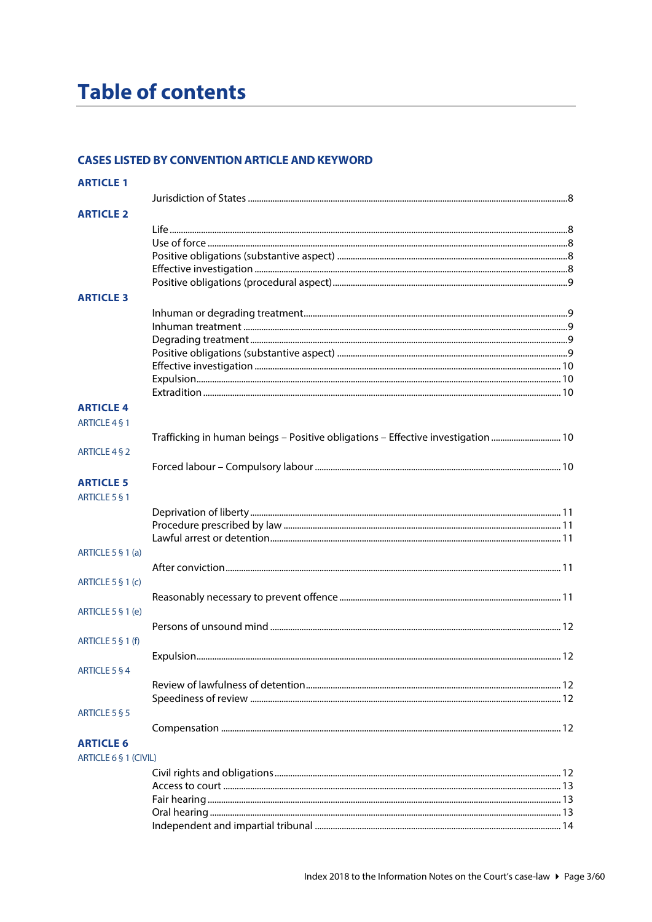# Table of contents

## CASES LISTED BY CONVENTION ARTICLE AND KEYWORD

### ARTICLE 1

- Jurisdiction of States ........ 8

### ARTICLE 2

- Life ........ 8
- Use of force ........ 8
- Positive obligations (substantive aspect) ........ 8
- Effective investigation ........ 8
- Positive obligations (procedural aspect) ........ 9

### ARTICLE 3

- Inhuman or degrading treatment ........ 9
- Inhuman treatment ........ 9
- Degrading treatment ........ 9
- Positive obligations (substantive aspect) ........ 9
- Effective investigation ........ 10
- Expulsion ........ 10
- Extradition ........ 10

### ARTICLE 4

ARTICLE 4 § 1

- Trafficking in human beings – Positive obligations – Effective investigation ........ 10

ARTICLE 4 § 2

- Forced labour – Compulsory labour ........ 10

### ARTICLE 5

ARTICLE 5 § 1

- Deprivation of liberty ........ 11
- Procedure prescribed by law ........ 11
- Lawful arrest or detention ........ 11

ARTICLE 5 § 1 (a)

- After conviction ........ 11

ARTICLE 5 § 1 (c)

- Reasonably necessary to prevent offence ........ 11

ARTICLE 5 § 1 (e)

- Persons of unsound mind ........ 12

ARTICLE 5 § 1 (f)

- Expulsion ........ 12

ARTICLE 5 § 4

- Review of lawfulness of detention ........ 12
- Speediness of review ........ 12

ARTICLE 5 § 5

- Compensation ........ 12

### ARTICLE 6

ARTICLE 6 § 1 (CIVIL)

- Civil rights and obligations ........ 12
- Access to court ........ 13
- Fair hearing ........ 13
- Oral hearing ........ 13
- Independent and impartial tribunal ........ 14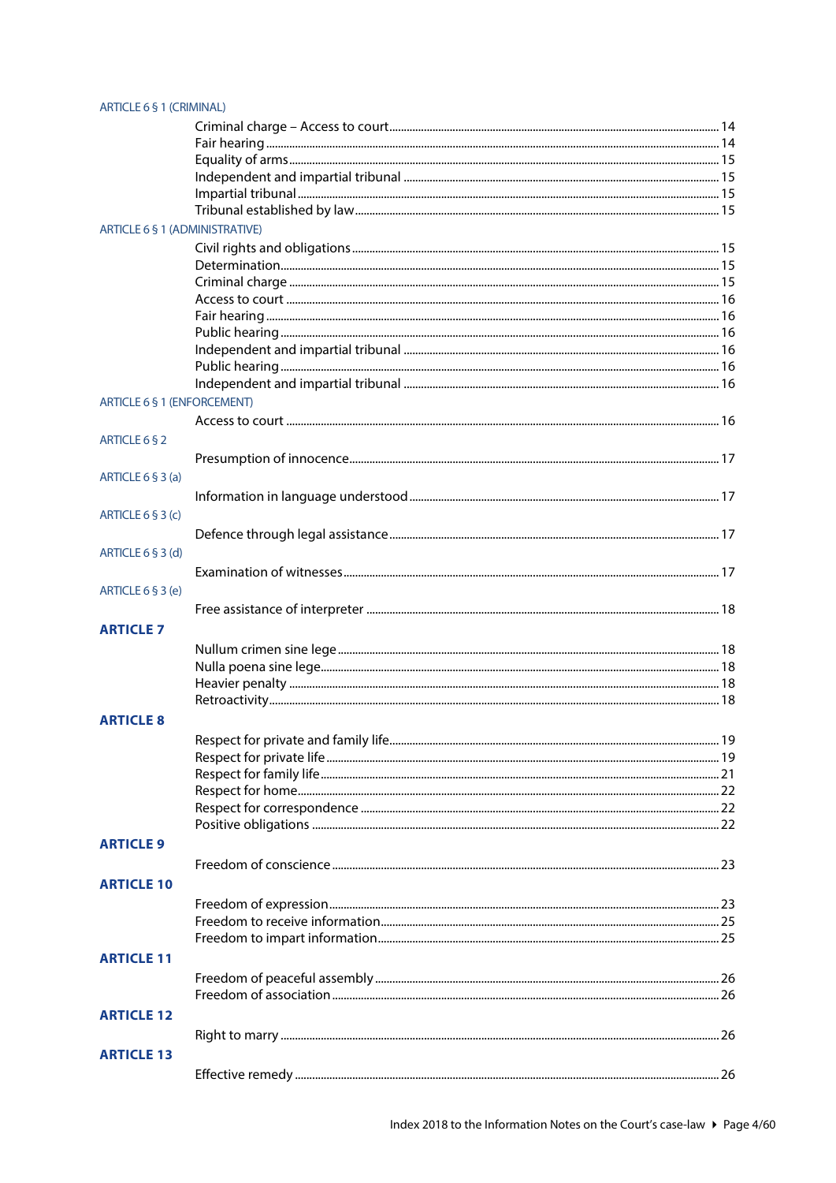ARTICLE 6 § 1 (CRIMINAL)

- Criminal charge – Access to court ... 14
- Fair hearing ... 14
- Equality of arms ... 15
- Independent and impartial tribunal ... 15
- Impartial tribunal ... 15
- Tribunal established by law ... 15

ARTICLE 6 § 1 (ADMINISTRATIVE)

- Civil rights and obligations ... 15
- Determination ... 15
- Criminal charge ... 15
- Access to court ... 16
- Fair hearing ... 16
- Public hearing ... 16
- Independent and impartial tribunal ... 16
- Public hearing ... 16
- Independent and impartial tribunal ... 16

ARTICLE 6 § 1 (ENFORCEMENT)

- Access to court ... 16

ARTICLE 6 § 2

- Presumption of innocence ... 17

ARTICLE 6 § 3 (a)

- Information in language understood ... 17

ARTICLE 6 § 3 (c)

- Defence through legal assistance ... 17

ARTICLE 6 § 3 (d)

- Examination of witnesses ... 17

ARTICLE 6 § 3 (e)

- Free assistance of interpreter ... 18

## ARTICLE 7

- Nullum crimen sine lege ... 18
- Nulla poena sine lege ... 18
- Heavier penalty ... 18
- Retroactivity ... 18

## ARTICLE 8

- Respect for private and family life ... 19
- Respect for private life ... 19
- Respect for family life ... 21
- Respect for home ... 22
- Respect for correspondence ... 22
- Positive obligations ... 22

## ARTICLE 9

- Freedom of conscience ... 23

## ARTICLE 10

- Freedom of expression ... 23
- Freedom to receive information ... 25
- Freedom to impart information ... 25

## ARTICLE 11

- Freedom of peaceful assembly ... 26
- Freedom of association ... 26

## ARTICLE 12

- Right to marry ... 26

## ARTICLE 13

- Effective remedy ... 26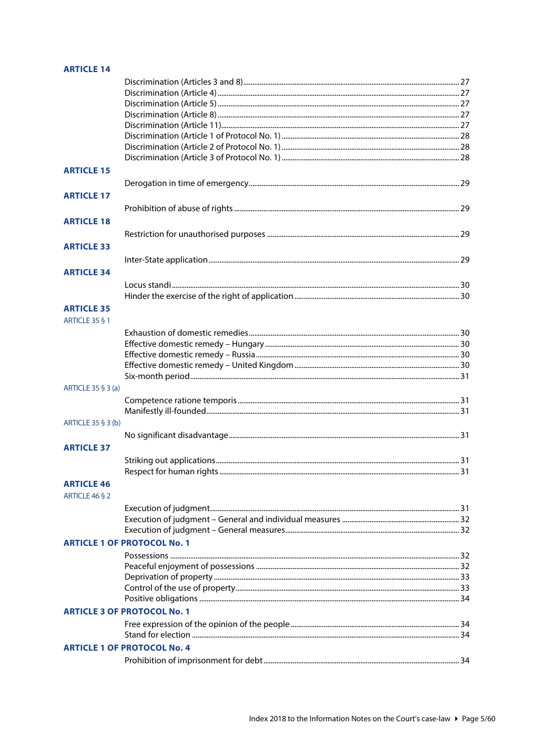## ARTICLE 14

Discrimination (Articles 3 and 8) ..... 27
Discrimination (Article 4) ..... 27
Discrimination (Article 5) ..... 27
Discrimination (Article 8) ..... 27
Discrimination (Article 11) ..... 27
Discrimination (Article 1 of Protocol No. 1) ..... 28
Discrimination (Article 2 of Protocol No. 1) ..... 28
Discrimination (Article 3 of Protocol No. 1) ..... 28

## ARTICLE 15

Derogation in time of emergency ..... 29

## ARTICLE 17

Prohibition of abuse of rights ..... 29

## ARTICLE 18

Restriction for unauthorised purposes ..... 29

## ARTICLE 33

Inter-State application ..... 29

## ARTICLE 34

Locus standi ..... 30
Hinder the exercise of the right of application ..... 30

## ARTICLE 35

### ARTICLE 35 § 1

Exhaustion of domestic remedies ..... 30
Effective domestic remedy – Hungary ..... 30
Effective domestic remedy – Russia ..... 30
Effective domestic remedy – United Kingdom ..... 30
Six-month period ..... 31

### ARTICLE 35 § 3 (a)

Competence ratione temporis ..... 31
Manifestly ill-founded ..... 31

### ARTICLE 35 § 3 (b)

No significant disadvantage ..... 31

## ARTICLE 37

Striking out applications ..... 31
Respect for human rights ..... 31

## ARTICLE 46

### ARTICLE 46 § 2

Execution of judgment ..... 31
Execution of judgment – General and individual measures ..... 32
Execution of judgment – General measures ..... 32

## ARTICLE 1 OF PROTOCOL No. 1

Possessions ..... 32
Peaceful enjoyment of possessions ..... 32
Deprivation of property ..... 33
Control of the use of property ..... 33
Positive obligations ..... 34

## ARTICLE 3 OF PROTOCOL No. 1

Free expression of the opinion of the people ..... 34
Stand for election ..... 34

## ARTICLE 1 OF PROTOCOL No. 4

Prohibition of imprisonment for debt ..... 34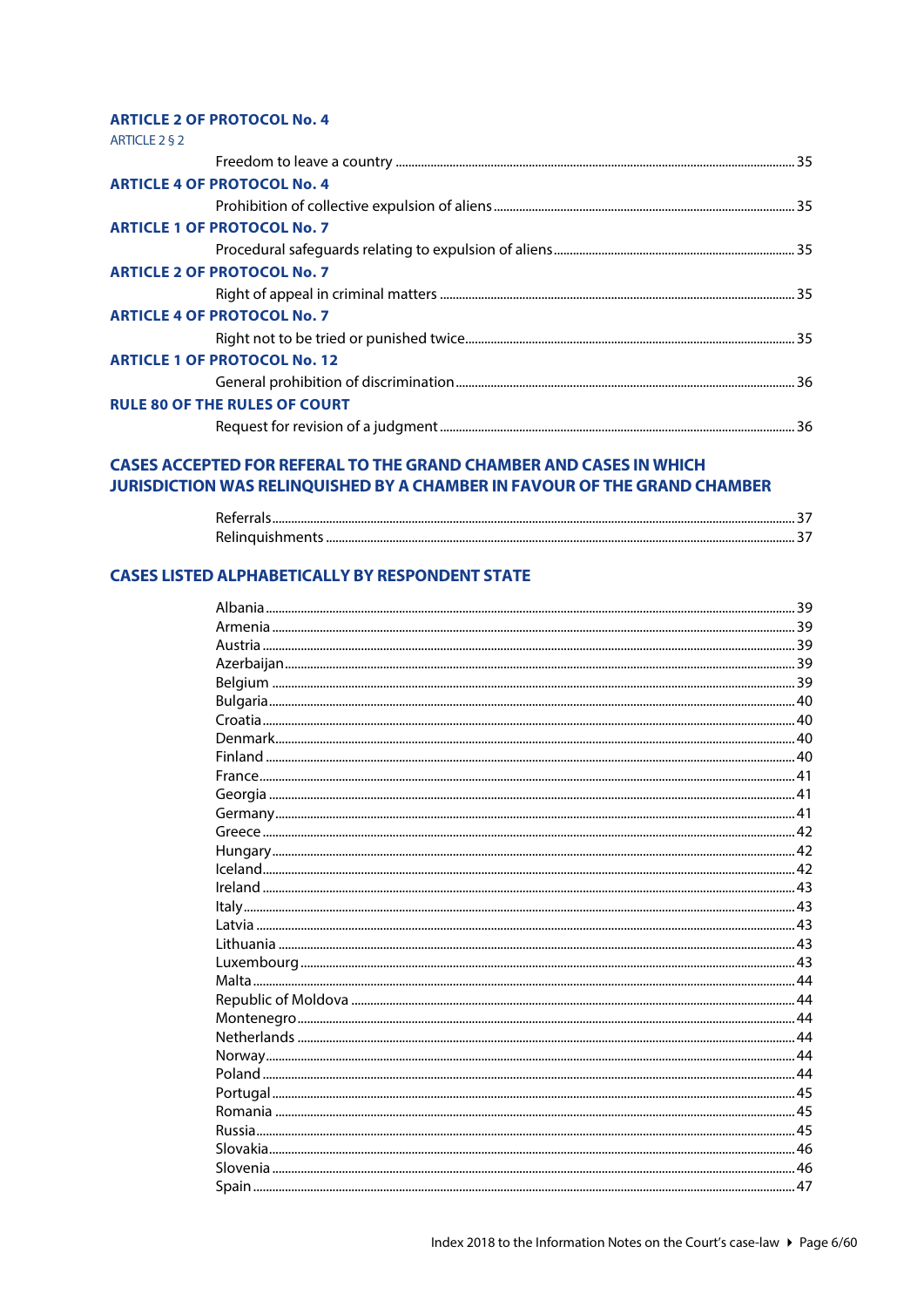## ARTICLE 2 OF PROTOCOL No. 4

ARTICLE 2 § 2

Freedom to leave a country ........ 35

## ARTICLE 4 OF PROTOCOL No. 4

Prohibition of collective expulsion of aliens ........ 35

## ARTICLE 1 OF PROTOCOL No. 7

Procedural safeguards relating to expulsion of aliens ........ 35

## ARTICLE 2 OF PROTOCOL No. 7

Right of appeal in criminal matters ........ 35

## ARTICLE 4 OF PROTOCOL No. 7

Right not to be tried or punished twice ........ 35

## ARTICLE 1 OF PROTOCOL No. 12

General prohibition of discrimination ........ 36

## RULE 80 OF THE RULES OF COURT

Request for revision of a judgment ........ 36

## CASES ACCEPTED FOR REFERAL TO THE GRAND CHAMBER AND CASES IN WHICH JURISDICTION WAS RELINQUISHED BY A CHAMBER IN FAVOUR OF THE GRAND CHAMBER

Referrals ........ 37
Relinquishments ........ 37

## CASES LISTED ALPHABETICALLY BY RESPONDENT STATE

Albania ........ 39
Armenia ........ 39
Austria ........ 39
Azerbaijan ........ 39
Belgium ........ 39
Bulgaria ........ 40
Croatia ........ 40
Denmark ........ 40
Finland ........ 40
France ........ 41
Georgia ........ 41
Germany ........ 41
Greece ........ 42
Hungary ........ 42
Iceland ........ 42
Ireland ........ 43
Italy ........ 43
Latvia ........ 43
Lithuania ........ 43
Luxembourg ........ 43
Malta ........ 44
Republic of Moldova ........ 44
Montenegro ........ 44
Netherlands ........ 44
Norway ........ 44
Poland ........ 44
Portugal ........ 45
Romania ........ 45
Russia ........ 45
Slovakia ........ 46
Slovenia ........ 46
Spain ........ 47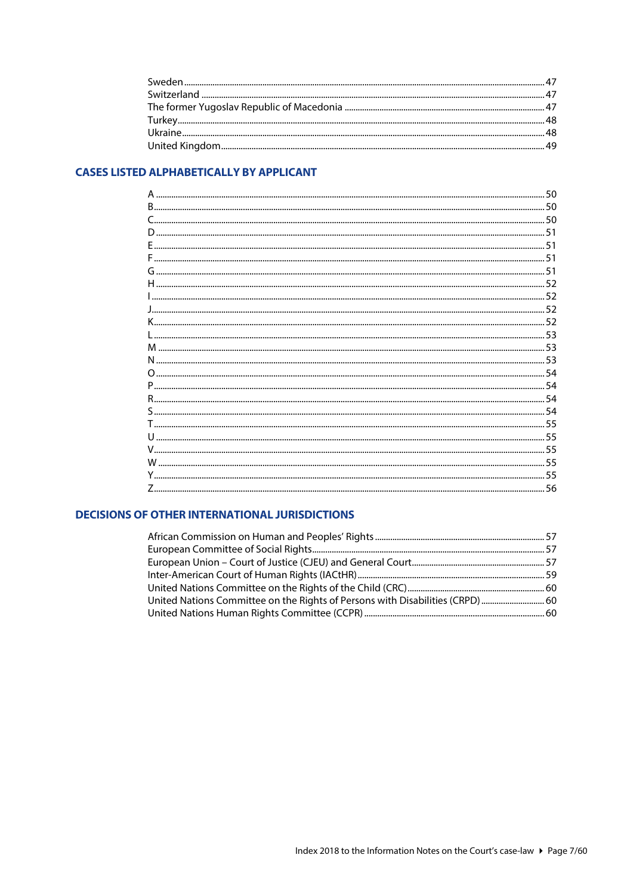Sweden ..... 47
Switzerland ..... 47
The former Yugoslav Republic of Macedonia ..... 47
Turkey ..... 48
Ukraine ..... 48
United Kingdom ..... 49

## CASES LISTED ALPHABETICALLY BY APPLICANT

A ..... 50
B ..... 50
C ..... 50
D ..... 51
E ..... 51
F ..... 51
G ..... 51
H ..... 52
I ..... 52
J ..... 52
K ..... 52
L ..... 53
M ..... 53
N ..... 53
O ..... 54
P ..... 54
R ..... 54
S ..... 54
T ..... 55
U ..... 55
V ..... 55
W ..... 55
Y ..... 55
Z ..... 56

## DECISIONS OF OTHER INTERNATIONAL JURISDICTIONS

African Commission on Human and Peoples' Rights ..... 57
European Committee of Social Rights ..... 57
European Union – Court of Justice (CJEU) and General Court ..... 57
Inter-American Court of Human Rights (IACtHR) ..... 59
United Nations Committee on the Rights of the Child (CRC) ..... 60
United Nations Committee on the Rights of Persons with Disabilities (CRPD) ..... 60
United Nations Human Rights Committee (CCPR) ..... 60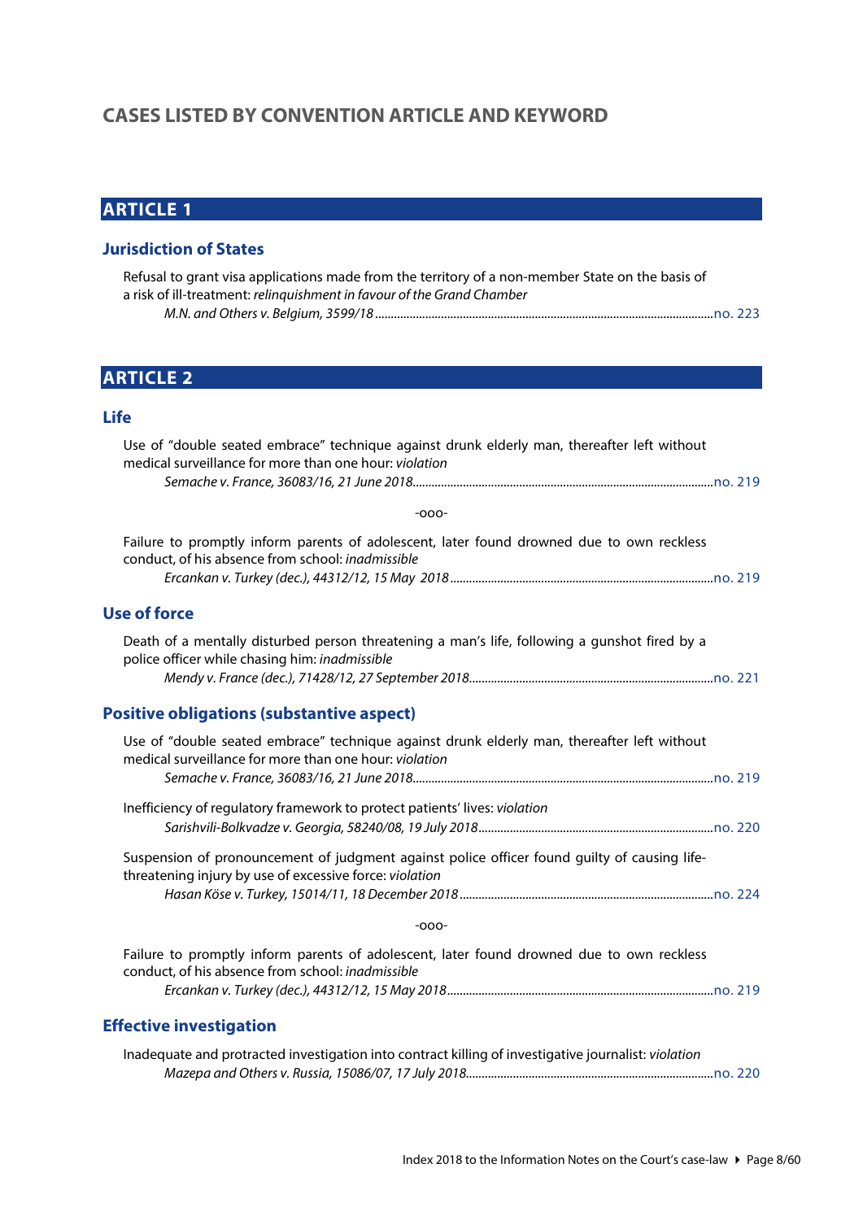# CASES LISTED BY CONVENTION ARTICLE AND KEYWORD

## ARTICLE 1

### Jurisdiction of States

Refusal to grant visa applications made from the territory of a non-member State on the basis of a risk of ill-treatment: *relinquishment in favour of the Grand Chamber*
*M.N. and Others v. Belgium, 3599/18* ........ no. 223

## ARTICLE 2

### Life

Use of "double seated embrace" technique against drunk elderly man, thereafter left without medical surveillance for more than one hour: *violation*
*Semache v. France, 36083/16, 21 June 2018* ........ no. 219

-ooo-

Failure to promptly inform parents of adolescent, later found drowned due to own reckless conduct, of his absence from school: *inadmissible*
*Ercankan v. Turkey (dec.), 44312/12, 15 May 2018* ........ no. 219

### Use of force

Death of a mentally disturbed person threatening a man's life, following a gunshot fired by a police officer while chasing him: *inadmissible*
*Mendy v. France (dec.), 71428/12, 27 September 2018* ........ no. 221

### Positive obligations (substantive aspect)

Use of "double seated embrace" technique against drunk elderly man, thereafter left without medical surveillance for more than one hour: *violation*
*Semache v. France, 36083/16, 21 June 2018* ........ no. 219

Inefficiency of regulatory framework to protect patients' lives: *violation*
*Sarishvili-Bolkvadze v. Georgia, 58240/08, 19 July 2018* ........ no. 220

Suspension of pronouncement of judgment against police officer found guilty of causing life-threatening injury by use of excessive force: *violation*
*Hasan Köse v. Turkey, 15014/11, 18 December 2018* ........ no. 224

-ooo-

Failure to promptly inform parents of adolescent, later found drowned due to own reckless conduct, of his absence from school: *inadmissible*
*Ercankan v. Turkey (dec.), 44312/12, 15 May 2018* ........ no. 219

### Effective investigation

Inadequate and protracted investigation into contract killing of investigative journalist: *violation*
*Mazepa and Others v. Russia, 15086/07, 17 July 2018* ........ no. 220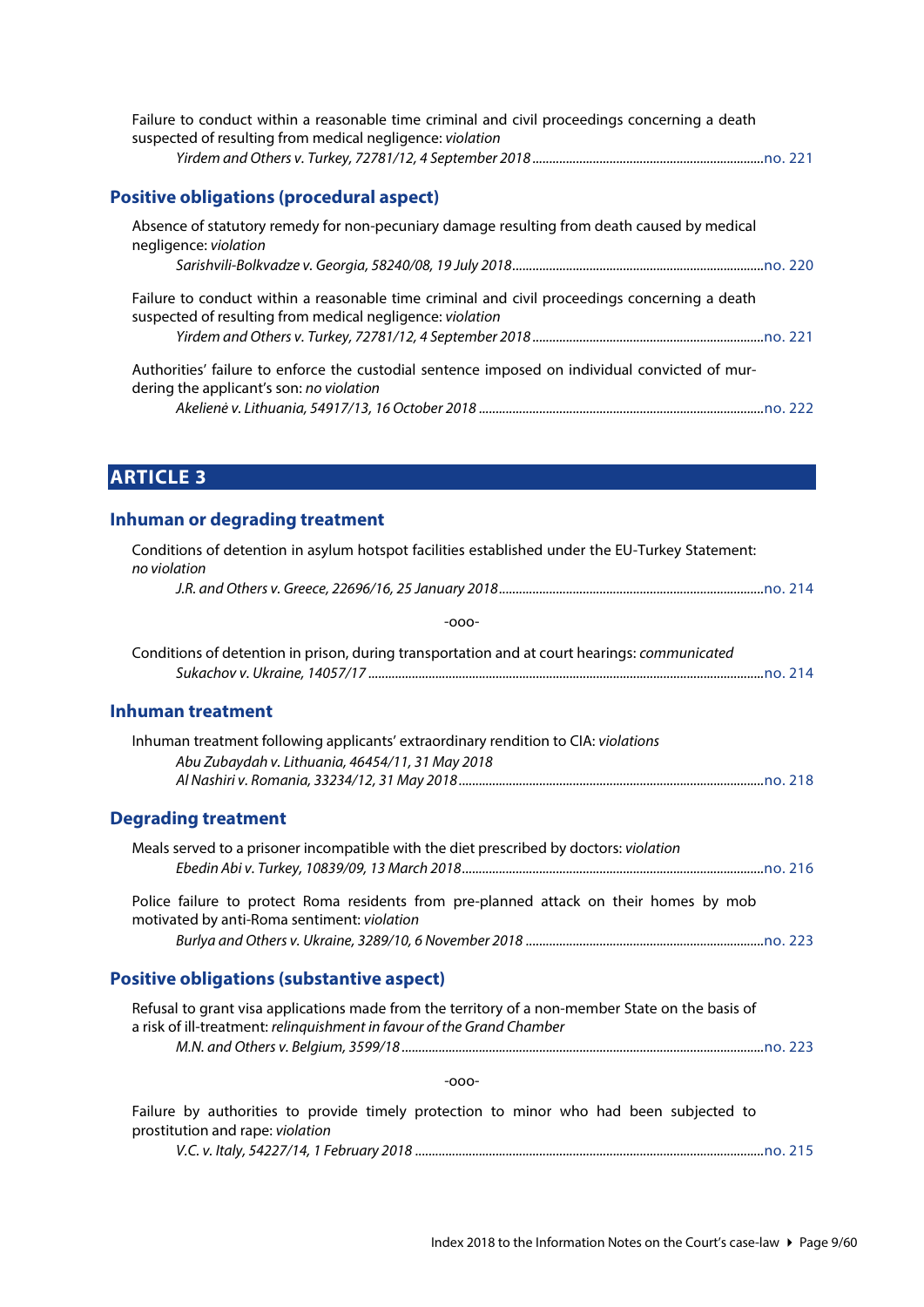Failure to conduct within a reasonable time criminal and civil proceedings concerning a death suspected of resulting from medical negligence: *violation*

*Yirdem and Others v. Turkey, 72781/12, 4 September 2018* ........ no. 221

### Positive obligations (procedural aspect)

Absence of statutory remedy for non-pecuniary damage resulting from death caused by medical negligence: *violation*

*Sarishvili-Bolkvadze v. Georgia, 58240/08, 19 July 2018* ........ no. 220

Failure to conduct within a reasonable time criminal and civil proceedings concerning a death suspected of resulting from medical negligence: *violation*

*Yirdem and Others v. Turkey, 72781/12, 4 September 2018* ........ no. 221

Authorities' failure to enforce the custodial sentence imposed on individual convicted of murdering the applicant's son: *no violation*

*Akelienė v. Lithuania, 54917/13, 16 October 2018* ........ no. 222

## ARTICLE 3

### Inhuman or degrading treatment

Conditions of detention in asylum hotspot facilities established under the EU-Turkey Statement: *no violation*

*J.R. and Others v. Greece, 22696/16, 25 January 2018* ........ no. 214

-ooo-

Conditions of detention in prison, during transportation and at court hearings: *communicated*

*Sukachov v. Ukraine, 14057/17* ........ no. 214

### Inhuman treatment

Inhuman treatment following applicants' extraordinary rendition to CIA: *violations*

*Abu Zubaydah v. Lithuania, 46454/11, 31 May 2018*
*Al Nashiri v. Romania, 33234/12, 31 May 2018* ........ no. 218

### Degrading treatment

Meals served to a prisoner incompatible with the diet prescribed by doctors: *violation*

*Ebedin Abi v. Turkey, 10839/09, 13 March 2018* ........ no. 216

Police failure to protect Roma residents from pre-planned attack on their homes by mob motivated by anti-Roma sentiment: *violation*

*Burlya and Others v. Ukraine, 3289/10, 6 November 2018* ........ no. 223

### Positive obligations (substantive aspect)

Refusal to grant visa applications made from the territory of a non-member State on the basis of a risk of ill-treatment: *relinquishment in favour of the Grand Chamber*

*M.N. and Others v. Belgium, 3599/18* ........ no. 223

-ooo-

Failure by authorities to provide timely protection to minor who had been subjected to prostitution and rape: *violation*

*V.C. v. Italy, 54227/14, 1 February 2018* ........ no. 215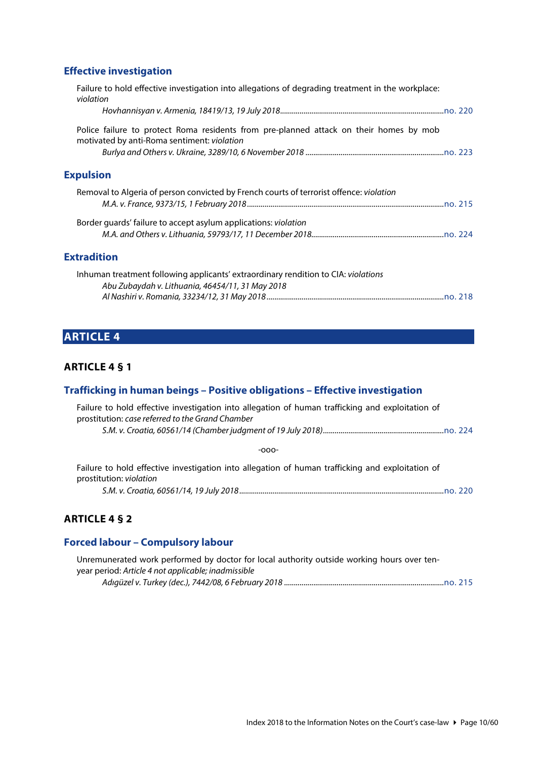### Effective investigation

Failure to hold effective investigation into allegations of degrading treatment in the workplace: *violation*

*Hovhannisyan v. Armenia, 18419/13, 19 July 2018*......no. 220

Police failure to protect Roma residents from pre-planned attack on their homes by mob motivated by anti-Roma sentiment: *violation*

*Burlya and Others v. Ukraine, 3289/10, 6 November 2018*......no. 223

### Expulsion

Removal to Algeria of person convicted by French courts of terrorist offence: *violation*

*M.A. v. France, 9373/15, 1 February 2018*......no. 215

Border guards' failure to accept asylum applications: *violation*

*M.A. and Others v. Lithuania, 59793/17, 11 December 2018*......no. 224

### Extradition

Inhuman treatment following applicants' extraordinary rendition to CIA: *violations*

*Abu Zubaydah v. Lithuania, 46454/11, 31 May 2018*
*Al Nashiri v. Romania, 33234/12, 31 May 2018*......no. 218

## ARTICLE 4

### ARTICLE 4 § 1

#### Trafficking in human beings – Positive obligations – Effective investigation

Failure to hold effective investigation into allegation of human trafficking and exploitation of prostitution: *case referred to the Grand Chamber*

*S.M. v. Croatia, 60561/14 (Chamber judgment of 19 July 2018)*......no. 224

-ooo-

Failure to hold effective investigation into allegation of human trafficking and exploitation of prostitution: *violation*

*S.M. v. Croatia, 60561/14, 19 July 2018*......no. 220

### ARTICLE 4 § 2

#### Forced labour – Compulsory labour

Unremunerated work performed by doctor for local authority outside working hours over ten-year period: *Article 4 not applicable; inadmissible*

*Adıgüzel v. Turkey (dec.), 7442/08, 6 February 2018*......no. 215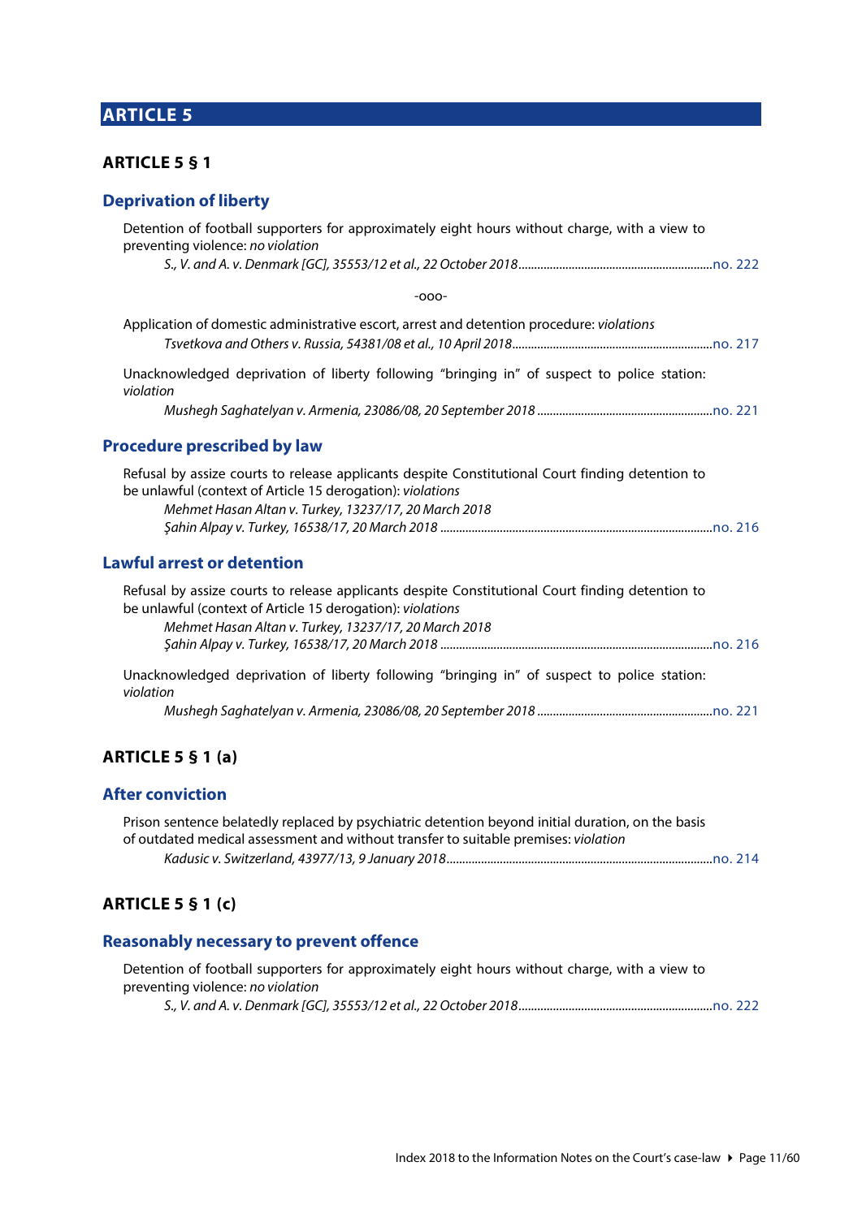# ARTICLE 5

## ARTICLE 5 § 1

### Deprivation of liberty

Detention of football supporters for approximately eight hours without charge, with a view to preventing violence: *no violation*

*S., V. and A. v. Denmark [GC], 35553/12 et al., 22 October 2018*..........no. 222

-ooo-

Application of domestic administrative escort, arrest and detention procedure: *violations*

*Tsvetkova and Others v. Russia, 54381/08 et al., 10 April 2018*..........no. 217

Unacknowledged deprivation of liberty following "bringing in" of suspect to police station: *violation*

*Mushegh Saghatelyan v. Armenia, 23086/08, 20 September 2018*..........no. 221

### Procedure prescribed by law

Refusal by assize courts to release applicants despite Constitutional Court finding detention to be unlawful (context of Article 15 derogation): *violations*

*Mehmet Hasan Altan v. Turkey, 13237/17, 20 March 2018*
*Şahin Alpay v. Turkey, 16538/17, 20 March 2018*..........no. 216

### Lawful arrest or detention

Refusal by assize courts to release applicants despite Constitutional Court finding detention to be unlawful (context of Article 15 derogation): *violations*

*Mehmet Hasan Altan v. Turkey, 13237/17, 20 March 2018*
*Şahin Alpay v. Turkey, 16538/17, 20 March 2018*..........no. 216

Unacknowledged deprivation of liberty following "bringing in" of suspect to police station: *violation*

*Mushegh Saghatelyan v. Armenia, 23086/08, 20 September 2018*..........no. 221

## ARTICLE 5 § 1 (a)

### After conviction

Prison sentence belatedly replaced by psychiatric detention beyond initial duration, on the basis of outdated medical assessment and without transfer to suitable premises: *violation*

*Kadusic v. Switzerland, 43977/13, 9 January 2018*..........no. 214

## ARTICLE 5 § 1 (c)

### Reasonably necessary to prevent offence

Detention of football supporters for approximately eight hours without charge, with a view to preventing violence: *no violation*

*S., V. and A. v. Denmark [GC], 35553/12 et al., 22 October 2018*..........no. 222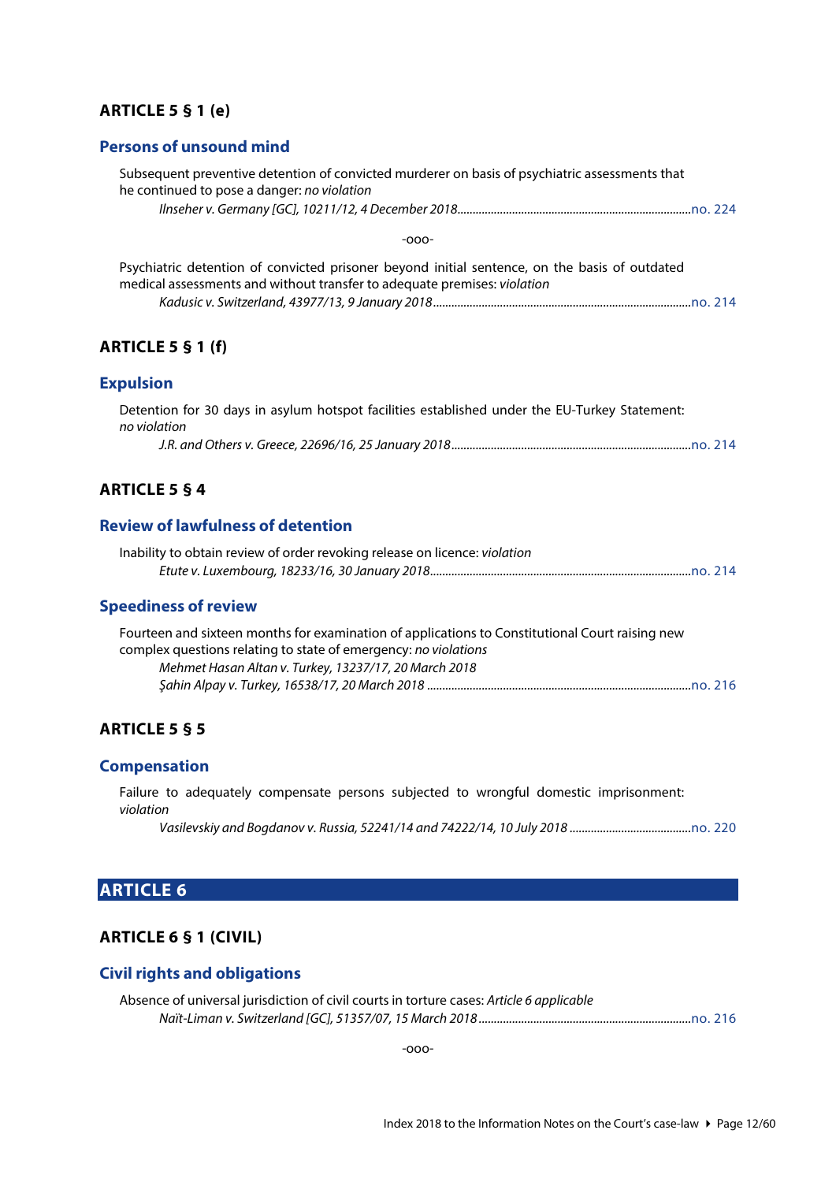## ARTICLE 5 § 1 (e)

### Persons of unsound mind

Subsequent preventive detention of convicted murderer on basis of psychiatric assessments that he continued to pose a danger: *no violation*

*Ilnseher v. Germany [GC], 10211/12, 4 December 2018*............................................................................no. 224

-ooo-

Psychiatric detention of convicted prisoner beyond initial sentence, on the basis of outdated medical assessments and without transfer to adequate premises: *violation*

*Kadusic v. Switzerland, 43977/13, 9 January 2018*....................................................................................no. 214

## ARTICLE 5 § 1 (f)

### Expulsion

Detention for 30 days in asylum hotspot facilities established under the EU-Turkey Statement: *no violation*

*J.R. and Others v. Greece, 22696/16, 25 January 2018*..............................................................................no. 214

## ARTICLE 5 § 4

### Review of lawfulness of detention

Inability to obtain review of order revoking release on licence: *violation*

*Etute v. Luxembourg, 18233/16, 30 January 2018*.....................................................................................no. 214

### Speediness of review

Fourteen and sixteen months for examination of applications to Constitutional Court raising new complex questions relating to state of emergency: *no violations*

*Mehmet Hasan Altan v. Turkey, 13237/17, 20 March 2018*

*Şahin Alpay v. Turkey, 16538/17, 20 March 2018* ......................................................................................no. 216

## ARTICLE 5 § 5

### Compensation

Failure to adequately compensate persons subjected to wrongful domestic imprisonment: *violation*

*Vasilevskiy and Bogdanov v. Russia, 52241/14 and 74222/14, 10 July 2018* ........................................no. 220

# ARTICLE 6

## ARTICLE 6 § 1 (CIVIL)

### Civil rights and obligations

Absence of universal jurisdiction of civil courts in torture cases: *Article 6 applicable*

*Naït-Liman v. Switzerland [GC], 51357/07, 15 March 2018*.....................................................................no. 216

-ooo-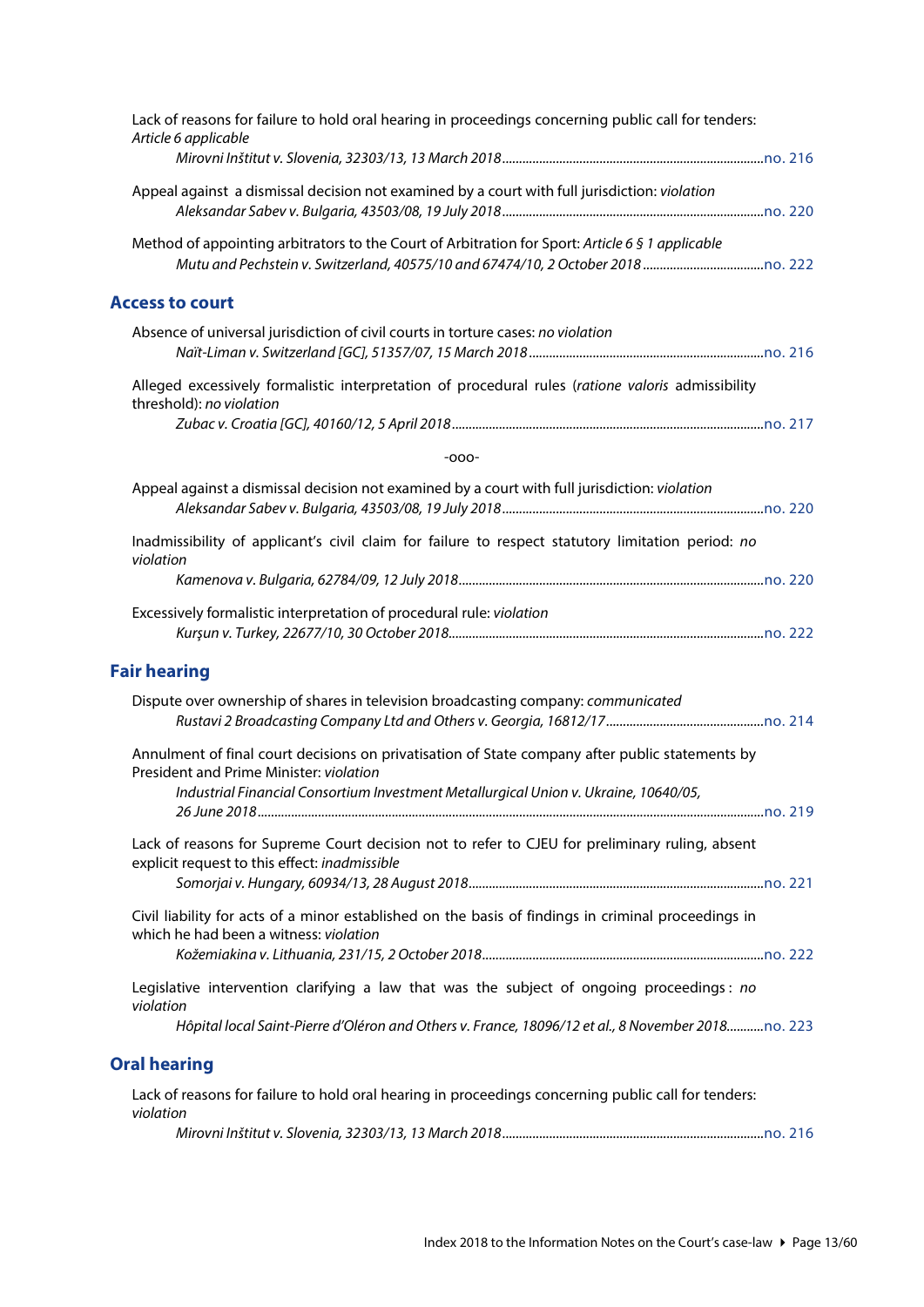Lack of reasons for failure to hold oral hearing in proceedings concerning public call for tenders: *Article 6 applicable*

*Mirovni Inštitut v. Slovenia, 32303/13, 13 March 2018* ........ no. 216

Appeal against a dismissal decision not examined by a court with full jurisdiction: *violation*

*Aleksandar Sabev v. Bulgaria, 43503/08, 19 July 2018* ........ no. 220

Method of appointing arbitrators to the Court of Arbitration for Sport: *Article 6 § 1 applicable*

*Mutu and Pechstein v. Switzerland, 40575/10 and 67474/10, 2 October 2018* ........ no. 222

## Access to court

Absence of universal jurisdiction of civil courts in torture cases: *no violation*

*Naït-Liman v. Switzerland [GC], 51357/07, 15 March 2018* ........ no. 216

Alleged excessively formalistic interpretation of procedural rules (*ratione valoris* admissibility threshold): *no violation*

*Zubac v. Croatia [GC], 40160/12, 5 April 2018* ........ no. 217

-ooo-

Appeal against a dismissal decision not examined by a court with full jurisdiction: *violation*

*Aleksandar Sabev v. Bulgaria, 43503/08, 19 July 2018* ........ no. 220

Inadmissibility of applicant's civil claim for failure to respect statutory limitation period: *no violation*

*Kamenova v. Bulgaria, 62784/09, 12 July 2018* ........ no. 220

Excessively formalistic interpretation of procedural rule: *violation*

*Kurşun v. Turkey, 22677/10, 30 October 2018* ........ no. 222

## Fair hearing

Dispute over ownership of shares in television broadcasting company: *communicated*

*Rustavi 2 Broadcasting Company Ltd and Others v. Georgia, 16812/17* ........ no. 214

Annulment of final court decisions on privatisation of State company after public statements by President and Prime Minister: *violation*

*Industrial Financial Consortium Investment Metallurgical Union v. Ukraine, 10640/05, 26 June 2018* ........ no. 219

Lack of reasons for Supreme Court decision not to refer to CJEU for preliminary ruling, absent explicit request to this effect: *inadmissible*

*Somorjai v. Hungary, 60934/13, 28 August 2018* ........ no. 221

Civil liability for acts of a minor established on the basis of findings in criminal proceedings in which he had been a witness: *violation*

*Kožemiakina v. Lithuania, 231/15, 2 October 2018* ........ no. 222

Legislative intervention clarifying a law that was the subject of ongoing proceedings : *no violation*

*Hôpital local Saint-Pierre d'Oléron and Others v. France, 18096/12 et al., 8 November 2018* ........ no. 223

## Oral hearing

Lack of reasons for failure to hold oral hearing in proceedings concerning public call for tenders: *violation*

*Mirovni Inštitut v. Slovenia, 32303/13, 13 March 2018* ........ no. 216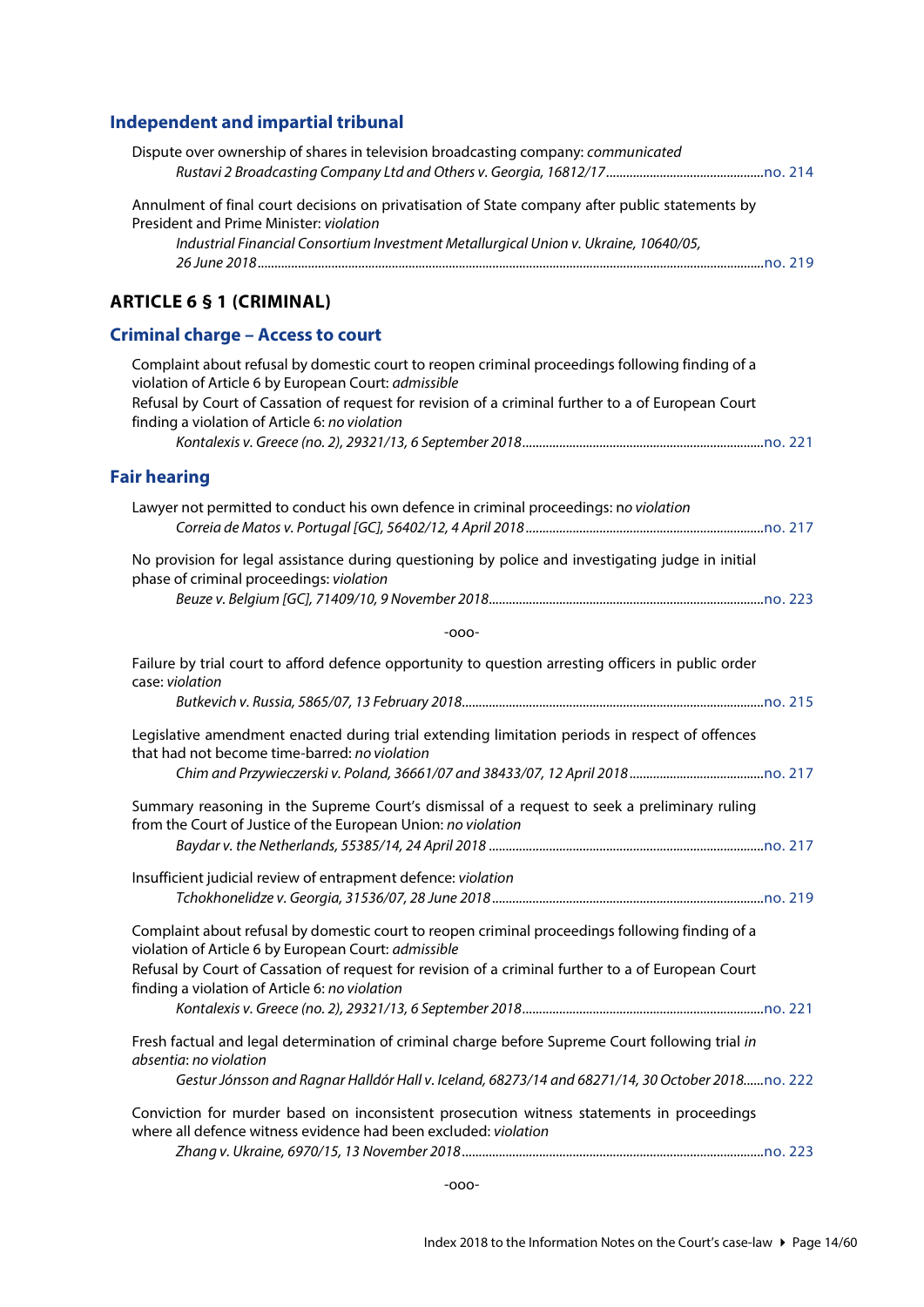## Independent and impartial tribunal

Dispute over ownership of shares in television broadcasting company: *communicated*
*Rustavi 2 Broadcasting Company Ltd and Others v. Georgia, 16812/17*..............................................no. 214

Annulment of final court decisions on privatisation of State company after public statements by President and Prime Minister: *violation*
*Industrial Financial Consortium Investment Metallurgical Union v. Ukraine, 10640/05, 26 June 2018*..............................................no. 219

# ARTICLE 6 § 1 (CRIMINAL)

## Criminal charge – Access to court

Complaint about refusal by domestic court to reopen criminal proceedings following finding of a violation of Article 6 by European Court: *admissible*
Refusal by Court of Cassation of request for revision of a criminal further to a of European Court finding a violation of Article 6: *no violation*
*Kontalexis v. Greece (no. 2), 29321/13, 6 September 2018*..............................................no. 221

## Fair hearing

Lawyer not permitted to conduct his own defence in criminal proceedings: *no violation*
*Correia de Matos v. Portugal [GC], 56402/12, 4 April 2018*..............................................no. 217

No provision for legal assistance during questioning by police and investigating judge in initial phase of criminal proceedings: *violation*
*Beuze v. Belgium [GC], 71409/10, 9 November 2018*..............................................no. 223

-ooo-

Failure by trial court to afford defence opportunity to question arresting officers in public order case: *violation*
*Butkevich v. Russia, 5865/07, 13 February 2018*..............................................no. 215

Legislative amendment enacted during trial extending limitation periods in respect of offences that had not become time-barred: *no violation*
*Chim and Przywieczerski v. Poland, 36661/07 and 38433/07, 12 April 2018*..............................................no. 217

Summary reasoning in the Supreme Court's dismissal of a request to seek a preliminary ruling from the Court of Justice of the European Union: *no violation*
*Baydar v. the Netherlands, 55385/14, 24 April 2018*..............................................no. 217

Insufficient judicial review of entrapment defence: *violation*
*Tchokhonelidze v. Georgia, 31536/07, 28 June 2018*..............................................no. 219

Complaint about refusal by domestic court to reopen criminal proceedings following finding of a violation of Article 6 by European Court: *admissible*
Refusal by Court of Cassation of request for revision of a criminal further to a of European Court finding a violation of Article 6: *no violation*
*Kontalexis v. Greece (no. 2), 29321/13, 6 September 2018*..............................................no. 221

Fresh factual and legal determination of criminal charge before Supreme Court following trial *in absentia*: *no violation*
*Gestur Jónsson and Ragnar Halldór Hall v. Iceland, 68273/14 and 68271/14, 30 October 2018*......no. 222

Conviction for murder based on inconsistent prosecution witness statements in proceedings where all defence witness evidence had been excluded: *violation*
*Zhang v. Ukraine, 6970/15, 13 November 2018*..............................................no. 223

-ooo-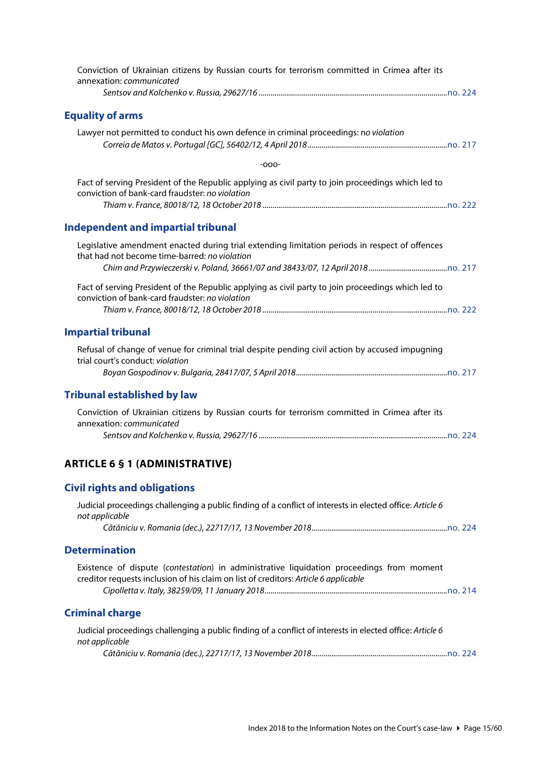Conviction of Ukrainian citizens by Russian courts for terrorism committed in Crimea after its annexation: *communicated*

*Sentsov and Kolchenko v. Russia, 29627/16* ........................................ no. 224

### Equality of arms

Lawyer not permitted to conduct his own defence in criminal proceedings: n*o violation*

*Correia de Matos v. Portugal [GC], 56402/12, 4 April 2018* ........................................ no. 217

-ooo-

Fact of serving President of the Republic applying as civil party to join proceedings which led to conviction of bank-card fraudster: *no violation*

*Thiam v. France, 80018/12, 18 October 2018* ........................................ no. 222

### Independent and impartial tribunal

Legislative amendment enacted during trial extending limitation periods in respect of offences that had not become time-barred: *no violation*

*Chim and Przywieczerski v. Poland, 36661/07 and 38433/07, 12 April 2018* ........................................ no. 217

Fact of serving President of the Republic applying as civil party to join proceedings which led to conviction of bank-card fraudster: *no violation*

*Thiam v. France, 80018/12, 18 October 2018* ........................................ no. 222

### Impartial tribunal

Refusal of change of venue for criminal trial despite pending civil action by accused impugning trial court's conduct: *violation*

*Boyan Gospodinov v. Bulgaria, 28417/07, 5 April 2018* ........................................ no. 217

### Tribunal established by law

Conviction of Ukrainian citizens by Russian courts for terrorism committed in Crimea after its annexation: *communicated*

*Sentsov and Kolchenko v. Russia, 29627/16* ........................................ no. 224

## ARTICLE 6 § 1 (ADMINISTRATIVE)

### Civil rights and obligations

Judicial proceedings challenging a public finding of a conflict of interests in elected office: *Article 6 not applicable*

*Cătăniciu v. Romania (dec.), 22717/17, 13 November 2018* ........................................ no. 224

### Determination

Existence of dispute (*contestation*) in administrative liquidation proceedings from moment creditor requests inclusion of his claim on list of creditors: *Article 6 applicable*

*Cipolletta v. Italy, 38259/09, 11 January 2018* ........................................ no. 214

### Criminal charge

Judicial proceedings challenging a public finding of a conflict of interests in elected office: *Article 6 not applicable*

*Cătăniciu v. Romania (dec.), 22717/17, 13 November 2018* ........................................ no. 224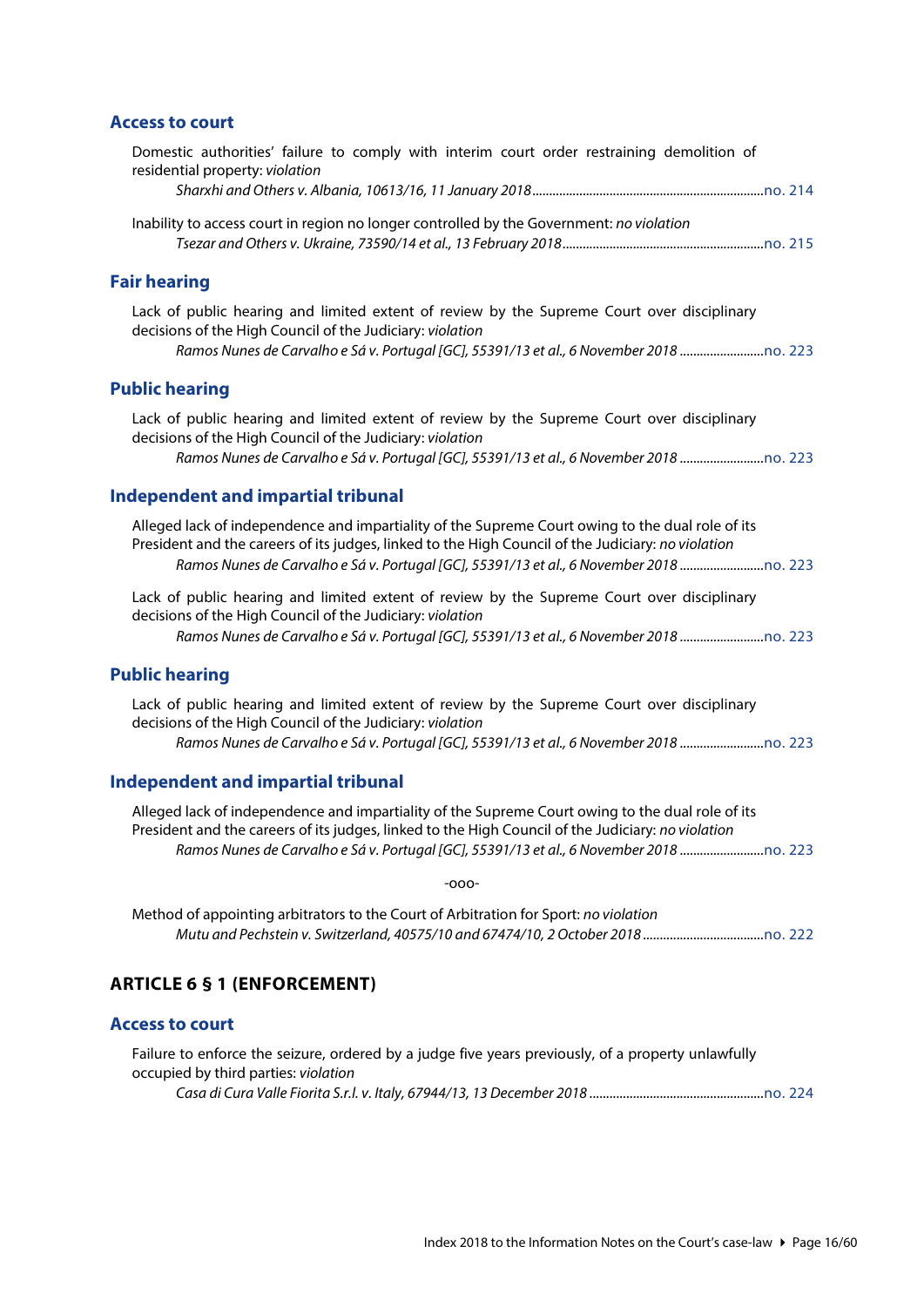### Access to court

Domestic authorities' failure to comply with interim court order restraining demolition of residential property: *violation*

*Sharxhi and Others v. Albania, 10613/16, 11 January 2018* .......... no. 214

Inability to access court in region no longer controlled by the Government: *no violation*

*Tsezar and Others v. Ukraine, 73590/14 et al., 13 February 2018* .......... no. 215

### Fair hearing

Lack of public hearing and limited extent of review by the Supreme Court over disciplinary decisions of the High Council of the Judiciary: *violation*

*Ramos Nunes de Carvalho e Sá v. Portugal [GC], 55391/13 et al., 6 November 2018* .......... no. 223

### Public hearing

Lack of public hearing and limited extent of review by the Supreme Court over disciplinary decisions of the High Council of the Judiciary: *violation*

*Ramos Nunes de Carvalho e Sá v. Portugal [GC], 55391/13 et al., 6 November 2018* .......... no. 223

### Independent and impartial tribunal

Alleged lack of independence and impartiality of the Supreme Court owing to the dual role of its President and the careers of its judges, linked to the High Council of the Judiciary: *no violation*

*Ramos Nunes de Carvalho e Sá v. Portugal [GC], 55391/13 et al., 6 November 2018* .......... no. 223

Lack of public hearing and limited extent of review by the Supreme Court over disciplinary decisions of the High Council of the Judiciary: *violation*

*Ramos Nunes de Carvalho e Sá v. Portugal [GC], 55391/13 et al., 6 November 2018* .......... no. 223

### Public hearing

Lack of public hearing and limited extent of review by the Supreme Court over disciplinary decisions of the High Council of the Judiciary: *violation*

*Ramos Nunes de Carvalho e Sá v. Portugal [GC], 55391/13 et al., 6 November 2018* .......... no. 223

### Independent and impartial tribunal

Alleged lack of independence and impartiality of the Supreme Court owing to the dual role of its President and the careers of its judges, linked to the High Council of the Judiciary: *no violation*

*Ramos Nunes de Carvalho e Sá v. Portugal [GC], 55391/13 et al., 6 November 2018* .......... no. 223

-ooo-

Method of appointing arbitrators to the Court of Arbitration for Sport: *no violation*

*Mutu and Pechstein v. Switzerland, 40575/10 and 67474/10, 2 October 2018* .......... no. 222

## ARTICLE 6 § 1 (ENFORCEMENT)

### Access to court

Failure to enforce the seizure, ordered by a judge five years previously, of a property unlawfully occupied by third parties: *violation*

*Casa di Cura Valle Fiorita S.r.l. v. Italy, 67944/13, 13 December 2018* .......... no. 224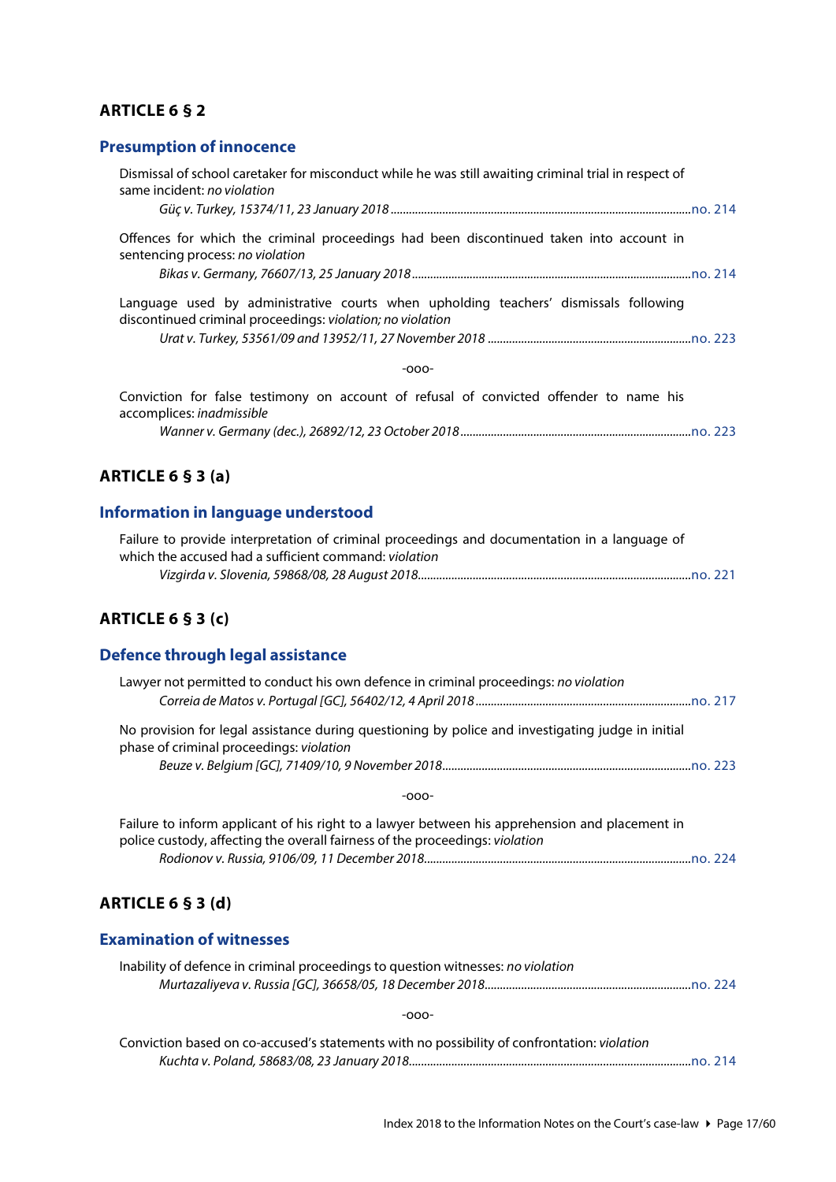## ARTICLE 6 § 2

### Presumption of innocence

Dismissal of school caretaker for misconduct while he was still awaiting criminal trial in respect of same incident: *no violation*

*Güç v. Turkey, 15374/11, 23 January 2018* ..... no. 214

Offences for which the criminal proceedings had been discontinued taken into account in sentencing process: *no violation*

*Bikas v. Germany, 76607/13, 25 January 2018* ..... no. 214

Language used by administrative courts when upholding teachers' dismissals following discontinued criminal proceedings: *violation; no violation*

*Urat v. Turkey, 53561/09 and 13952/11, 27 November 2018* ..... no. 223

-ooo-

Conviction for false testimony on account of refusal of convicted offender to name his accomplices: *inadmissible*

*Wanner v. Germany (dec.), 26892/12, 23 October 2018* ..... no. 223

## ARTICLE 6 § 3 (a)

### Information in language understood

Failure to provide interpretation of criminal proceedings and documentation in a language of which the accused had a sufficient command: *violation*

*Vizgirda v. Slovenia, 59868/08, 28 August 2018* ..... no. 221

## ARTICLE 6 § 3 (c)

### Defence through legal assistance

Lawyer not permitted to conduct his own defence in criminal proceedings: *no violation*

*Correia de Matos v. Portugal [GC], 56402/12, 4 April 2018* ..... no. 217

No provision for legal assistance during questioning by police and investigating judge in initial phase of criminal proceedings: *violation*

*Beuze v. Belgium [GC], 71409/10, 9 November 2018* ..... no. 223

-ooo-

Failure to inform applicant of his right to a lawyer between his apprehension and placement in police custody, affecting the overall fairness of the proceedings: *violation*

*Rodionov v. Russia, 9106/09, 11 December 2018* ..... no. 224

## ARTICLE 6 § 3 (d)

### Examination of witnesses

Inability of defence in criminal proceedings to question witnesses: *no violation*

*Murtazaliyeva v. Russia [GC], 36658/05, 18 December 2018* ..... no. 224

-ooo-

Conviction based on co-accused's statements with no possibility of confrontation: *violation*

*Kuchta v. Poland, 58683/08, 23 January 2018* ..... no. 214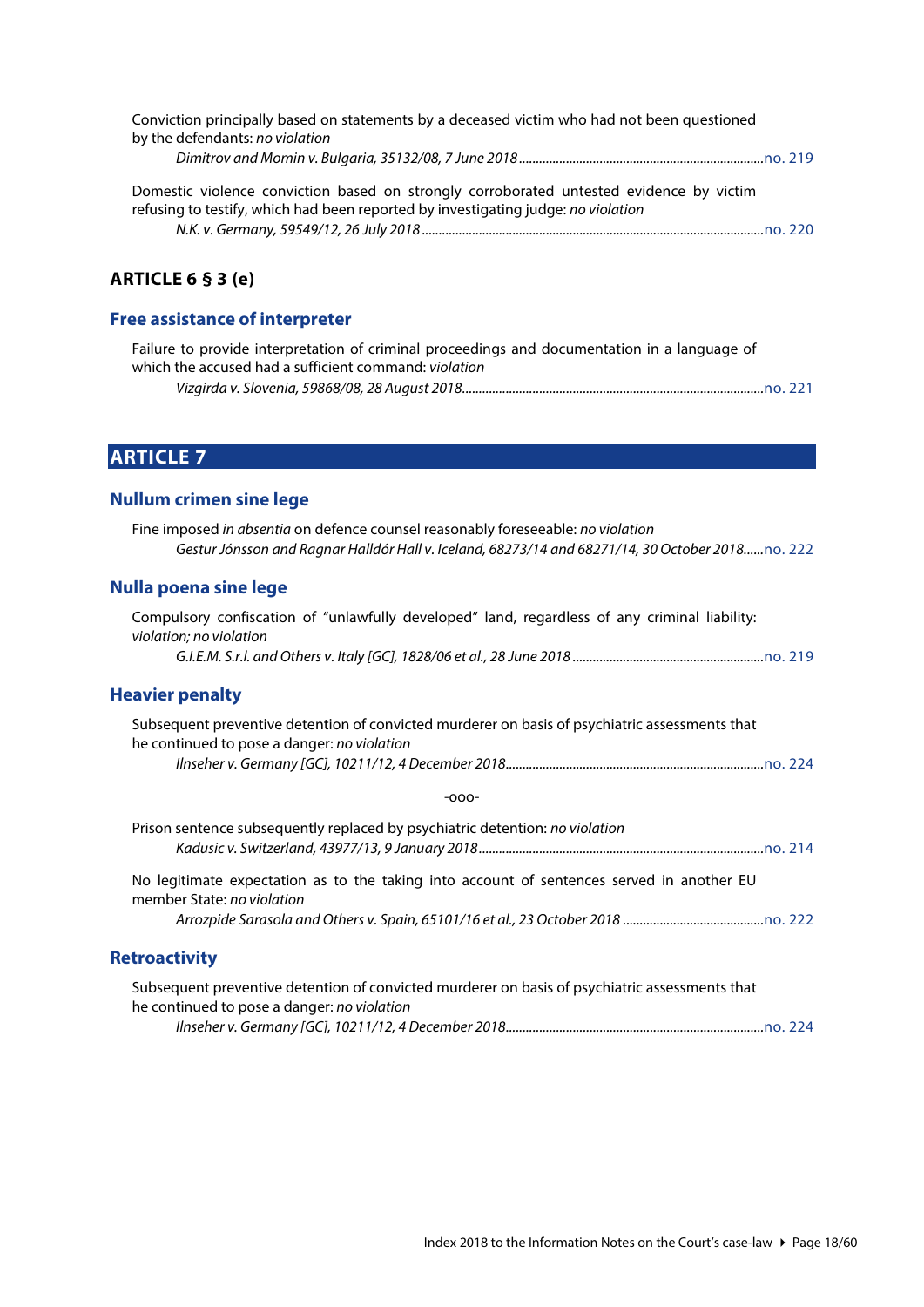Conviction principally based on statements by a deceased victim who had not been questioned by the defendants: *no violation*

*Dimitrov and Momin v. Bulgaria, 35132/08, 7 June 2018*......................................................................no. 219

Domestic violence conviction based on strongly corroborated untested evidence by victim refusing to testify, which had been reported by investigating judge: *no violation*

*N.K. v. Germany, 59549/12, 26 July 2018*......................................................................no. 220

### ARTICLE 6 § 3 (e)

### Free assistance of interpreter

Failure to provide interpretation of criminal proceedings and documentation in a language of which the accused had a sufficient command: *violation*

*Vizgirda v. Slovenia, 59868/08, 28 August 2018*......................................................................no. 221

## ARTICLE 7

### Nullum crimen sine lege

Fine imposed *in absentia* on defence counsel reasonably foreseeable: *no violation*

*Gestur Jónsson and Ragnar Halldór Hall v. Iceland, 68273/14 and 68271/14, 30 October 2018*......no. 222

### Nulla poena sine lege

Compulsory confiscation of "unlawfully developed" land, regardless of any criminal liability: *violation; no violation*

*G.I.E.M. S.r.l. and Others v. Italy [GC], 1828/06 et al., 28 June 2018*......................................................................no. 219

### Heavier penalty

Subsequent preventive detention of convicted murderer on basis of psychiatric assessments that he continued to pose a danger: *no violation*

*Ilnseher v. Germany [GC], 10211/12, 4 December 2018*......................................................................no. 224

-ooo-

Prison sentence subsequently replaced by psychiatric detention: *no violation*

*Kadusic v. Switzerland, 43977/13, 9 January 2018*......................................................................no. 214

No legitimate expectation as to the taking into account of sentences served in another EU member State: *no violation*

*Arrozpide Sarasola and Others v. Spain, 65101/16 et al., 23 October 2018*......................................................................no. 222

### Retroactivity

Subsequent preventive detention of convicted murderer on basis of psychiatric assessments that he continued to pose a danger: *no violation*

*Ilnseher v. Germany [GC], 10211/12, 4 December 2018*......................................................................no. 224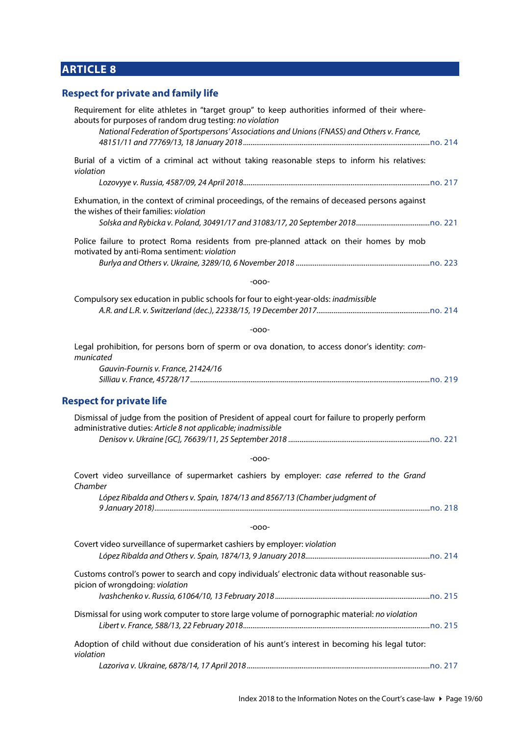# ARTICLE 8

## Respect for private and family life

Requirement for elite athletes in "target group" to keep authorities informed of their whereabouts for purposes of random drug testing: *no violation*

*National Federation of Sportspersons' Associations and Unions (FNASS) and Others v. France, 48151/11 and 77769/13, 18 January 2018*..........no. 214

Burial of a victim of a criminal act without taking reasonable steps to inform his relatives: *violation*

*Lozovyye v. Russia, 4587/09, 24 April 2018*..........no. 217

Exhumation, in the context of criminal proceedings, of the remains of deceased persons against the wishes of their families: *violation*

*Solska and Rybicka v. Poland, 30491/17 and 31083/17, 20 September 2018*..........no. 221

Police failure to protect Roma residents from pre-planned attack on their homes by mob motivated by anti-Roma sentiment: *violation*

*Burlya and Others v. Ukraine, 3289/10, 6 November 2018*..........no. 223

-ooo-

Compulsory sex education in public schools for four to eight-year-olds: *inadmissible*

*A.R. and L.R. v. Switzerland (dec.), 22338/15, 19 December 2017*..........no. 214

-ooo-

Legal prohibition, for persons born of sperm or ova donation, to access donor's identity: *communicated*

*Gauvin-Fournis v. France, 21424/16*
*Silliau v. France, 45728/17*..........no. 219

## Respect for private life

Dismissal of judge from the position of President of appeal court for failure to properly perform administrative duties: *Article 8 not applicable; inadmissible*

*Denisov v. Ukraine [GC], 76639/11, 25 September 2018*..........no. 221

-ooo-

Covert video surveillance of supermarket cashiers by employer: *case referred to the Grand Chamber*

*López Ribalda and Others v. Spain, 1874/13 and 8567/13 (Chamber judgment of 9 January 2018)*..........no. 218

-ooo-

Covert video surveillance of supermarket cashiers by employer: *violation*

*López Ribalda and Others v. Spain, 1874/13, 9 January 2018*..........no. 214

Customs control's power to search and copy individuals' electronic data without reasonable suspicion of wrongdoing: *violation*

*Ivashchenko v. Russia, 61064/10, 13 February 2018*..........no. 215

Dismissal for using work computer to store large volume of pornographic material: *no violation*

*Libert v. France, 588/13, 22 February 2018*..........no. 215

Adoption of child without due consideration of his aunt's interest in becoming his legal tutor: *violation*

*Lazoriva v. Ukraine, 6878/14, 17 April 2018*..........no. 217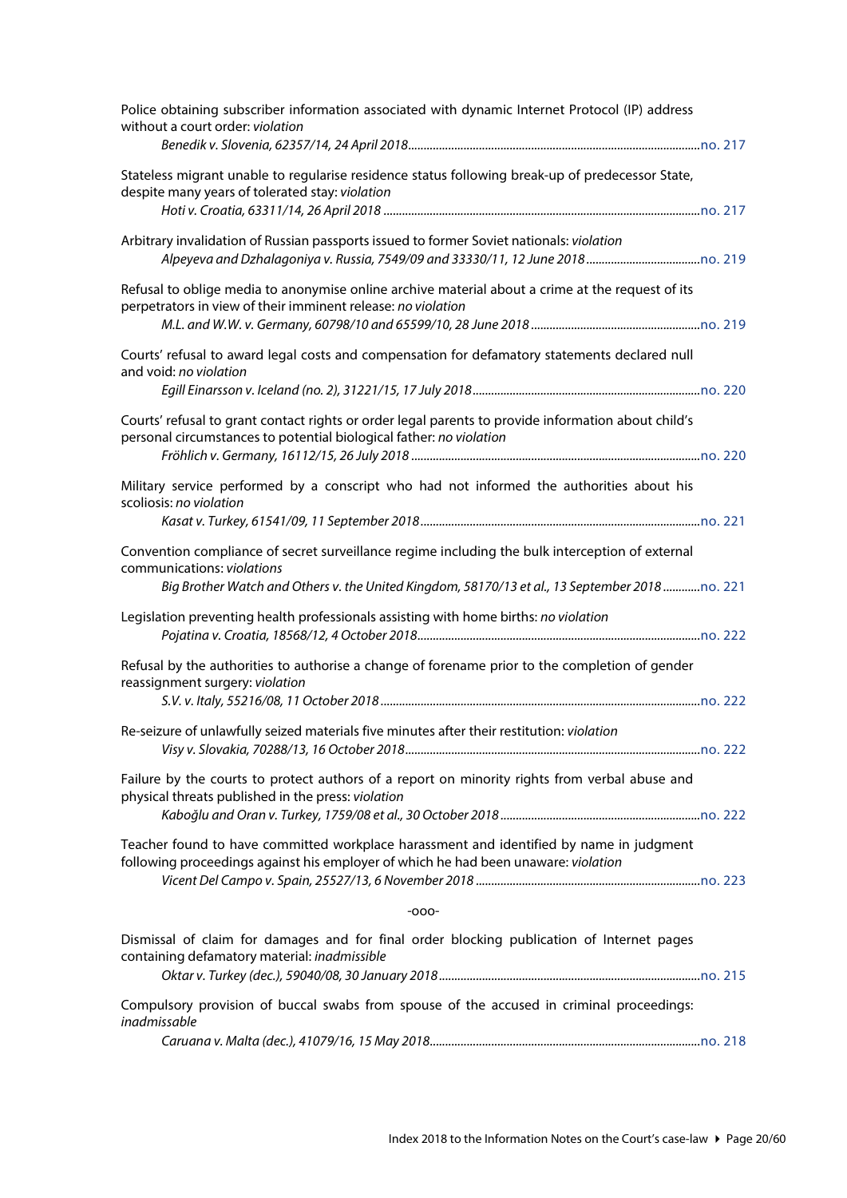Police obtaining subscriber information associated with dynamic Internet Protocol (IP) address without a court order: *violation*

*Benedik v. Slovenia, 62357/14, 24 April 2018*..........no. 217

Stateless migrant unable to regularise residence status following break-up of predecessor State, despite many years of tolerated stay: *violation*

*Hoti v. Croatia, 63311/14, 26 April 2018*..........no. 217

Arbitrary invalidation of Russian passports issued to former Soviet nationals: *violation*

*Alpeyeva and Dzhalagoniya v. Russia, 7549/09 and 33330/11, 12 June 2018*..........no. 219

Refusal to oblige media to anonymise online archive material about a crime at the request of its perpetrators in view of their imminent release: *no violation*

*M.L. and W.W. v. Germany, 60798/10 and 65599/10, 28 June 2018*..........no. 219

Courts' refusal to award legal costs and compensation for defamatory statements declared null and void: *no violation*

*Egill Einarsson v. Iceland (no. 2), 31221/15, 17 July 2018*..........no. 220

Courts' refusal to grant contact rights or order legal parents to provide information about child's personal circumstances to potential biological father: *no violation*

*Fröhlich v. Germany, 16112/15, 26 July 2018*..........no. 220

Military service performed by a conscript who had not informed the authorities about his scoliosis: *no violation*

*Kasat v. Turkey, 61541/09, 11 September 2018*..........no. 221

Convention compliance of secret surveillance regime including the bulk interception of external communications: *violations*

*Big Brother Watch and Others v. the United Kingdom, 58170/13 et al., 13 September 2018*..........no. 221

Legislation preventing health professionals assisting with home births: *no violation*

*Pojatina v. Croatia, 18568/12, 4 October 2018*..........no. 222

Refusal by the authorities to authorise a change of forename prior to the completion of gender reassignment surgery: *violation*

*S.V. v. Italy, 55216/08, 11 October 2018*..........no. 222

Re-seizure of unlawfully seized materials five minutes after their restitution: *violation*

*Visy v. Slovakia, 70288/13, 16 October 2018*..........no. 222

Failure by the courts to protect authors of a report on minority rights from verbal abuse and physical threats published in the press: *violation*

*Kaboğlu and Oran v. Turkey, 1759/08 et al., 30 October 2018*..........no. 222

Teacher found to have committed workplace harassment and identified by name in judgment following proceedings against his employer of which he had been unaware: *violation*

*Vicent Del Campo v. Spain, 25527/13, 6 November 2018*..........no. 223

-ooo-

Dismissal of claim for damages and for final order blocking publication of Internet pages containing defamatory material: *inadmissible*

*Oktar v. Turkey (dec.), 59040/08, 30 January 2018*..........no. 215

Compulsory provision of buccal swabs from spouse of the accused in criminal proceedings: *inadmissable*

*Caruana v. Malta (dec.), 41079/16, 15 May 2018*..........no. 218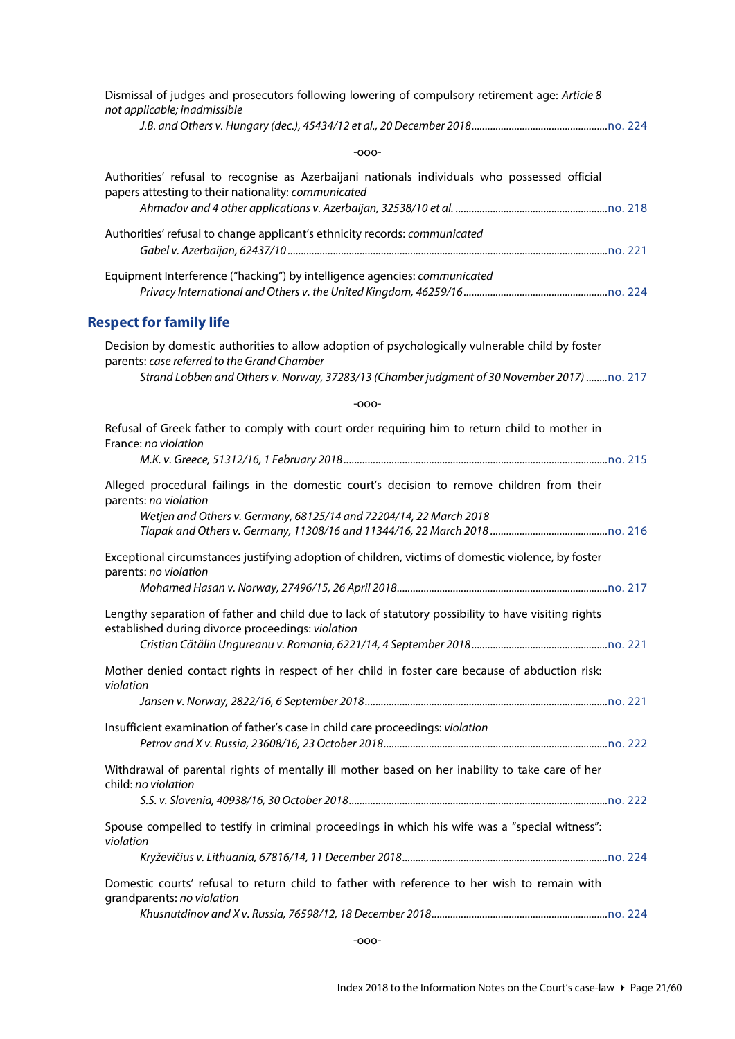Dismissal of judges and prosecutors following lowering of compulsory retirement age: *Article 8 not applicable; inadmissible*

*J.B. and Others v. Hungary (dec.), 45434/12 et al., 20 December 2018*..................................................no. 224

-ooo-

Authorities' refusal to recognise as Azerbaijani nationals individuals who possessed official papers attesting to their nationality: *communicated*

*Ahmadov and 4 other applications v. Azerbaijan, 32538/10 et al.* ........................................................no. 218

Authorities' refusal to change applicant's ethnicity records: *communicated*

*Gabel v. Azerbaijan, 62437/10*......................................................................................................................no. 221

Equipment Interference ("hacking") by intelligence agencies: *communicated*

*Privacy International and Others v. the United Kingdom, 46259/16*......................................................no. 224

## Respect for family life

Decision by domestic authorities to allow adoption of psychologically vulnerable child by foster parents: *case referred to the Grand Chamber*

*Strand Lobben and Others v. Norway, 37283/13 (Chamber judgment of 30 November 2017)* ........no. 217

-ooo-

Refusal of Greek father to comply with court order requiring him to return child to mother in France: *no violation*

*M.K. v. Greece, 51312/16, 1 February 2018*.................................................................................................no. 215

Alleged procedural failings in the domestic court's decision to remove children from their parents: *no violation*

*Wetjen and Others v. Germany, 68125/14 and 72204/14, 22 March 2018*
*Tlapak and Others v. Germany, 11308/16 and 11344/16, 22 March 2018* ............................................no. 216

Exceptional circumstances justifying adoption of children, victims of domestic violence, by foster parents: *no violation*

*Mohamed Hasan v. Norway, 27496/15, 26 April 2018*..............................................................................no. 217

Lengthy separation of father and child due to lack of statutory possibility to have visiting rights established during divorce proceedings: *violation*

*Cristian Cătălin Ungureanu v. Romania, 6221/14, 4 September 2018*...................................................no. 221

Mother denied contact rights in respect of her child in foster care because of abduction risk: *violation*

*Jansen v. Norway, 2822/16, 6 September 2018*..........................................................................................no. 221

Insufficient examination of father's case in child care proceedings: *violation*

*Petrov and X v. Russia, 23608/16, 23 October 2018*...................................................................................no. 222

Withdrawal of parental rights of mentally ill mother based on her inability to take care of her child: *no violation*

*S.S. v. Slovenia, 40938/16, 30 October 2018*................................................................................................no. 222

Spouse compelled to testify in criminal proceedings in which his wife was a "special witness": *violation*

*Kryževičius v. Lithuania, 67816/14, 11 December 2018*............................................................................no. 224

Domestic courts' refusal to return child to father with reference to her wish to remain with grandparents: *no violation*

*Khusnutdinov and X v. Russia, 76598/12, 18 December 2018*.................................................................no. 224

-ooo-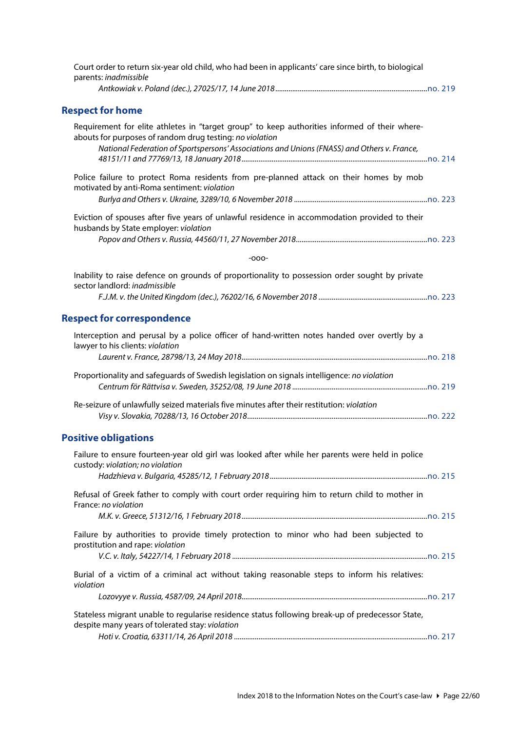Court order to return six-year old child, who had been in applicants' care since birth, to biological parents: *inadmissible*

*Antkowiak v. Poland (dec.), 27025/17, 14 June 2018*..........no. 219

## Respect for home

Requirement for elite athletes in "target group" to keep authorities informed of their whereabouts for purposes of random drug testing: *no violation*

*National Federation of Sportspersons' Associations and Unions (FNASS) and Others v. France, 48151/11 and 77769/13, 18 January 2018*..........no. 214

Police failure to protect Roma residents from pre-planned attack on their homes by mob motivated by anti-Roma sentiment: *violation*

*Burlya and Others v. Ukraine, 3289/10, 6 November 2018*..........no. 223

Eviction of spouses after five years of unlawful residence in accommodation provided to their husbands by State employer: *violation*

*Popov and Others v. Russia, 44560/11, 27 November 2018*..........no. 223

-ooo-

Inability to raise defence on grounds of proportionality to possession order sought by private sector landlord: *inadmissible*

*F.J.M. v. the United Kingdom (dec.), 76202/16, 6 November 2018*..........no. 223

## Respect for correspondence

Interception and perusal by a police officer of hand-written notes handed over overtly by a lawyer to his clients: *violation*

*Laurent v. France, 28798/13, 24 May 2018*..........no. 218

Proportionality and safeguards of Swedish legislation on signals intelligence: *no violation*

*Centrum för Rättvisa v. Sweden, 35252/08, 19 June 2018*..........no. 219

Re-seizure of unlawfully seized materials five minutes after their restitution: *violation*

*Visy v. Slovakia, 70288/13, 16 October 2018*..........no. 222

## Positive obligations

Failure to ensure fourteen-year old girl was looked after while her parents were held in police custody: *violation; no violation*

*Hadzhieva v. Bulgaria, 45285/12, 1 February 2018*..........no. 215

Refusal of Greek father to comply with court order requiring him to return child to mother in France: *no violation*

*M.K. v. Greece, 51312/16, 1 February 2018*..........no. 215

Failure by authorities to provide timely protection to minor who had been subjected to prostitution and rape: *violation*

*V.C. v. Italy, 54227/14, 1 February 2018*..........no. 215

Burial of a victim of a criminal act without taking reasonable steps to inform his relatives: *violation*

*Lozovyye v. Russia, 4587/09, 24 April 2018*..........no. 217

Stateless migrant unable to regularise residence status following break-up of predecessor State, despite many years of tolerated stay: *violation*

*Hoti v. Croatia, 63311/14, 26 April 2018*..........no. 217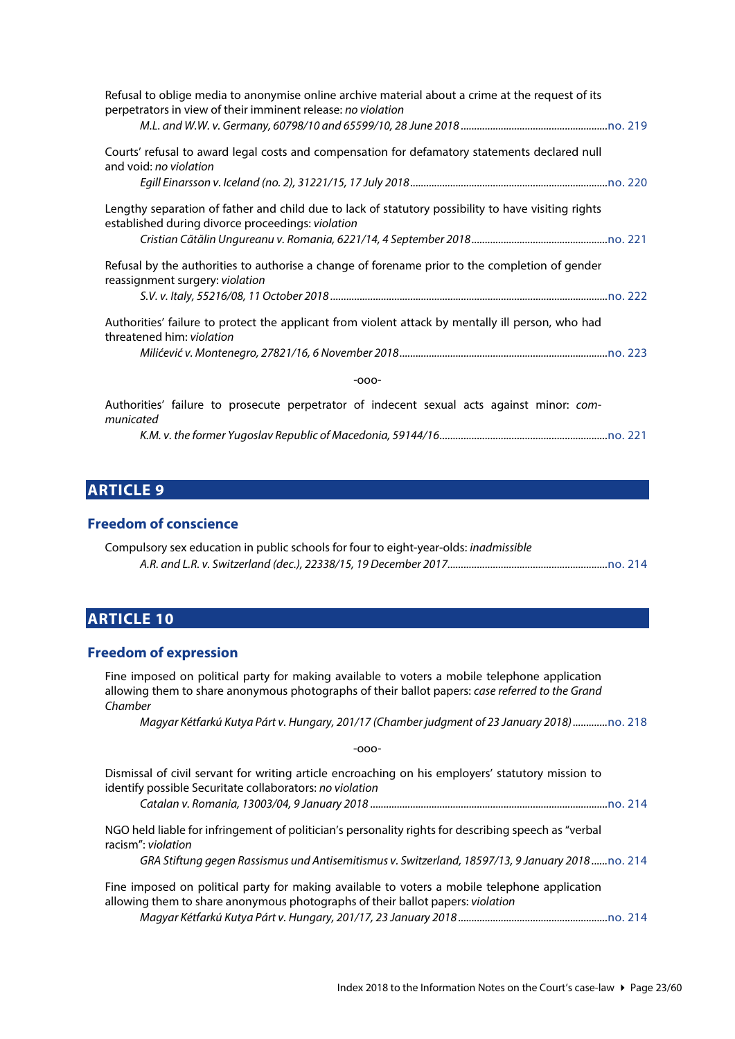Refusal to oblige media to anonymise online archive material about a crime at the request of its perpetrators in view of their imminent release: *no violation*

*M.L. and W.W. v. Germany, 60798/10 and 65599/10, 28 June 2018* ........................................................ no. 219

Courts' refusal to award legal costs and compensation for defamatory statements declared null and void: *no violation*

*Egill Einarsson v. Iceland (no. 2), 31221/15, 17 July 2018* ........................................................ no. 220

Lengthy separation of father and child due to lack of statutory possibility to have visiting rights established during divorce proceedings: *violation*

*Cristian Cătălin Ungureanu v. Romania, 6221/14, 4 September 2018* ........................................................ no. 221

Refusal by the authorities to authorise a change of forename prior to the completion of gender reassignment surgery: *violation*

*S.V. v. Italy, 55216/08, 11 October 2018* ........................................................ no. 222

Authorities' failure to protect the applicant from violent attack by mentally ill person, who had threatened him: *violation*

*Milićević v. Montenegro, 27821/16, 6 November 2018* ........................................................ no. 223

-ooo-

Authorities' failure to prosecute perpetrator of indecent sexual acts against minor: *communicated*

*K.M. v. the former Yugoslav Republic of Macedonia, 59144/16* ........................................................ no. 221

## ARTICLE 9

### Freedom of conscience

Compulsory sex education in public schools for four to eight-year-olds: *inadmissible*

*A.R. and L.R. v. Switzerland (dec.), 22338/15, 19 December 2017* ........................................................ no. 214

## ARTICLE 10

### Freedom of expression

Fine imposed on political party for making available to voters a mobile telephone application allowing them to share anonymous photographs of their ballot papers: *case referred to the Grand Chamber*

*Magyar Kétfarkú Kutya Párt v. Hungary, 201/17 (Chamber judgment of 23 January 2018)* ............. no. 218

-ooo-

Dismissal of civil servant for writing article encroaching on his employers' statutory mission to identify possible Securitate collaborators: *no violation*

*Catalan v. Romania, 13003/04, 9 January 2018* ........................................................ no. 214

NGO held liable for infringement of politician's personality rights for describing speech as "verbal racism": *violation*

*GRA Stiftung gegen Rassismus und Antisemitismus v. Switzerland, 18597/13, 9 January 2018* ...... no. 214

Fine imposed on political party for making available to voters a mobile telephone application allowing them to share anonymous photographs of their ballot papers: *violation*

*Magyar Kétfarkú Kutya Párt v. Hungary, 201/17, 23 January 2018* ........................................................ no. 214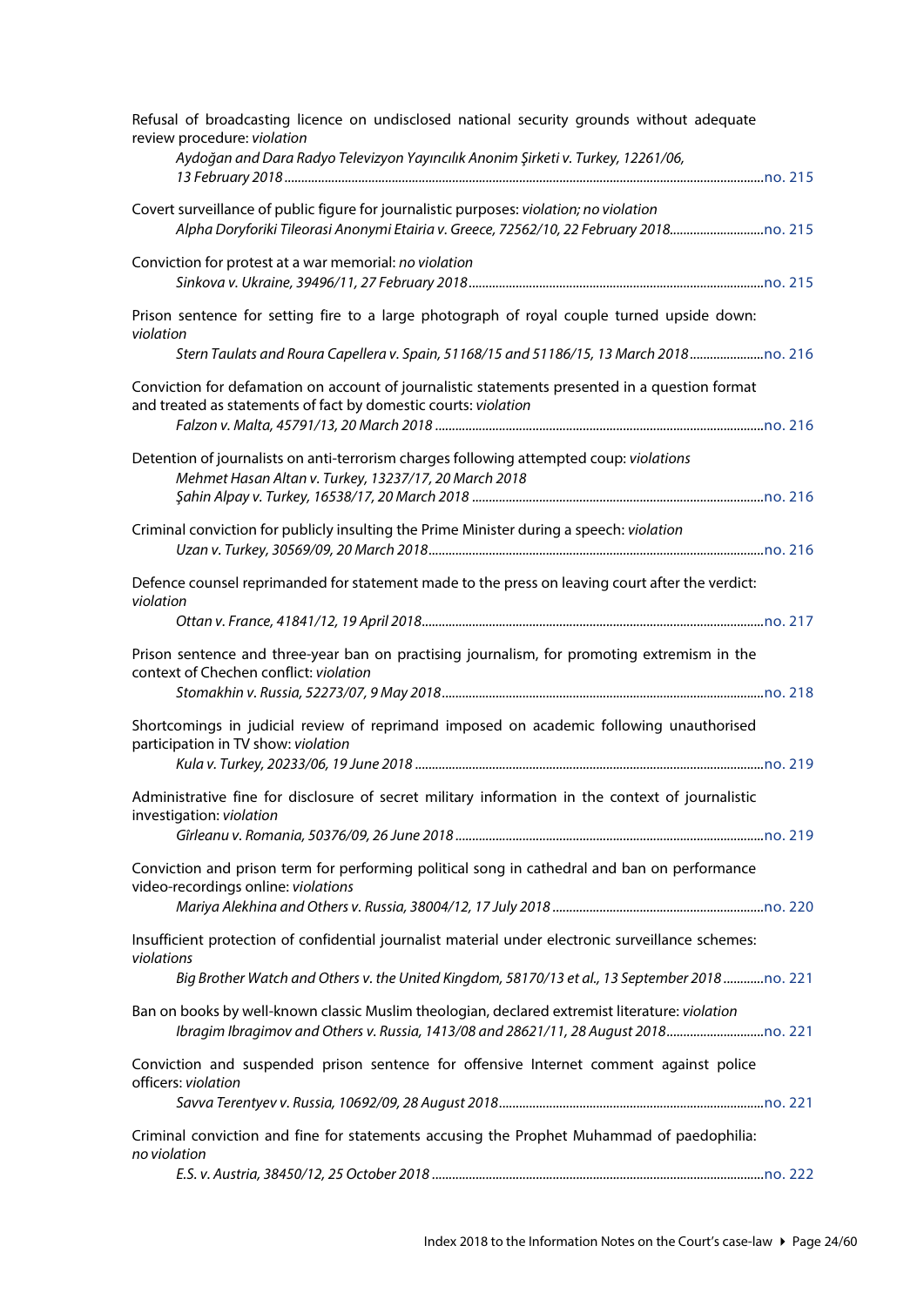Refusal of broadcasting licence on undisclosed national security grounds without adequate review procedure: *violation*

*Aydoğan and Dara Radyo Televizyon Yayıncılık Anonim Şirketi v. Turkey, 12261/06, 13 February 2018*..........no. 215

Covert surveillance of public figure for journalistic purposes: *violation; no violation*

*Alpha Doryforiki Tileorasi Anonymi Etairia v. Greece, 72562/10, 22 February 2018*..........no. 215

Conviction for protest at a war memorial: *no violation*

*Sinkova v. Ukraine, 39496/11, 27 February 2018*..........no. 215

Prison sentence for setting fire to a large photograph of royal couple turned upside down: *violation*

*Stern Taulats and Roura Capellera v. Spain, 51168/15 and 51186/15, 13 March 2018*..........no. 216

Conviction for defamation on account of journalistic statements presented in a question format and treated as statements of fact by domestic courts: *violation*

*Falzon v. Malta, 45791/13, 20 March 2018*..........no. 216

Detention of journalists on anti-terrorism charges following attempted coup: *violations*

*Mehmet Hasan Altan v. Turkey, 13237/17, 20 March 2018*

*Şahin Alpay v. Turkey, 16538/17, 20 March 2018*..........no. 216

Criminal conviction for publicly insulting the Prime Minister during a speech: *violation*

*Uzan v. Turkey, 30569/09, 20 March 2018*..........no. 216

Defence counsel reprimanded for statement made to the press on leaving court after the verdict: *violation*

*Ottan v. France, 41841/12, 19 April 2018*..........no. 217

Prison sentence and three-year ban on practising journalism, for promoting extremism in the context of Chechen conflict: *violation*

*Stomakhin v. Russia, 52273/07, 9 May 2018*..........no. 218

Shortcomings in judicial review of reprimand imposed on academic following unauthorised participation in TV show: *violation*

*Kula v. Turkey, 20233/06, 19 June 2018*..........no. 219

Administrative fine for disclosure of secret military information in the context of journalistic investigation: *violation*

*Gîrleanu v. Romania, 50376/09, 26 June 2018*..........no. 219

Conviction and prison term for performing political song in cathedral and ban on performance video-recordings online: *violations*

*Mariya Alekhina and Others v. Russia, 38004/12, 17 July 2018*..........no. 220

Insufficient protection of confidential journalist material under electronic surveillance schemes: *violations*

*Big Brother Watch and Others v. the United Kingdom, 58170/13 et al., 13 September 2018*..........no. 221

Ban on books by well-known classic Muslim theologian, declared extremist literature: *violation*

*Ibragim Ibragimov and Others v. Russia, 1413/08 and 28621/11, 28 August 2018*..........no. 221

Conviction and suspended prison sentence for offensive Internet comment against police officers: *violation*

*Savva Terentyev v. Russia, 10692/09, 28 August 2018*..........no. 221

Criminal conviction and fine for statements accusing the Prophet Muhammad of paedophilia: *no violation*

*E.S. v. Austria, 38450/12, 25 October 2018*..........no. 222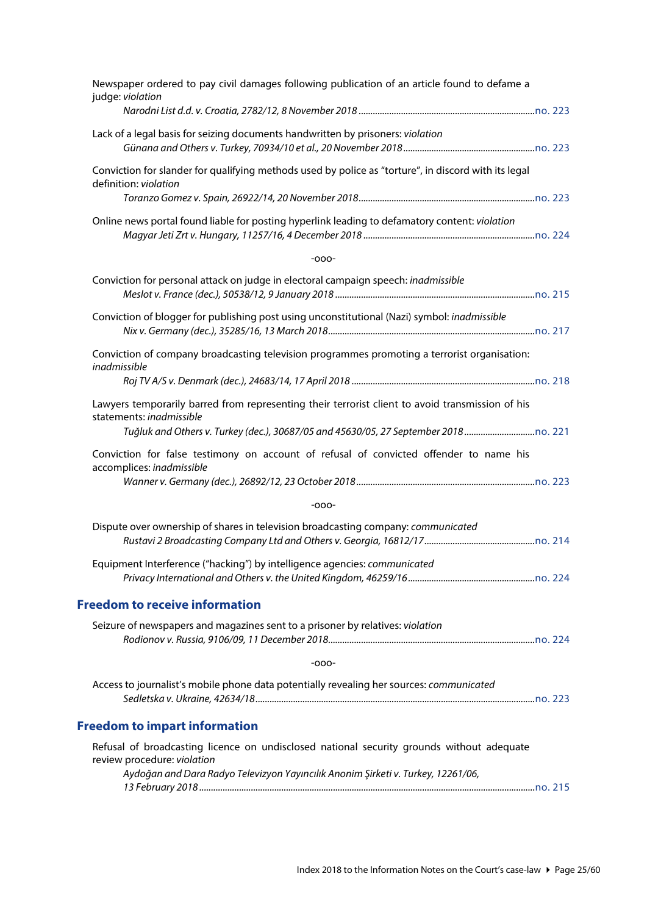Newspaper ordered to pay civil damages following publication of an article found to defame a judge: *violation*

*Narodni List d.d. v. Croatia, 2782/12, 8 November 2018*..........................................................................no. 223

Lack of a legal basis for seizing documents handwritten by prisoners: *violation*

*Günana and Others v. Turkey, 70934/10 et al., 20 November 2018*.......................................................no. 223

Conviction for slander for qualifying methods used by police as "torture", in discord with its legal definition: *violation*

*Toranzo Gomez v. Spain, 26922/14, 20 November 2018*..........................................................................no. 223

Online news portal found liable for posting hyperlink leading to defamatory content: *violation*

*Magyar Jeti Zrt v. Hungary, 11257/16, 4 December 2018*........................................................................no. 224

-ooo-

Conviction for personal attack on judge in electoral campaign speech: *inadmissible*

*Meslot v. France (dec.), 50538/12, 9 January 2018*....................................................................................no. 215

Conviction of blogger for publishing post using unconstitutional (Nazi) symbol: *inadmissible*

*Nix v. Germany (dec.), 35285/16, 13 March 2018*.......................................................................................no. 217

Conviction of company broadcasting television programmes promoting a terrorist organisation: *inadmissible*

*Roj TV A/S v. Denmark (dec.), 24683/14, 17 April 2018*.............................................................................no. 218

Lawyers temporarily barred from representing their terrorist client to avoid transmission of his statements: *inadmissible*

*Tuğluk and Others v. Turkey (dec.), 30687/05 and 45630/05, 27 September 2018*..............................no. 221

Conviction for false testimony on account of refusal of convicted offender to name his accomplices: *inadmissible*

*Wanner v. Germany (dec.), 26892/12, 23 October 2018*...........................................................................no. 223

-ooo-

Dispute over ownership of shares in television broadcasting company: *communicated*

*Rustavi 2 Broadcasting Company Ltd and Others v. Georgia, 16812/17*..............................................no. 214

Equipment Interference ("hacking") by intelligence agencies: *communicated*

*Privacy International and Others v. the United Kingdom, 46259/16*.....................................................no. 224

## Freedom to receive information

Seizure of newspapers and magazines sent to a prisoner by relatives: *violation*

*Rodionov v. Russia, 9106/09, 11 December 2018*.......................................................................................no. 224

-ooo-

Access to journalist's mobile phone data potentially revealing her sources: *communicated*

*Sedletska v. Ukraine, 42634/18*......................................................................................................................no. 223

## Freedom to impart information

Refusal of broadcasting licence on undisclosed national security grounds without adequate review procedure: *violation*

*Aydoğan and Dara Radyo Televizyon Yayıncılık Anonim Şirketi v. Turkey, 12261/06, 13 February 2018*...........................................................................................................................................no. 215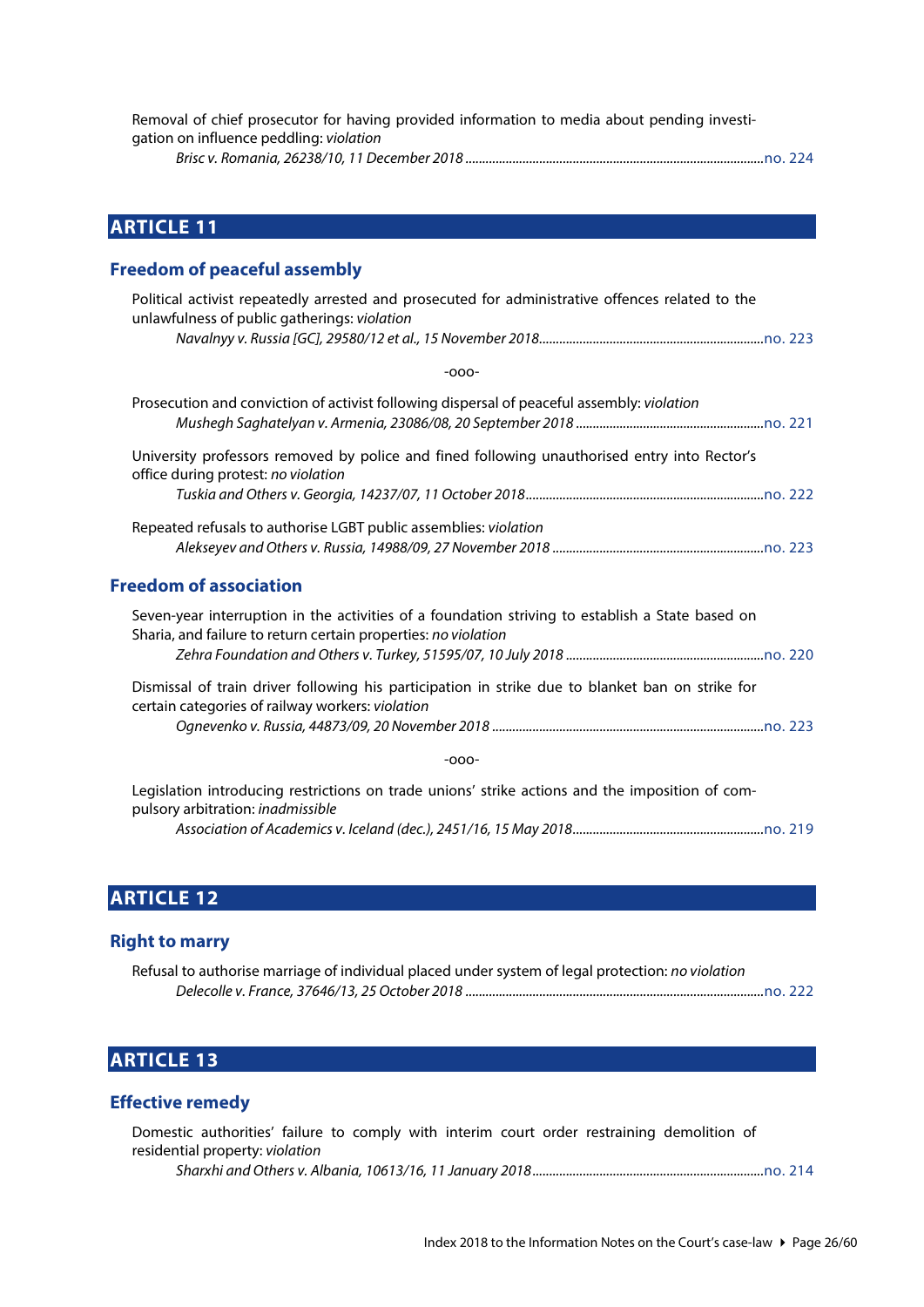Removal of chief prosecutor for having provided information to media about pending investigation on influence peddling: *violation*

*Brisc v. Romania, 26238/10, 11 December 2018* ........................................ no. 224

## ARTICLE 11

### Freedom of peaceful assembly

Political activist repeatedly arrested and prosecuted for administrative offences related to the unlawfulness of public gatherings: *violation*

*Navalnyy v. Russia [GC], 29580/12 et al., 15 November 2018* ........................................ no. 223

-ooo-

Prosecution and conviction of activist following dispersal of peaceful assembly: *violation*

*Mushegh Saghatelyan v. Armenia, 23086/08, 20 September 2018* ........................................ no. 221

University professors removed by police and fined following unauthorised entry into Rector's office during protest: *no violation*

*Tuskia and Others v. Georgia, 14237/07, 11 October 2018* ........................................ no. 222

Repeated refusals to authorise LGBT public assemblies: *violation*

*Alekseyev and Others v. Russia, 14988/09, 27 November 2018* ........................................ no. 223

### Freedom of association

Seven-year interruption in the activities of a foundation striving to establish a State based on Sharia, and failure to return certain properties: *no violation*

*Zehra Foundation and Others v. Turkey, 51595/07, 10 July 2018* ........................................ no. 220

Dismissal of train driver following his participation in strike due to blanket ban on strike for certain categories of railway workers: *violation*

*Ognevenko v. Russia, 44873/09, 20 November 2018* ........................................ no. 223

-ooo-

Legislation introducing restrictions on trade unions' strike actions and the imposition of compulsory arbitration: *inadmissible*

*Association of Academics v. Iceland (dec.), 2451/16, 15 May 2018* ........................................ no. 219

## ARTICLE 12

### Right to marry

Refusal to authorise marriage of individual placed under system of legal protection: *no violation*

*Delecolle v. France, 37646/13, 25 October 2018* ........................................ no. 222

## ARTICLE 13

### Effective remedy

Domestic authorities' failure to comply with interim court order restraining demolition of residential property: *violation*

*Sharxhi and Others v. Albania, 10613/16, 11 January 2018* ........................................ no. 214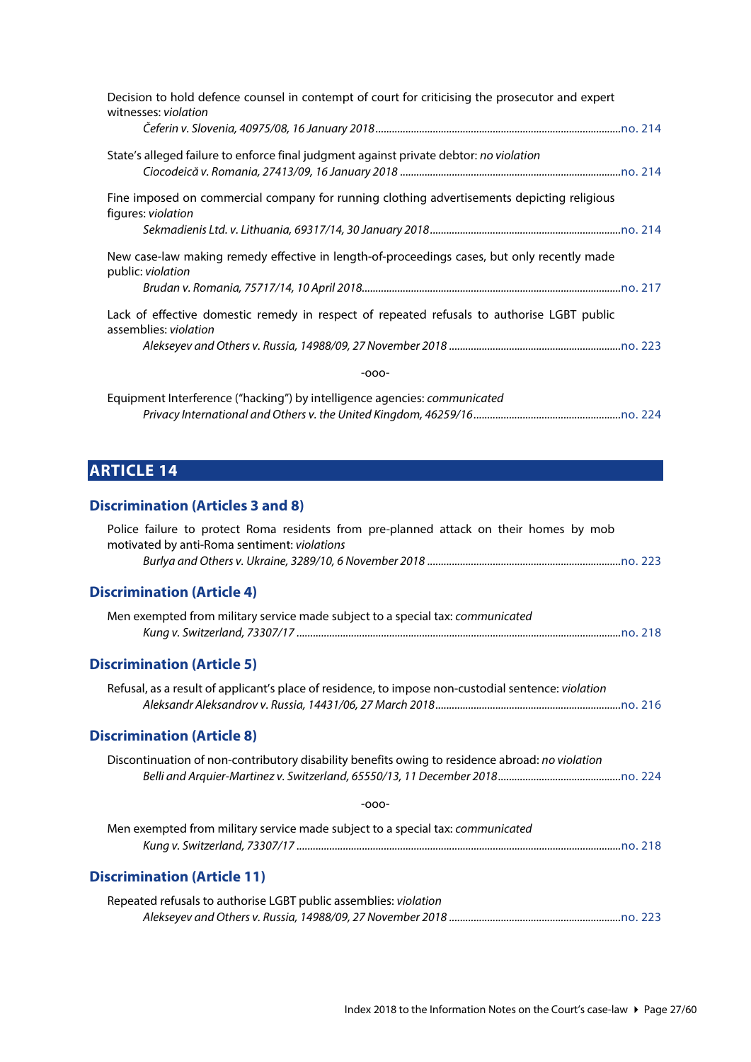Decision to hold defence counsel in contempt of court for criticising the prosecutor and expert witnesses: *violation*

*Čeferin v. Slovenia, 40975/08, 16 January 2018*..........no. 214

State's alleged failure to enforce final judgment against private debtor: *no violation*

*Ciocodeică v. Romania, 27413/09, 16 January 2018*..........no. 214

Fine imposed on commercial company for running clothing advertisements depicting religious figures: *violation*

*Sekmadienis Ltd. v. Lithuania, 69317/14, 30 January 2018*..........no. 214

New case-law making remedy effective in length-of-proceedings cases, but only recently made public: *violation*

*Brudan v. Romania, 75717/14, 10 April 2018*..........no. 217

Lack of effective domestic remedy in respect of repeated refusals to authorise LGBT public assemblies: *violation*

*Alekseyev and Others v. Russia, 14988/09, 27 November 2018*..........no. 223

-ooo-

Equipment Interference ("hacking") by intelligence agencies: *communicated*

*Privacy International and Others v. the United Kingdom, 46259/16*..........no. 224

# ARTICLE 14

## Discrimination (Articles 3 and 8)

Police failure to protect Roma residents from pre-planned attack on their homes by mob motivated by anti-Roma sentiment: *violations*

*Burlya and Others v. Ukraine, 3289/10, 6 November 2018*..........no. 223

## Discrimination (Article 4)

Men exempted from military service made subject to a special tax: *communicated*

*Kung v. Switzerland, 73307/17*..........no. 218

## Discrimination (Article 5)

Refusal, as a result of applicant's place of residence, to impose non-custodial sentence: *violation*

*Aleksandr Aleksandrov v. Russia, 14431/06, 27 March 2018*..........no. 216

## Discrimination (Article 8)

Discontinuation of non-contributory disability benefits owing to residence abroad: *no violation*

*Belli and Arquier-Martinez v. Switzerland, 65550/13, 11 December 2018*..........no. 224

-ooo-

Men exempted from military service made subject to a special tax: *communicated*

*Kung v. Switzerland, 73307/17*..........no. 218

## Discrimination (Article 11)

Repeated refusals to authorise LGBT public assemblies: *violation*

*Alekseyev and Others v. Russia, 14988/09, 27 November 2018*..........no. 223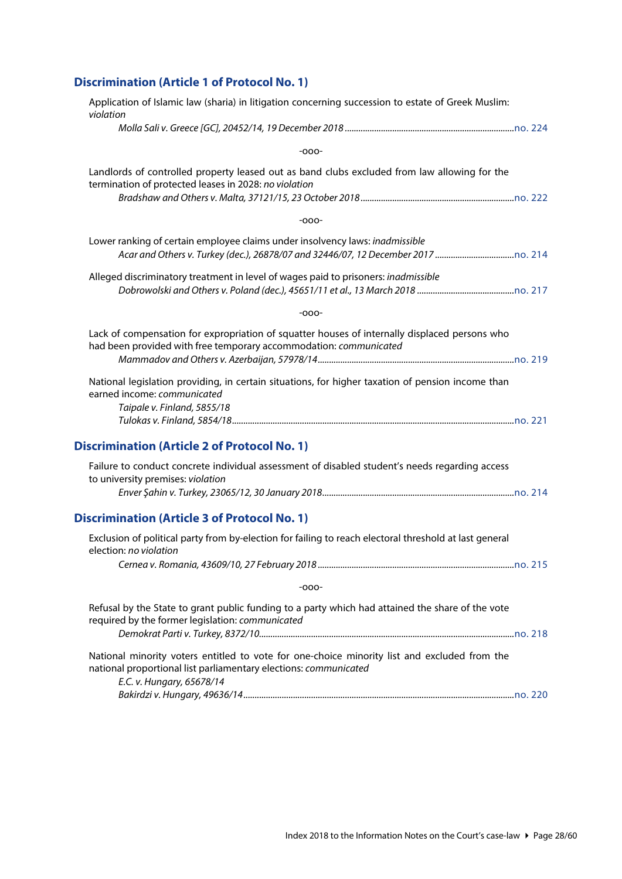## Discrimination (Article 1 of Protocol No. 1)

Application of Islamic law (sharia) in litigation concerning succession to estate of Greek Muslim: *violation*

*Molla Sali v. Greece [GC], 20452/14, 19 December 2018* ........ no. 224

-ooo-

Landlords of controlled property leased out as band clubs excluded from law allowing for the termination of protected leases in 2028: *no violation*

*Bradshaw and Others v. Malta, 37121/15, 23 October 2018* ........ no. 222

-ooo-

Lower ranking of certain employee claims under insolvency laws: *inadmissible*

*Acar and Others v. Turkey (dec.), 26878/07 and 32446/07, 12 December 2017* ........ no. 214

Alleged discriminatory treatment in level of wages paid to prisoners: *inadmissible*

*Dobrowolski and Others v. Poland (dec.), 45651/11 et al., 13 March 2018* ........ no. 217

-ooo-

Lack of compensation for expropriation of squatter houses of internally displaced persons who had been provided with free temporary accommodation: *communicated*

*Mammadov and Others v. Azerbaijan, 57978/14* ........ no. 219

National legislation providing, in certain situations, for higher taxation of pension income than earned income: *communicated*

*Taipale v. Finland, 5855/18*
*Tulokas v. Finland, 5854/18* ........ no. 221

## Discrimination (Article 2 of Protocol No. 1)

Failure to conduct concrete individual assessment of disabled student's needs regarding access to university premises: *violation*

*Enver Şahin v. Turkey, 23065/12, 30 January 2018* ........ no. 214

## Discrimination (Article 3 of Protocol No. 1)

Exclusion of political party from by-election for failing to reach electoral threshold at last general election: *no violation*

*Cernea v. Romania, 43609/10, 27 February 2018* ........ no. 215

-ooo-

Refusal by the State to grant public funding to a party which had attained the share of the vote required by the former legislation: *communicated*

*Demokrat Parti v. Turkey, 8372/10* ........ no. 218

National minority voters entitled to vote for one-choice minority list and excluded from the national proportional list parliamentary elections: *communicated*

*E.C. v. Hungary, 65678/14*
*Bakirdzi v. Hungary, 49636/14* ........ no. 220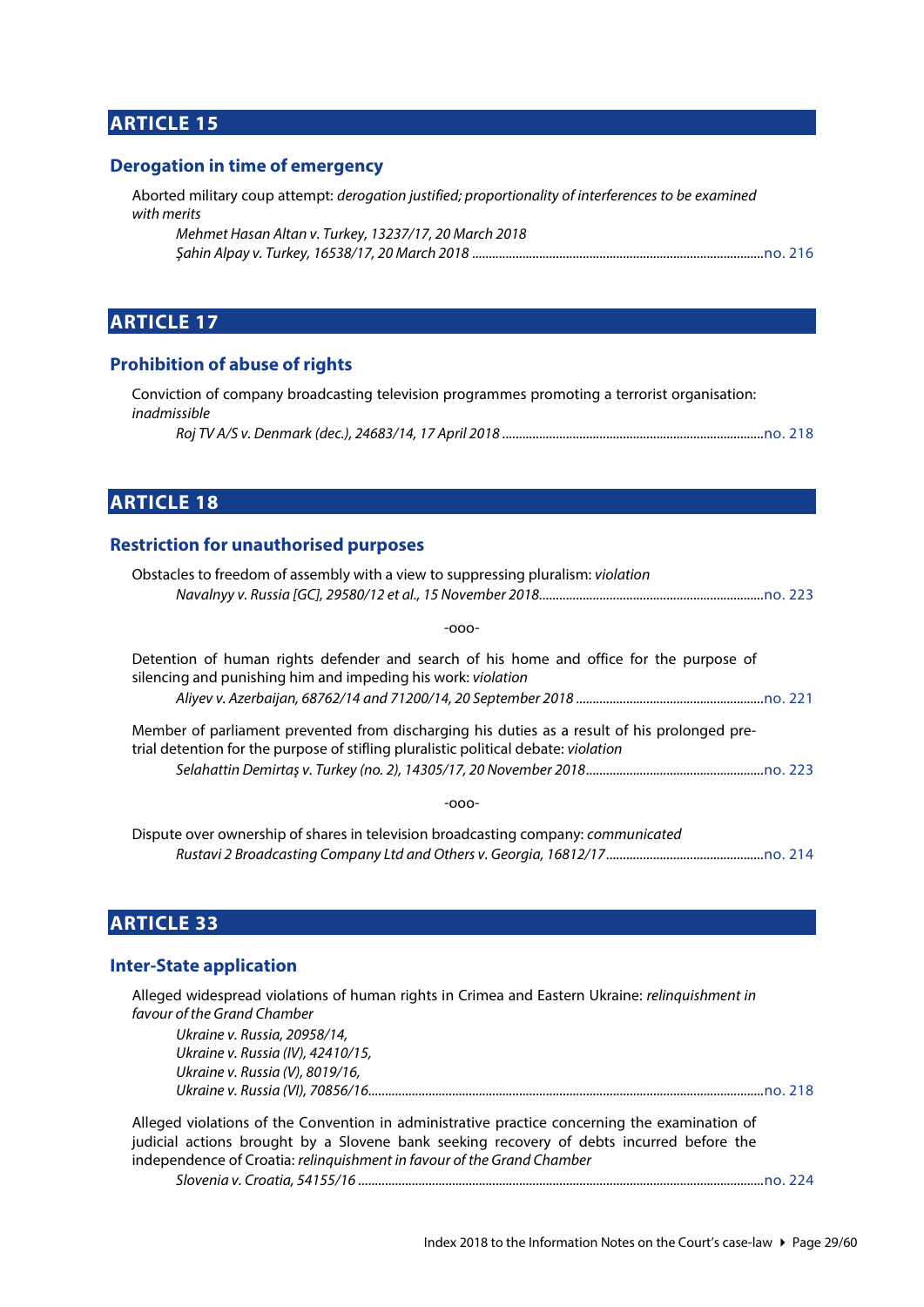## ARTICLE 15

### Derogation in time of emergency

Aborted military coup attempt: *derogation justified; proportionality of interferences to be examined with merits*

*Mehmet Hasan Altan v. Turkey, 13237/17, 20 March 2018*
*Şahin Alpay v. Turkey, 16538/17, 20 March 2018* ........................................ no. 216

## ARTICLE 17

### Prohibition of abuse of rights

Conviction of company broadcasting television programmes promoting a terrorist organisation: *inadmissible*

*Roj TV A/S v. Denmark (dec.), 24683/14, 17 April 2018* ........................................ no. 218

## ARTICLE 18

### Restriction for unauthorised purposes

Obstacles to freedom of assembly with a view to suppressing pluralism: *violation*

*Navalnyy v. Russia [GC], 29580/12 et al., 15 November 2018* ........................................ no. 223

-ooo-

Detention of human rights defender and search of his home and office for the purpose of silencing and punishing him and impeding his work: *violation*

*Aliyev v. Azerbaijan, 68762/14 and 71200/14, 20 September 2018* ........................................ no. 221

Member of parliament prevented from discharging his duties as a result of his prolonged pre-trial detention for the purpose of stifling pluralistic political debate: *violation*

*Selahattin Demirtaş v. Turkey (no. 2), 14305/17, 20 November 2018* ........................................ no. 223

-ooo-

Dispute over ownership of shares in television broadcasting company: *communicated*

*Rustavi 2 Broadcasting Company Ltd and Others v. Georgia, 16812/17* ........................................ no. 214

## ARTICLE 33

### Inter-State application

Alleged widespread violations of human rights in Crimea and Eastern Ukraine: *relinquishment in favour of the Grand Chamber*

*Ukraine v. Russia, 20958/14,*
*Ukraine v. Russia (IV), 42410/15,*
*Ukraine v. Russia (V), 8019/16,*
*Ukraine v. Russia (VI), 70856/16* ........................................ no. 218

Alleged violations of the Convention in administrative practice concerning the examination of judicial actions brought by a Slovene bank seeking recovery of debts incurred before the independence of Croatia: *relinquishment in favour of the Grand Chamber*

*Slovenia v. Croatia, 54155/16* ........................................ no. 224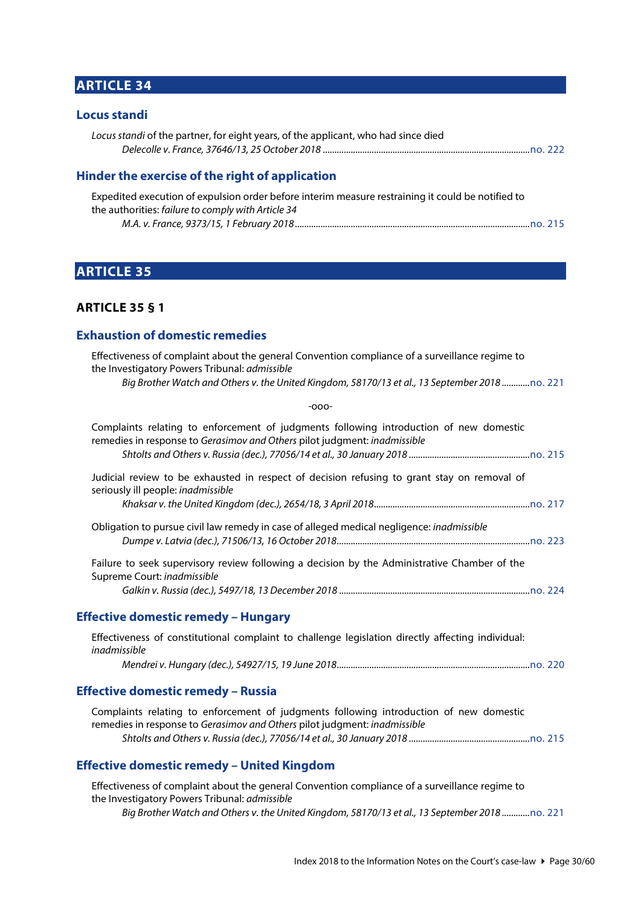# ARTICLE 34

## Locus standi

*Locus standi* of the partner, for eight years, of the applicant, who had since died
*Delecolle v. France, 37646/13, 25 October 2018* ........................................................................................no. 222

## Hinder the exercise of the right of application

Expedited execution of expulsion order before interim measure restraining it could be notified to the authorities: *failure to comply with Article 34*
*M.A. v. France, 9373/15, 1 February 2018*....................................................................................................no. 215

# ARTICLE 35

## ARTICLE 35 § 1

### Exhaustion of domestic remedies

Effectiveness of complaint about the general Convention compliance of a surveillance regime to the Investigatory Powers Tribunal: *admissible*
*Big Brother Watch and Others v. the United Kingdom, 58170/13 et al., 13 September 2018*............no. 221

-ooo-

Complaints relating to enforcement of judgments following introduction of new domestic remedies in response to *Gerasimov and Others* pilot judgment: *inadmissible*
*Shtolts and Others v. Russia (dec.), 77056/14 et al., 30 January 2018*....................................................no. 215

Judicial review to be exhausted in respect of decision refusing to grant stay on removal of seriously ill people: *inadmissible*
*Khaksar v. the United Kingdom (dec.), 2654/18, 3 April 2018*...................................................................no. 217

Obligation to pursue civil law remedy in case of alleged medical negligence: *inadmissible*
*Dumpe v. Latvia (dec.), 71506/13, 16 October 2018*..................................................................................no. 223

Failure to seek supervisory review following a decision by the Administrative Chamber of the Supreme Court: *inadmissible*
*Galkin v. Russia (dec.), 5497/18, 13 December 2018*..................................................................................no. 224

### Effective domestic remedy – Hungary

Effectiveness of constitutional complaint to challenge legislation directly affecting individual: *inadmissible*
*Mendrei v. Hungary (dec.), 54927/15, 19 June 2018*..................................................................................no. 220

### Effective domestic remedy – Russia

Complaints relating to enforcement of judgments following introduction of new domestic remedies in response to *Gerasimov and Others* pilot judgment: *inadmissible*
*Shtolts and Others v. Russia (dec.), 77056/14 et al., 30 January 2018*....................................................no. 215

### Effective domestic remedy – United Kingdom

Effectiveness of complaint about the general Convention compliance of a surveillance regime to the Investigatory Powers Tribunal: *admissible*
*Big Brother Watch and Others v. the United Kingdom, 58170/13 et al., 13 September 2018*............no. 221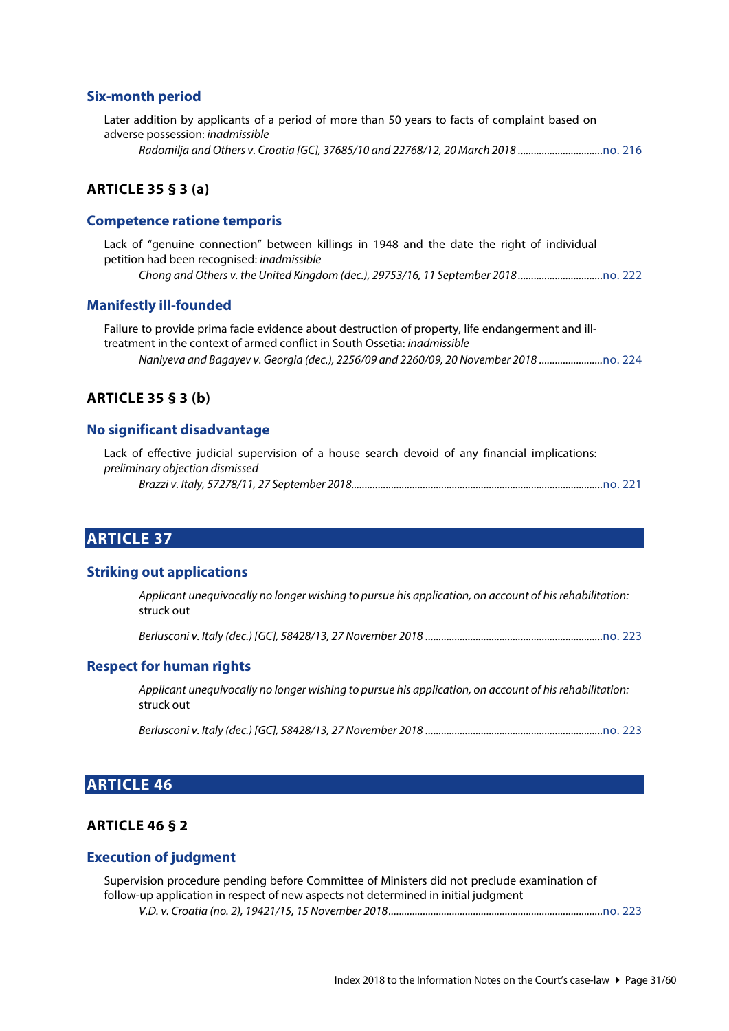### Six-month period

Later addition by applicants of a period of more than 50 years to facts of complaint based on adverse possession: *inadmissible*

*Radomilja and Others v. Croatia [GC], 37685/10 and 22768/12, 20 March 2018* ................................no. 216

## ARTICLE 35 § 3 (a)

### Competence ratione temporis

Lack of "genuine connection" between killings in 1948 and the date the right of individual petition had been recognised: *inadmissible*

*Chong and Others v. the United Kingdom (dec.), 29753/16, 11 September 2018* ................................no. 222

### Manifestly ill-founded

Failure to provide prima facie evidence about destruction of property, life endangerment and ill-treatment in the context of armed conflict in South Ossetia: *inadmissible*

*Naniyeva and Bagayev v. Georgia (dec.), 2256/09 and 2260/09, 20 November 2018* ........................no. 224

## ARTICLE 35 § 3 (b)

### No significant disadvantage

Lack of effective judicial supervision of a house search devoid of any financial implications: *preliminary objection dismissed*

*Brazzi v. Italy, 57278/11, 27 September 2018*...............................................................................................no. 221

# ARTICLE 37

### Striking out applications

*Applicant unequivocally no longer wishing to pursue his application, on account of his rehabilitation:* struck out

*Berlusconi v. Italy (dec.) [GC], 58428/13, 27 November 2018* ..................................................................no. 223

### Respect for human rights

*Applicant unequivocally no longer wishing to pursue his application, on account of his rehabilitation:* struck out

*Berlusconi v. Italy (dec.) [GC], 58428/13, 27 November 2018* ..................................................................no. 223

# ARTICLE 46

## ARTICLE 46 § 2

### Execution of judgment

Supervision procedure pending before Committee of Ministers did not preclude examination of follow-up application in respect of new aspects not determined in initial judgment

*V.D. v. Croatia (no. 2), 19421/15, 15 November 2018*.................................................................................no. 223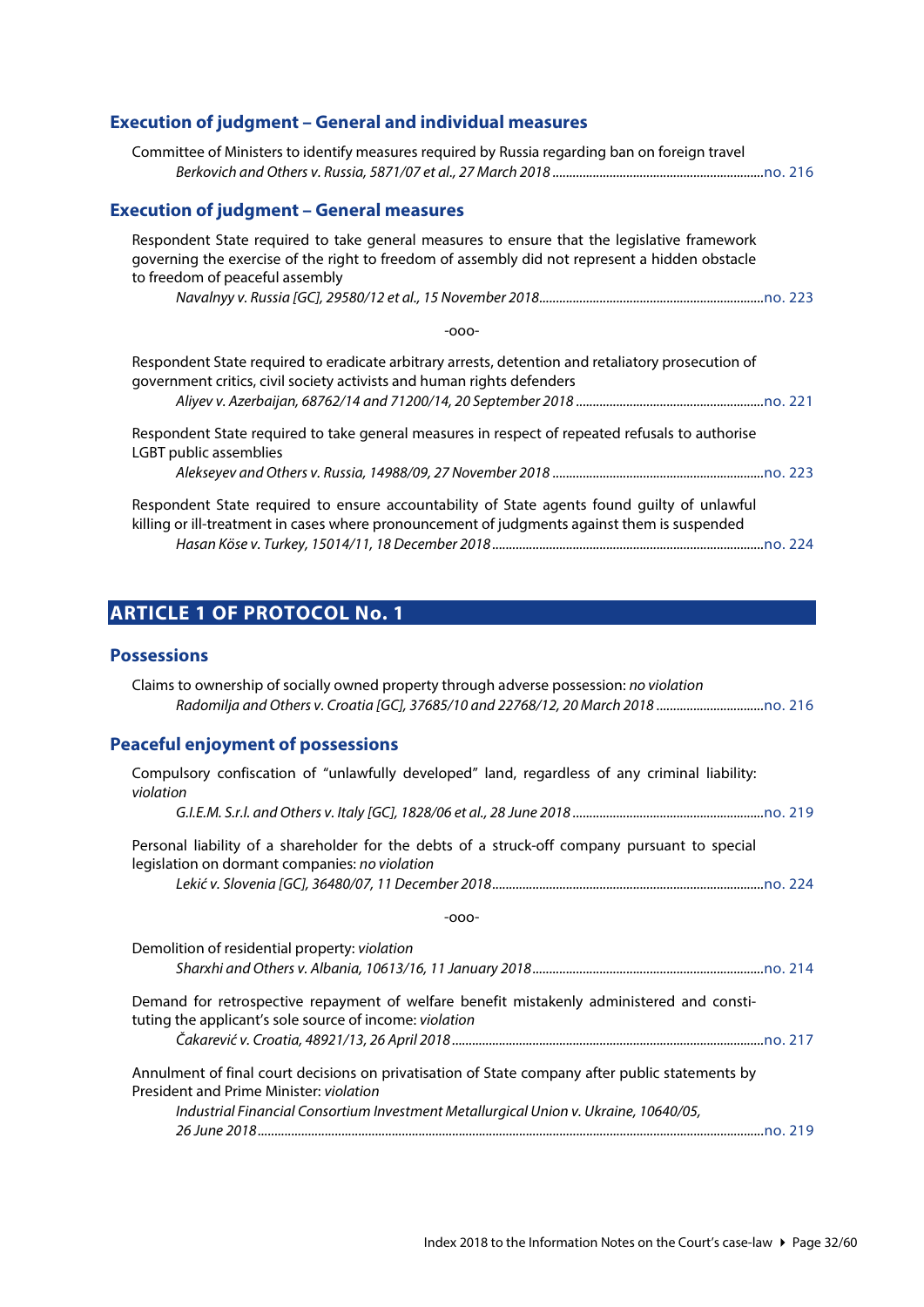### Execution of judgment – General and individual measures

Committee of Ministers to identify measures required by Russia regarding ban on foreign travel
*Berkovich and Others v. Russia, 5871/07 et al., 27 March 2018* .......... no. 216

### Execution of judgment – General measures

Respondent State required to take general measures to ensure that the legislative framework governing the exercise of the right to freedom of assembly did not represent a hidden obstacle to freedom of peaceful assembly
*Navalnyy v. Russia [GC], 29580/12 et al., 15 November 2018*.......... no. 223

-ooo-

Respondent State required to eradicate arbitrary arrests, detention and retaliatory prosecution of government critics, civil society activists and human rights defenders
*Aliyev v. Azerbaijan, 68762/14 and 71200/14, 20 September 2018* .......... no. 221

Respondent State required to take general measures in respect of repeated refusals to authorise LGBT public assemblies
*Alekseyev and Others v. Russia, 14988/09, 27 November 2018* .......... no. 223

Respondent State required to ensure accountability of State agents found guilty of unlawful killing or ill-treatment in cases where pronouncement of judgments against them is suspended
*Hasan Köse v. Turkey, 15014/11, 18 December 2018*.......... no. 224

## ARTICLE 1 OF PROTOCOL No. 1

### Possessions

Claims to ownership of socially owned property through adverse possession: *no violation*
*Radomilja and Others v. Croatia [GC], 37685/10 and 22768/12, 20 March 2018* .......... no. 216

### Peaceful enjoyment of possessions

Compulsory confiscation of "unlawfully developed" land, regardless of any criminal liability: *violation*
*G.I.E.M. S.r.l. and Others v. Italy [GC], 1828/06 et al., 28 June 2018* .......... no. 219

Personal liability of a shareholder for the debts of a struck-off company pursuant to special legislation on dormant companies: *no violation*
*Lekić v. Slovenia [GC], 36480/07, 11 December 2018*.......... no. 224

-ooo-

Demolition of residential property: *violation*
*Sharxhi and Others v. Albania, 10613/16, 11 January 2018*.......... no. 214

Demand for retrospective repayment of welfare benefit mistakenly administered and constituting the applicant's sole source of income: *violation*
*Čakarević v. Croatia, 48921/13, 26 April 2018*.......... no. 217

Annulment of final court decisions on privatisation of State company after public statements by President and Prime Minister: *violation*
*Industrial Financial Consortium Investment Metallurgical Union v. Ukraine, 10640/05, 26 June 2018*.......... no. 219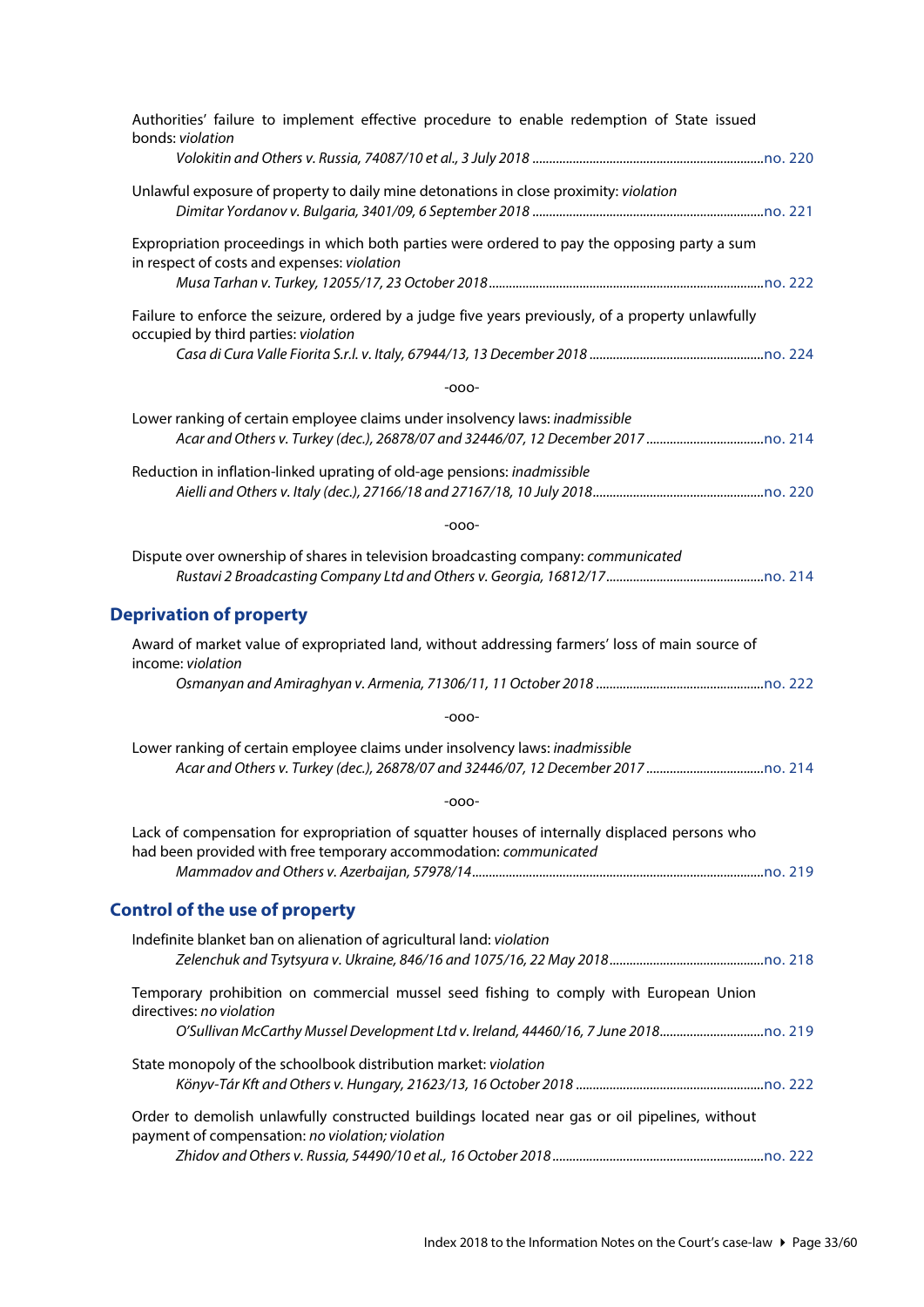Authorities' failure to implement effective procedure to enable redemption of State issued bonds: *violation*

*Volokitin and Others v. Russia, 74087/10 et al., 3 July 2018* ....................................................................no. 220

Unlawful exposure of property to daily mine detonations in close proximity: *violation*

*Dimitar Yordanov v. Bulgaria, 3401/09, 6 September 2018* ....................................................................no. 221

Expropriation proceedings in which both parties were ordered to pay the opposing party a sum in respect of costs and expenses: *violation*

*Musa Tarhan v. Turkey, 12055/17, 23 October 2018* ....................................................................no. 222

Failure to enforce the seizure, ordered by a judge five years previously, of a property unlawfully occupied by third parties: *violation*

*Casa di Cura Valle Fiorita S.r.l. v. Italy, 67944/13, 13 December 2018* ....................................................no. 224

-ooo-

Lower ranking of certain employee claims under insolvency laws: *inadmissible*

*Acar and Others v. Turkey (dec.), 26878/07 and 32446/07, 12 December 2017* ..................................no. 214

Reduction in inflation-linked uprating of old-age pensions: *inadmissible*

*Aielli and Others v. Italy (dec.), 27166/18 and 27167/18, 10 July 2018* ..................................................no. 220

-ooo-

Dispute over ownership of shares in television broadcasting company: *communicated*

*Rustavi 2 Broadcasting Company Ltd and Others v. Georgia, 16812/17* ..............................................no. 214

## Deprivation of property

Award of market value of expropriated land, without addressing farmers' loss of main source of income: *violation*

*Osmanyan and Amiraghyan v. Armenia, 71306/11, 11 October 2018* .................................................no. 222

-ooo-

Lower ranking of certain employee claims under insolvency laws: *inadmissible*

*Acar and Others v. Turkey (dec.), 26878/07 and 32446/07, 12 December 2017* ..................................no. 214

-ooo-

Lack of compensation for expropriation of squatter houses of internally displaced persons who had been provided with free temporary accommodation: *communicated*

*Mammadov and Others v. Azerbaijan, 57978/14* ....................................................................no. 219

## Control of the use of property

Indefinite blanket ban on alienation of agricultural land: *violation*

*Zelenchuk and Tsytsyura v. Ukraine, 846/16 and 1075/16, 22 May 2018* .............................................no. 218

Temporary prohibition on commercial mussel seed fishing to comply with European Union directives: *no violation*

*O'Sullivan McCarthy Mussel Development Ltd v. Ireland, 44460/16, 7 June 2018* ..............................no. 219

State monopoly of the schoolbook distribution market: *violation*

*Könyv-Tár Kft and Others v. Hungary, 21623/13, 16 October 2018* .......................................................no. 222

Order to demolish unlawfully constructed buildings located near gas or oil pipelines, without payment of compensation: *no violation; violation*

*Zhidov and Others v. Russia, 54490/10 et al., 16 October 2018* ..............................................................no. 222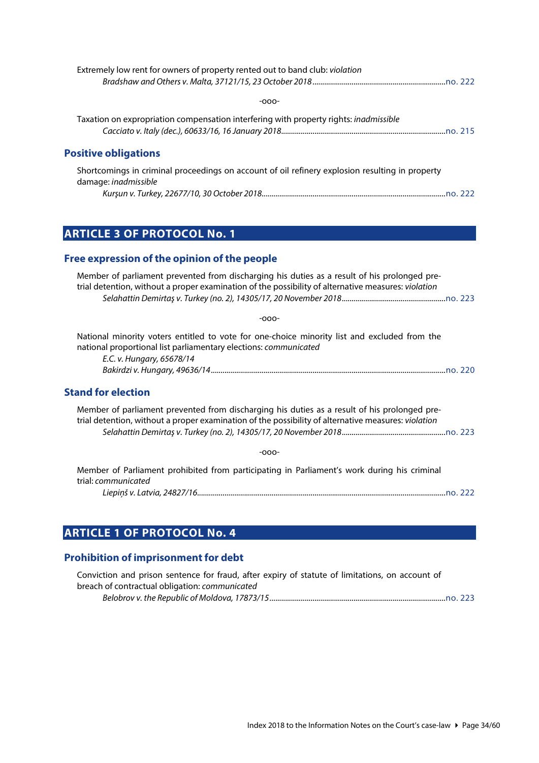Extremely low rent for owners of property rented out to band club: *violation*

*Bradshaw and Others v. Malta, 37121/15, 23 October 2018*....................................................................no. 222

-ooo-

Taxation on expropriation compensation interfering with property rights: *inadmissible*

*Cacciato v. Italy (dec.), 60633/16, 16 January 2018*...................................................................................no. 215

### Positive obligations

Shortcomings in criminal proceedings on account of oil refinery explosion resulting in property damage: *inadmissible*

*Kurşun v. Turkey, 22677/10, 30 October 2018*............................................................................................no. 222

## ARTICLE 3 OF PROTOCOL No. 1

### Free expression of the opinion of the people

Member of parliament prevented from discharging his duties as a result of his prolonged pre-trial detention, without a proper examination of the possibility of alternative measures: *violation*

*Selahattin Demirtaş v. Turkey (no. 2), 14305/17, 20 November 2018*.....................................................no. 223

-ooo-

National minority voters entitled to vote for one-choice minority list and excluded from the national proportional list parliamentary elections: *communicated*

*E.C. v. Hungary, 65678/14*

*Bakirdzi v. Hungary, 49636/14*.......................................................................................................................no. 220

### Stand for election

Member of parliament prevented from discharging his duties as a result of his prolonged pre-trial detention, without a proper examination of the possibility of alternative measures: *violation*

*Selahattin Demirtaş v. Turkey (no. 2), 14305/17, 20 November 2018*.....................................................no. 223

-ooo-

Member of Parliament prohibited from participating in Parliament's work during his criminal trial: *communicated*

*Liepiņš v. Latvia, 24827/16*.............................................................................................................................no. 222

## ARTICLE 1 OF PROTOCOL No. 4

### Prohibition of imprisonment for debt

Conviction and prison sentence for fraud, after expiry of statute of limitations, on account of breach of contractual obligation: *communicated*

*Belobrov v. the Republic of Moldova, 17873/15*.........................................................................................no. 223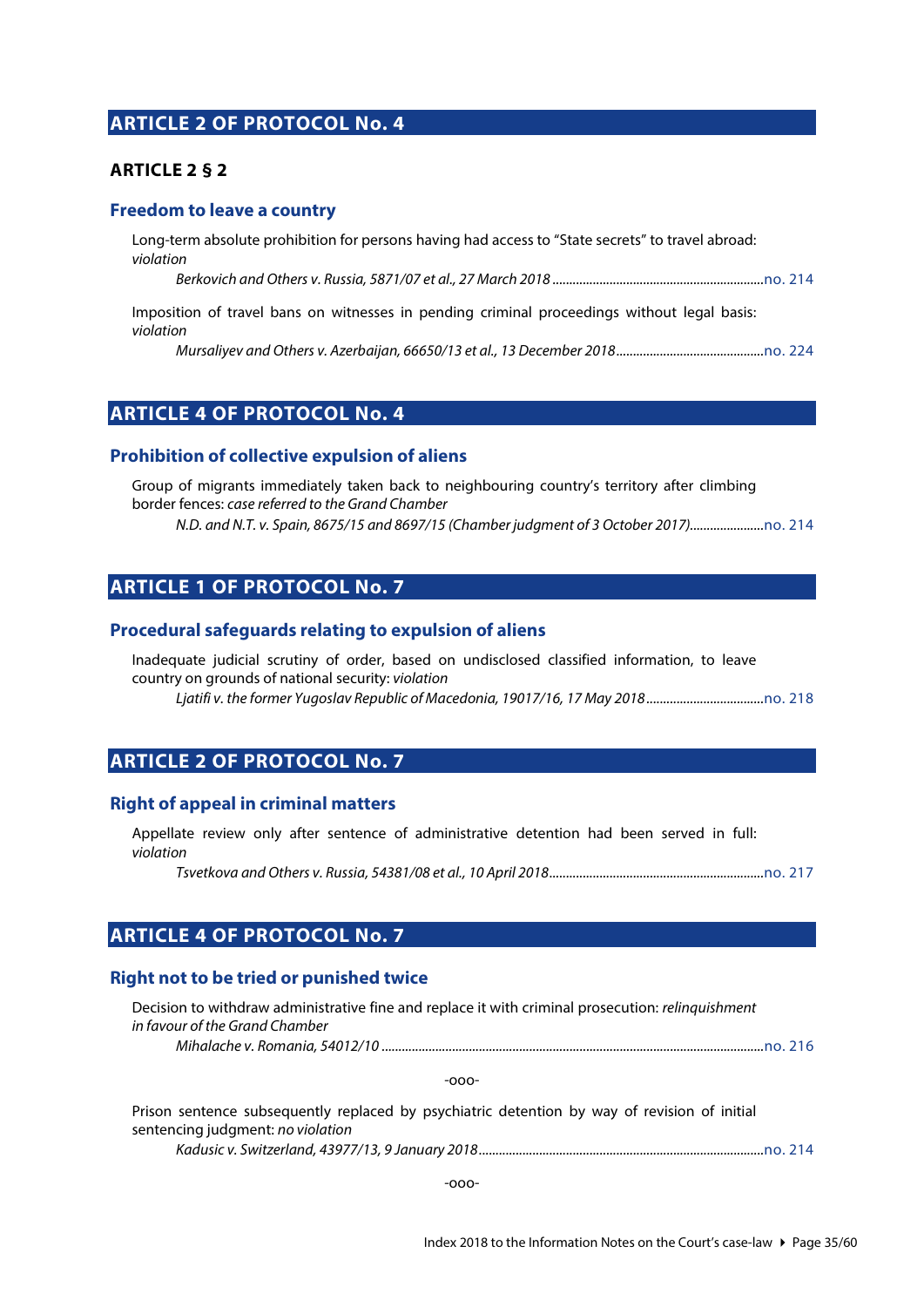## ARTICLE 2 OF PROTOCOL No. 4

### ARTICLE 2 § 2

#### Freedom to leave a country

Long-term absolute prohibition for persons having had access to "State secrets" to travel abroad: *violation*

*Berkovich and Others v. Russia, 5871/07 et al., 27 March 2018* ............................................................... no. 214

Imposition of travel bans on witnesses in pending criminal proceedings without legal basis: *violation*

*Mursaliyev and Others v. Azerbaijan, 66650/13 et al., 13 December 2018* ............................................ no. 224

## ARTICLE 4 OF PROTOCOL No. 4

#### Prohibition of collective expulsion of aliens

Group of migrants immediately taken back to neighbouring country's territory after climbing border fences: *case referred to the Grand Chamber*

*N.D. and N.T. v. Spain, 8675/15 and 8697/15 (Chamber judgment of 3 October 2017)* ...................... no. 214

## ARTICLE 1 OF PROTOCOL No. 7

#### Procedural safeguards relating to expulsion of aliens

Inadequate judicial scrutiny of order, based on undisclosed classified information, to leave country on grounds of national security: *violation*

*Ljatifi v. the former Yugoslav Republic of Macedonia, 19017/16, 17 May 2018* ................................... no. 218

## ARTICLE 2 OF PROTOCOL No. 7

#### Right of appeal in criminal matters

Appellate review only after sentence of administrative detention had been served in full: *violation*

*Tsvetkova and Others v. Russia, 54381/08 et al., 10 April 2018* ................................................................ no. 217

## ARTICLE 4 OF PROTOCOL No. 7

#### Right not to be tried or punished twice

Decision to withdraw administrative fine and replace it with criminal prosecution: *relinquishment in favour of the Grand Chamber*

*Mihalache v. Romania, 54012/10* ................................................................................................................. no. 216

-ooo-

Prison sentence subsequently replaced by psychiatric detention by way of revision of initial sentencing judgment: *no violation*

*Kadusic v. Switzerland, 43977/13, 9 January 2018* ..................................................................................... no. 214

-ooo-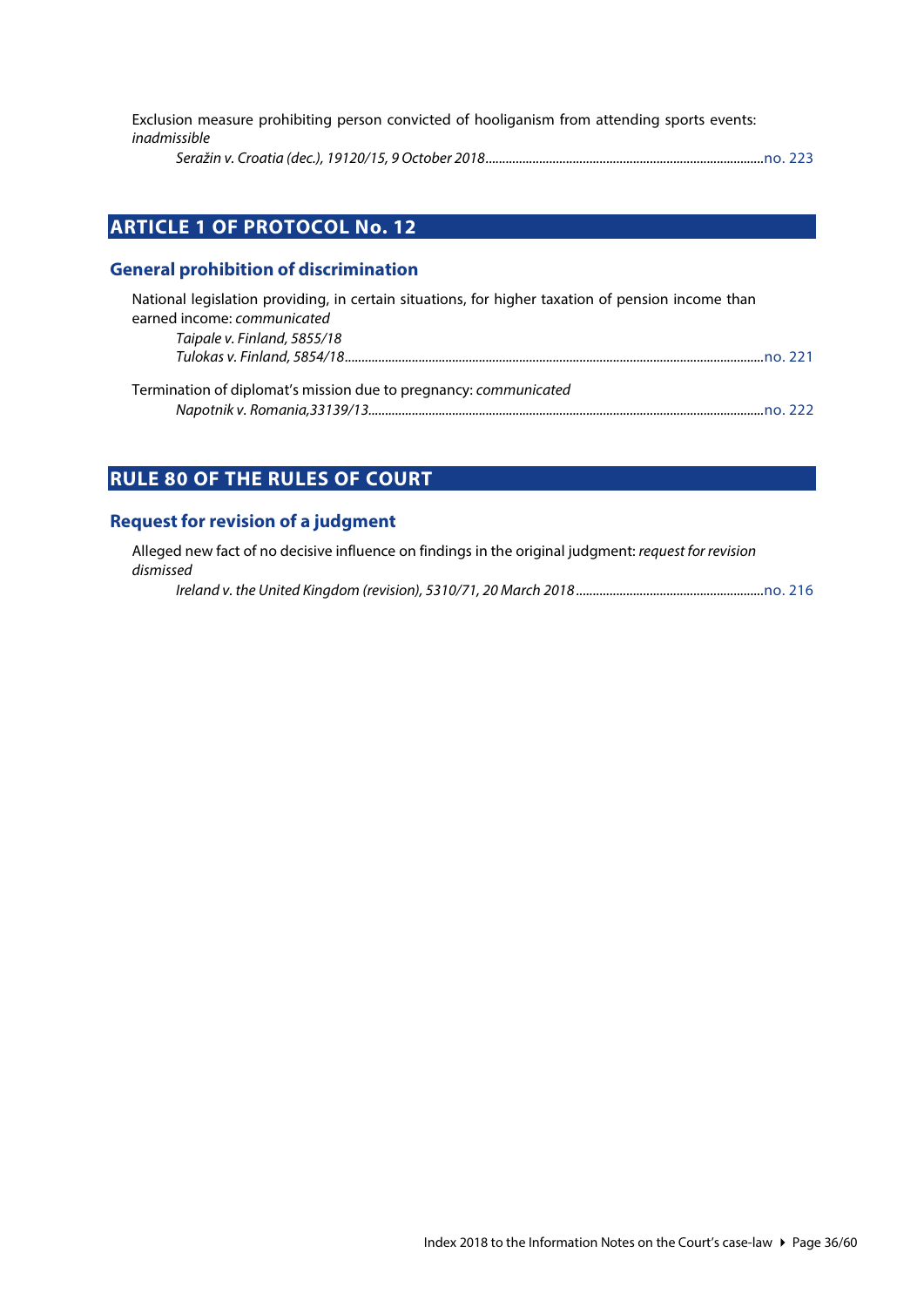Exclusion measure prohibiting person convicted of hooliganism from attending sports events: *inadmissible*

*Seražin v. Croatia (dec.), 19120/15, 9 October 2018*..................................................................................no. 223

## ARTICLE 1 OF PROTOCOL No. 12

### General prohibition of discrimination

National legislation providing, in certain situations, for higher taxation of pension income than earned income: *communicated*

*Taipale v. Finland, 5855/18*

*Tulokas v. Finland, 5854/18*.............................................................................................................................no. 221

Termination of diplomat's mission due to pregnancy: *communicated*

*Napotnik v. Romania,33139/13*.....................................................................................................................no. 222

## RULE 80 OF THE RULES OF COURT

### Request for revision of a judgment

Alleged new fact of no decisive influence on findings in the original judgment: *request for revision dismissed*

*Ireland v. the United Kingdom (revision), 5310/71, 20 March 2018*........................................................no. 216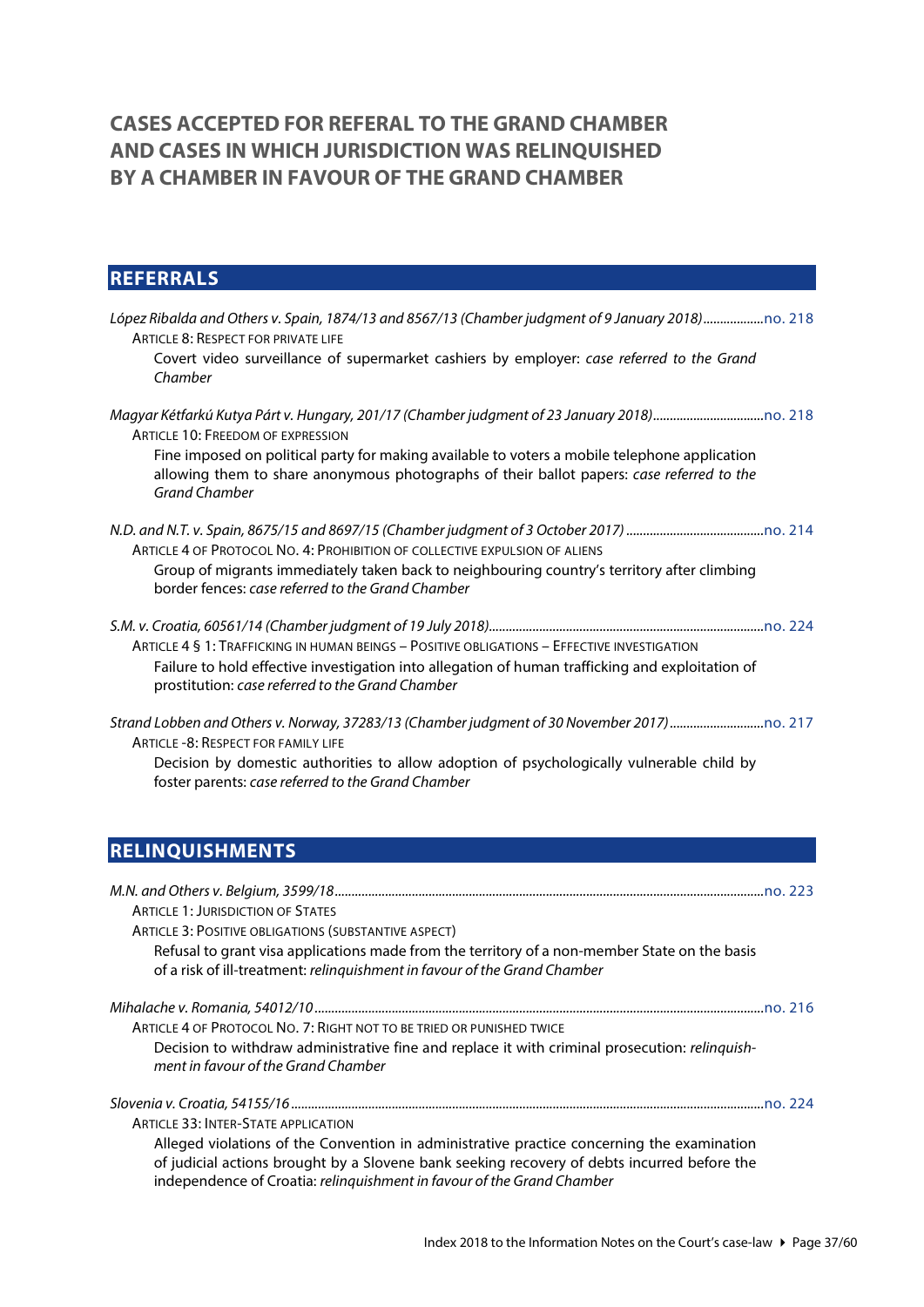# CASES ACCEPTED FOR REFERAL TO THE GRAND CHAMBER AND CASES IN WHICH JURISDICTION WAS RELINQUISHED BY A CHAMBER IN FAVOUR OF THE GRAND CHAMBER

## REFERRALS

*López Ribalda and Others v. Spain, 1874/13 and 8567/13 (Chamber judgment of 9 January 2018)*.................no. 218

ARTICLE 8: RESPECT FOR PRIVATE LIFE

Covert video surveillance of supermarket cashiers by employer: *case referred to the Grand Chamber*

*Magyar Kétfarkú Kutya Párt v. Hungary, 201/17 (Chamber judgment of 23 January 2018)*................................no. 218

ARTICLE 10: FREEDOM OF EXPRESSION

Fine imposed on political party for making available to voters a mobile telephone application allowing them to share anonymous photographs of their ballot papers: *case referred to the Grand Chamber*

*N.D. and N.T. v. Spain, 8675/15 and 8697/15 (Chamber judgment of 3 October 2017)*........................................no. 214

ARTICLE 4 OF PROTOCOL NO. 4: PROHIBITION OF COLLECTIVE EXPULSION OF ALIENS

Group of migrants immediately taken back to neighbouring country's territory after climbing border fences: *case referred to the Grand Chamber*

*S.M. v. Croatia, 60561/14 (Chamber judgment of 19 July 2018)*.................................................................................no. 224

ARTICLE 4 § 1: TRAFFICKING IN HUMAN BEINGS – POSITIVE OBLIGATIONS – EFFECTIVE INVESTIGATION

Failure to hold effective investigation into allegation of human trafficking and exploitation of prostitution: *case referred to the Grand Chamber*

*Strand Lobben and Others v. Norway, 37283/13 (Chamber judgment of 30 November 2017)*...........................no. 217

ARTICLE -8: RESPECT FOR FAMILY LIFE

Decision by domestic authorities to allow adoption of psychologically vulnerable child by foster parents: *case referred to the Grand Chamber*

## RELINQUISHMENTS

*M.N. and Others v. Belgium, 3599/18*..............................................................................................................................no. 223

ARTICLE 1: JURISDICTION OF STATES

ARTICLE 3: POSITIVE OBLIGATIONS (SUBSTANTIVE ASPECT)

Refusal to grant visa applications made from the territory of a non-member State on the basis of a risk of ill-treatment: *relinquishment in favour of the Grand Chamber*

*Mihalache v. Romania, 54012/10*.....................................................................................................................................no. 216

ARTICLE 4 OF PROTOCOL NO. 7: RIGHT NOT TO BE TRIED OR PUNISHED TWICE

Decision to withdraw administrative fine and replace it with criminal prosecution: *relinquishment in favour of the Grand Chamber*

*Slovenia v. Croatia, 54155/16*...........................................................................................................................................no. 224

ARTICLE 33: INTER-STATE APPLICATION

Alleged violations of the Convention in administrative practice concerning the examination of judicial actions brought by a Slovene bank seeking recovery of debts incurred before the independence of Croatia: *relinquishment in favour of the Grand Chamber*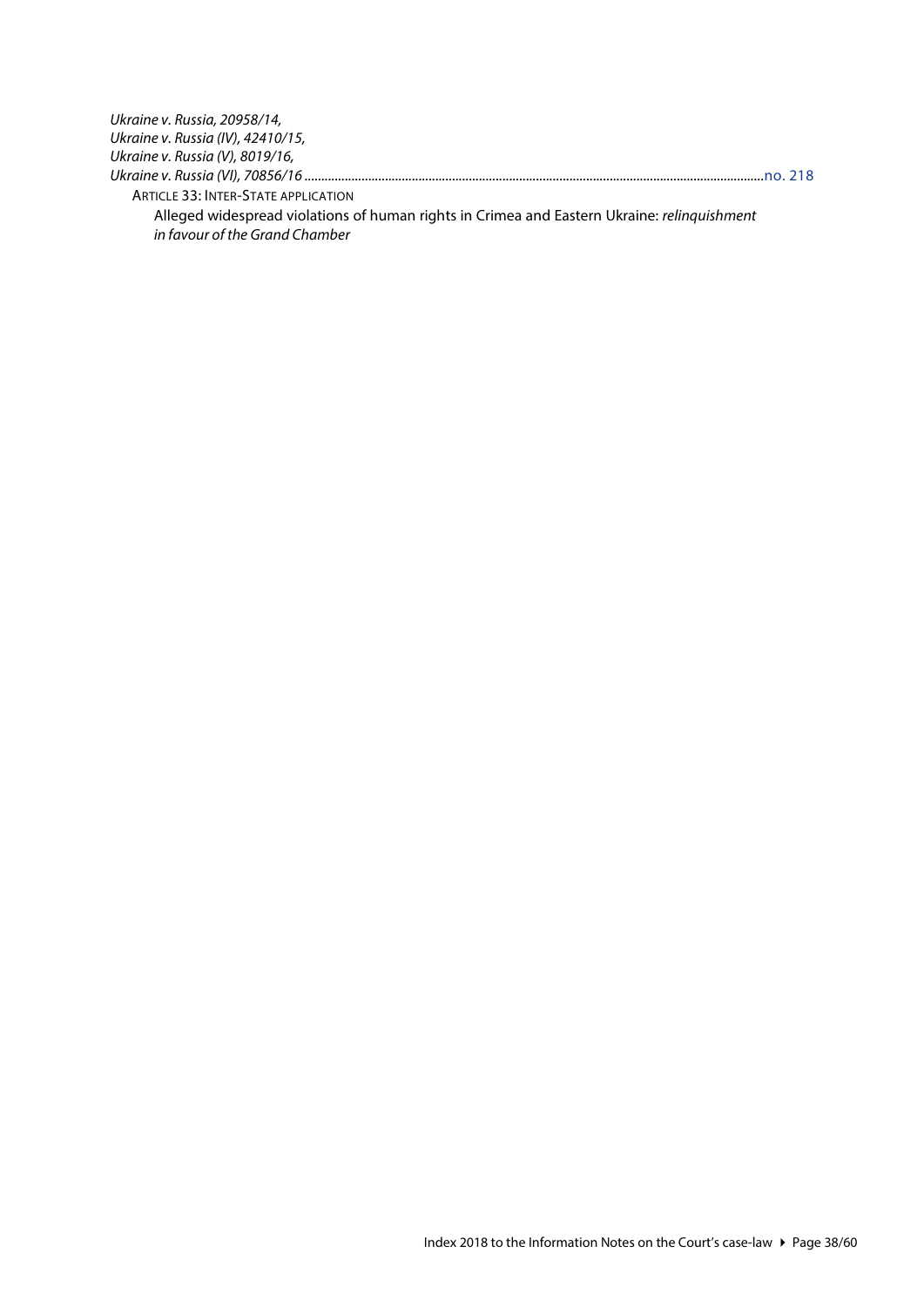*Ukraine v. Russia, 20958/14,*
*Ukraine v. Russia (IV), 42410/15,*
*Ukraine v. Russia (V), 8019/16,*
*Ukraine v. Russia (VI), 70856/16* ........................................................................................................................................no. 218

ARTICLE 33: INTER-STATE APPLICATION

Alleged widespread violations of human rights in Crimea and Eastern Ukraine: *relinquishment in favour of the Grand Chamber*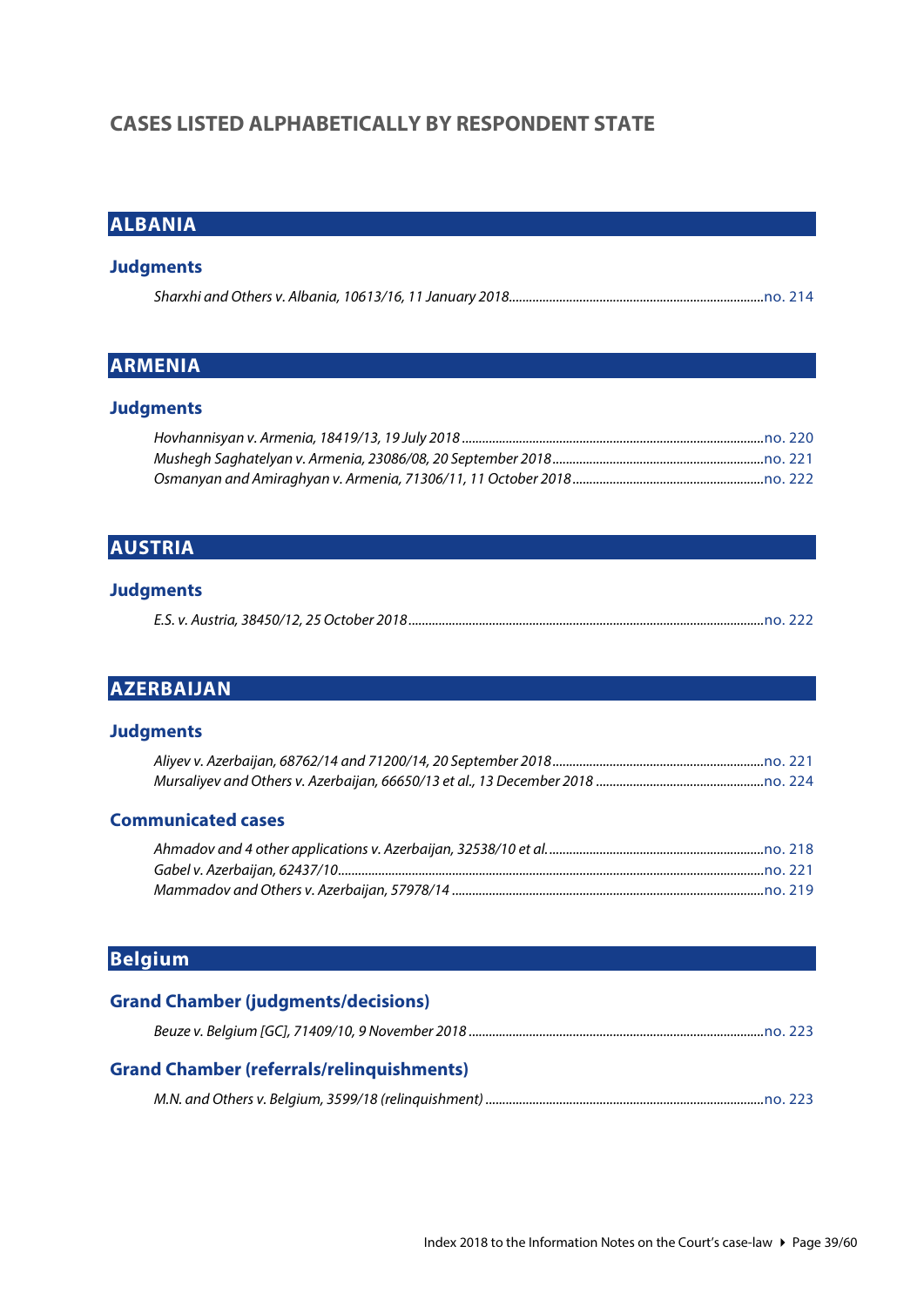# CASES LISTED ALPHABETICALLY BY RESPONDENT STATE

## ALBANIA

### Judgments

*Sharxhi and Others v. Albania, 10613/16, 11 January 2018*..........no. 214

## ARMENIA

### Judgments

*Hovhannisyan v. Armenia, 18419/13, 19 July 2018*..........no. 220
*Mushegh Saghatelyan v. Armenia, 23086/08, 20 September 2018*..........no. 221
*Osmanyan and Amiraghyan v. Armenia, 71306/11, 11 October 2018*..........no. 222

## AUSTRIA

### Judgments

*E.S. v. Austria, 38450/12, 25 October 2018*..........no. 222

## AZERBAIJAN

### Judgments

*Aliyev v. Azerbaijan, 68762/14 and 71200/14, 20 September 2018*..........no. 221
*Mursaliyev and Others v. Azerbaijan, 66650/13 et al., 13 December 2018*..........no. 224

### Communicated cases

*Ahmadov and 4 other applications v. Azerbaijan, 32538/10 et al.*..........no. 218
*Gabel v. Azerbaijan, 62437/10*..........no. 221
*Mammadov and Others v. Azerbaijan, 57978/14*..........no. 219

## Belgium

### Grand Chamber (judgments/decisions)

*Beuze v. Belgium [GC], 71409/10, 9 November 2018*..........no. 223

### Grand Chamber (referrals/relinquishments)

*M.N. and Others v. Belgium, 3599/18 (relinquishment)*..........no. 223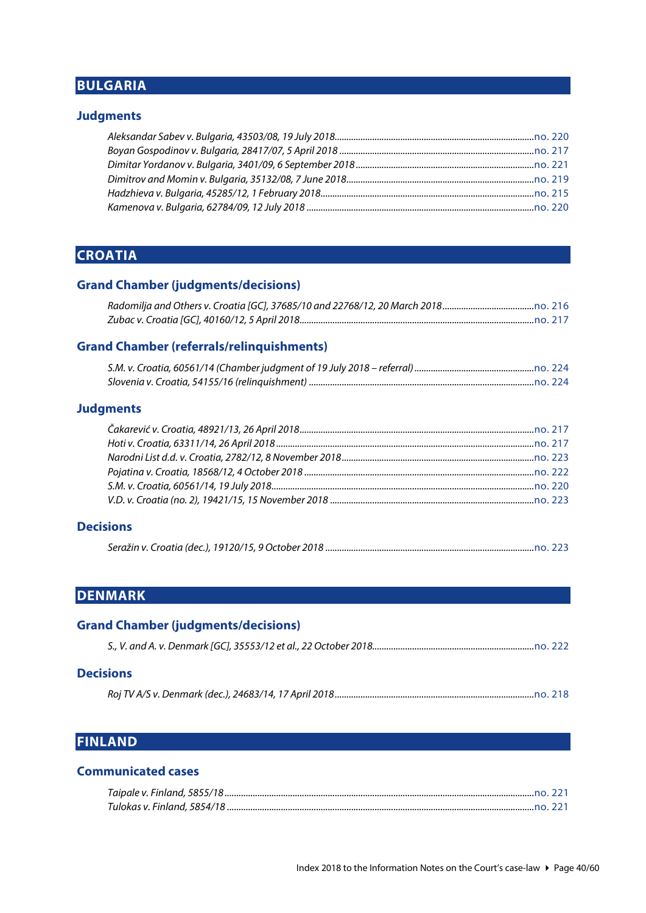## BULGARIA

### Judgments

*Aleksandar Sabev v. Bulgaria, 43503/08, 19 July 2018*.....no. 220
*Boyan Gospodinov v. Bulgaria, 28417/07, 5 April 2018*.....no. 217
*Dimitar Yordanov v. Bulgaria, 3401/09, 6 September 2018*.....no. 221
*Dimitrov and Momin v. Bulgaria, 35132/08, 7 June 2018*.....no. 219
*Hadzhieva v. Bulgaria, 45285/12, 1 February 2018*.....no. 215
*Kamenova v. Bulgaria, 62784/09, 12 July 2018*.....no. 220

## CROATIA

### Grand Chamber (judgments/decisions)

*Radomilja and Others v. Croatia [GC], 37685/10 and 22768/12, 20 March 2018*.....no. 216
*Zubac v. Croatia [GC], 40160/12, 5 April 2018*.....no. 217

### Grand Chamber (referrals/relinquishments)

*S.M. v. Croatia, 60561/14 (Chamber judgment of 19 July 2018 – referral)*.....no. 224
*Slovenia v. Croatia, 54155/16 (relinquishment)*.....no. 224

### Judgments

*Čakarević v. Croatia, 48921/13, 26 April 2018*.....no. 217
*Hoti v. Croatia, 63311/14, 26 April 2018*.....no. 217
*Narodni List d.d. v. Croatia, 2782/12, 8 November 2018*.....no. 223
*Pojatina v. Croatia, 18568/12, 4 October 2018*.....no. 222
*S.M. v. Croatia, 60561/14, 19 July 2018*.....no. 220
*V.D. v. Croatia (no. 2), 19421/15, 15 November 2018*.....no. 223

### Decisions

*Seražin v. Croatia (dec.), 19120/15, 9 October 2018*.....no. 223

## DENMARK

### Grand Chamber (judgments/decisions)

*S., V. and A. v. Denmark [GC], 35553/12 et al., 22 October 2018*.....no. 222

### Decisions

*Roj TV A/S v. Denmark (dec.), 24683/14, 17 April 2018*.....no. 218

## FINLAND

### Communicated cases

*Taipale v. Finland, 5855/18*.....no. 221
*Tulokas v. Finland, 5854/18*.....no. 221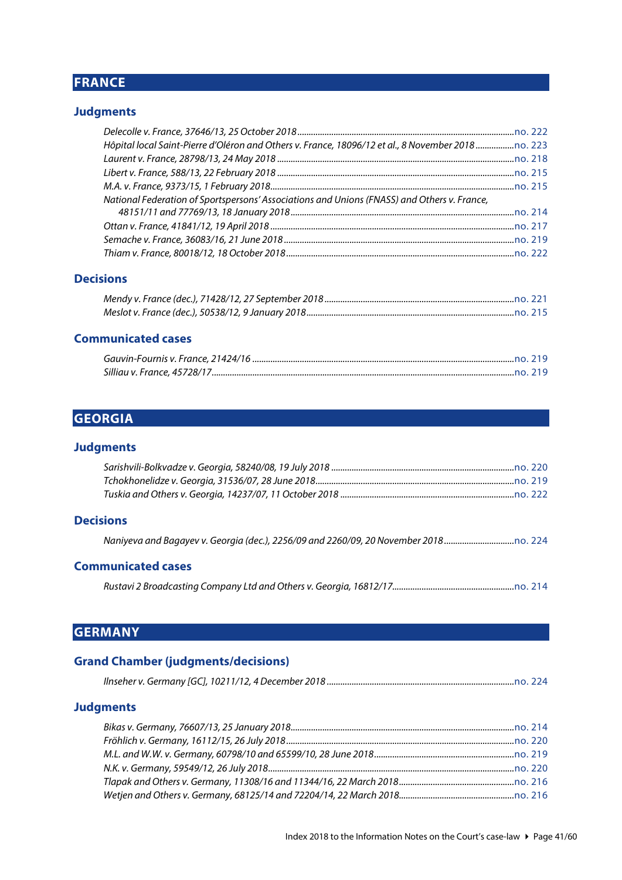## FRANCE

### Judgments

*Delecolle v. France, 37646/13, 25 October 2018* ... no. 222
*Hôpital local Saint-Pierre d'Oléron and Others v. France, 18096/12 et al., 8 November 2018* ... no. 223
*Laurent v. France, 28798/13, 24 May 2018* ... no. 218
*Libert v. France, 588/13, 22 February 2018* ... no. 215
*M.A. v. France, 9373/15, 1 February 2018* ... no. 215
*National Federation of Sportspersons' Associations and Unions (FNASS) and Others v. France, 48151/11 and 77769/13, 18 January 2018* ... no. 214
*Ottan v. France, 41841/12, 19 April 2018* ... no. 217
*Semache v. France, 36083/16, 21 June 2018* ... no. 219
*Thiam v. France, 80018/12, 18 October 2018* ... no. 222

### Decisions

*Mendy v. France (dec.), 71428/12, 27 September 2018* ... no. 221
*Meslot v. France (dec.), 50538/12, 9 January 2018* ... no. 215

### Communicated cases

*Gauvin-Fournis v. France, 21424/16* ... no. 219
*Silliau v. France, 45728/17* ... no. 219

## GEORGIA

### Judgments

*Sarishvili-Bolkvadze v. Georgia, 58240/08, 19 July 2018* ... no. 220
*Tchokhonelidze v. Georgia, 31536/07, 28 June 2018* ... no. 219
*Tuskia and Others v. Georgia, 14237/07, 11 October 2018* ... no. 222

### Decisions

*Naniyeva and Bagayev v. Georgia (dec.), 2256/09 and 2260/09, 20 November 2018* ... no. 224

### Communicated cases

*Rustavi 2 Broadcasting Company Ltd and Others v. Georgia, 16812/17* ... no. 214

## GERMANY

### Grand Chamber (judgments/decisions)

*Ilnseher v. Germany [GC], 10211/12, 4 December 2018* ... no. 224

### Judgments

*Bikas v. Germany, 76607/13, 25 January 2018* ... no. 214
*Fröhlich v. Germany, 16112/15, 26 July 2018* ... no. 220
*M.L. and W.W. v. Germany, 60798/10 and 65599/10, 28 June 2018* ... no. 219
*N.K. v. Germany, 59549/12, 26 July 2018* ... no. 220
*Tlapak and Others v. Germany, 11308/16 and 11344/16, 22 March 2018* ... no. 216
*Wetjen and Others v. Germany, 68125/14 and 72204/14, 22 March 2018* ... no. 216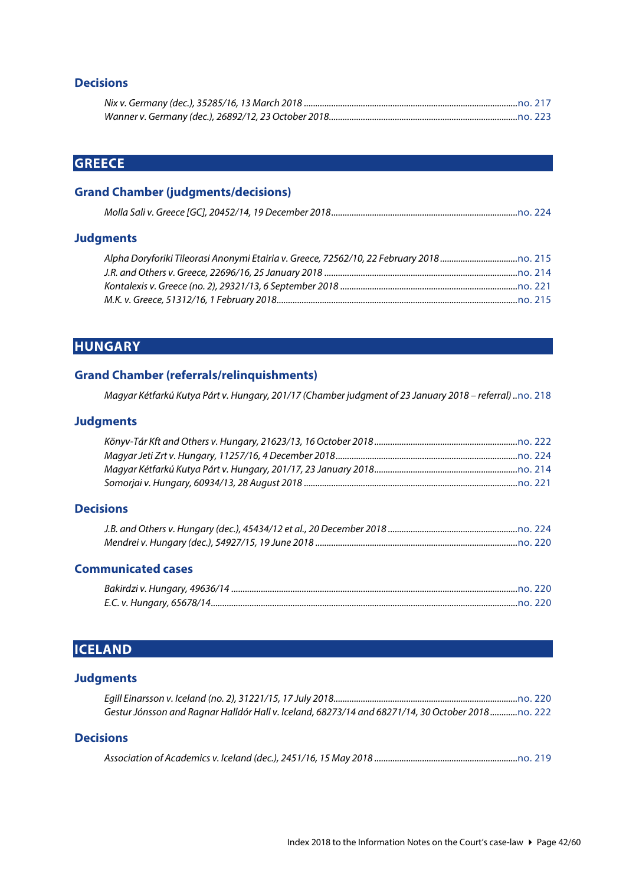### Decisions

*Nix v. Germany (dec.), 35285/16, 13 March 2018* .......... no. 217
*Wanner v. Germany (dec.), 26892/12, 23 October 2018* .......... no. 223

## GREECE

### Grand Chamber (judgments/decisions)

*Molla Sali v. Greece [GC], 20452/14, 19 December 2018* .......... no. 224

### Judgments

*Alpha Doryforiki Tileorasi Anonymi Etairia v. Greece, 72562/10, 22 February 2018* .......... no. 215
*J.R. and Others v. Greece, 22696/16, 25 January 2018* .......... no. 214
*Kontalexis v. Greece (no. 2), 29321/13, 6 September 2018* .......... no. 221
*M.K. v. Greece, 51312/16, 1 February 2018* .......... no. 215

## HUNGARY

### Grand Chamber (referrals/relinquishments)

*Magyar Kétfarkú Kutya Párt v. Hungary, 201/17 (Chamber judgment of 23 January 2018 – referral)* .. no. 218

### Judgments

*Könyv-Tár Kft and Others v. Hungary, 21623/13, 16 October 2018* .......... no. 222
*Magyar Jeti Zrt v. Hungary, 11257/16, 4 December 2018* .......... no. 224
*Magyar Kétfarkú Kutya Párt v. Hungary, 201/17, 23 January 2018* .......... no. 214
*Somorjai v. Hungary, 60934/13, 28 August 2018* .......... no. 221

### Decisions

*J.B. and Others v. Hungary (dec.), 45434/12 et al., 20 December 2018* .......... no. 224
*Mendrei v. Hungary (dec.), 54927/15, 19 June 2018* .......... no. 220

### Communicated cases

*Bakirdzi v. Hungary, 49636/14* .......... no. 220
*E.C. v. Hungary, 65678/14* .......... no. 220

## ICELAND

### Judgments

*Egill Einarsson v. Iceland (no. 2), 31221/15, 17 July 2018* .......... no. 220
*Gestur Jónsson and Ragnar Halldór Hall v. Iceland, 68273/14 and 68271/14, 30 October 2018* .......... no. 222

### Decisions

*Association of Academics v. Iceland (dec.), 2451/16, 15 May 2018* .......... no. 219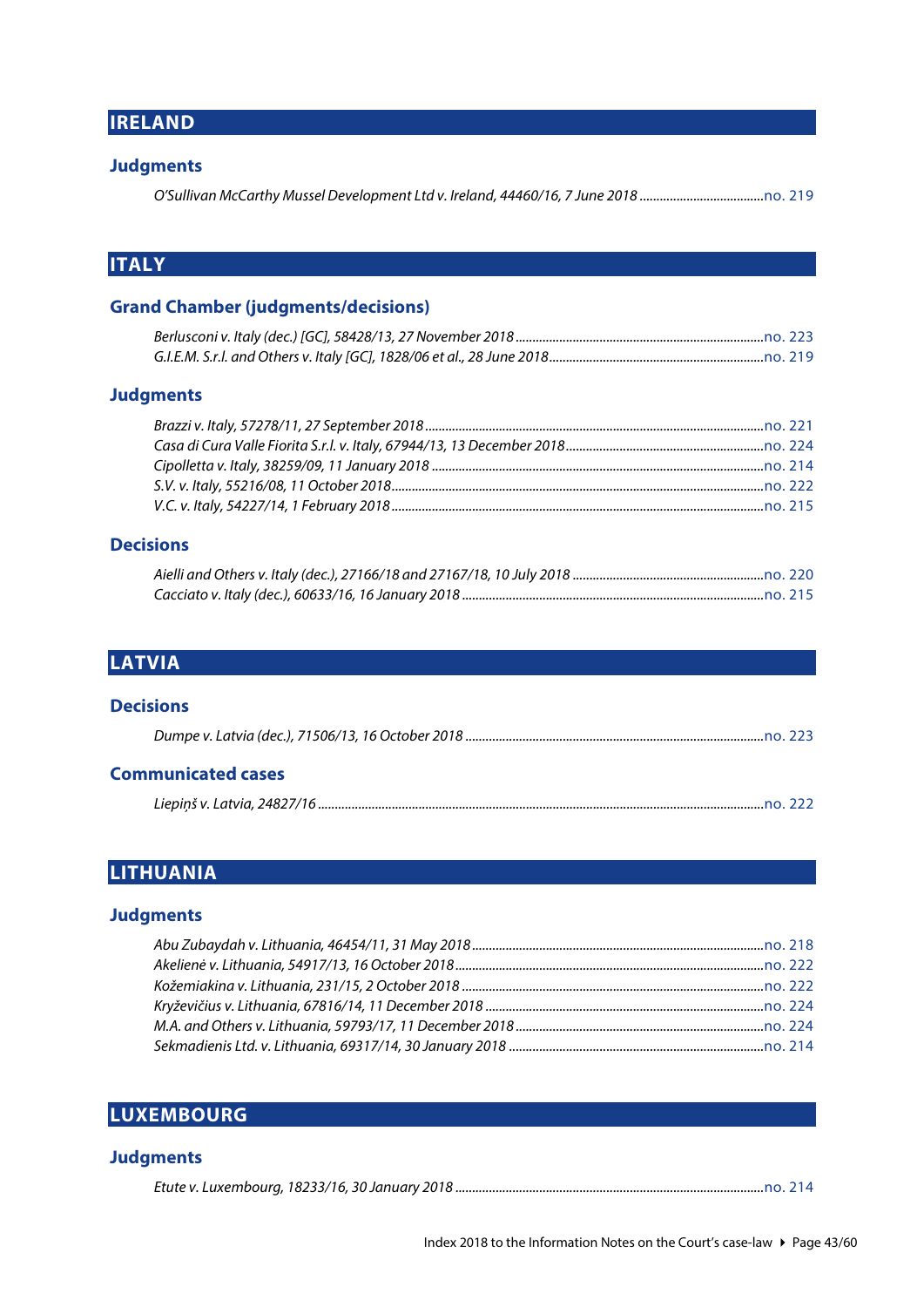## IRELAND

### Judgments

*O'Sullivan McCarthy Mussel Development Ltd v. Ireland, 44460/16, 7 June 2018* ..................................... no. 219

## ITALY

### Grand Chamber (judgments/decisions)

*Berlusconi v. Italy (dec.) [GC], 58428/13, 27 November 2018* ..................................... no. 223
*G.I.E.M. S.r.l. and Others v. Italy [GC], 1828/06 et al., 28 June 2018* ..................................... no. 219

### Judgments

*Brazzi v. Italy, 57278/11, 27 September 2018* ..................................... no. 221
*Casa di Cura Valle Fiorita S.r.l. v. Italy, 67944/13, 13 December 2018* ..................................... no. 224
*Cipolletta v. Italy, 38259/09, 11 January 2018* ..................................... no. 214
*S.V. v. Italy, 55216/08, 11 October 2018* ..................................... no. 222
*V.C. v. Italy, 54227/14, 1 February 2018* ..................................... no. 215

### Decisions

*Aielli and Others v. Italy (dec.), 27166/18 and 27167/18, 10 July 2018* ..................................... no. 220
*Cacciato v. Italy (dec.), 60633/16, 16 January 2018* ..................................... no. 215

## LATVIA

### Decisions

*Dumpe v. Latvia (dec.), 71506/13, 16 October 2018* ..................................... no. 223

### Communicated cases

*Liepiņš v. Latvia, 24827/16* ..................................... no. 222

## LITHUANIA

### Judgments

*Abu Zubaydah v. Lithuania, 46454/11, 31 May 2018* ..................................... no. 218
*Akelienė v. Lithuania, 54917/13, 16 October 2018* ..................................... no. 222
*Kožemiakina v. Lithuania, 231/15, 2 October 2018* ..................................... no. 222
*Kryževičius v. Lithuania, 67816/14, 11 December 2018* ..................................... no. 224
*M.A. and Others v. Lithuania, 59793/17, 11 December 2018* ..................................... no. 224
*Sekmadienis Ltd. v. Lithuania, 69317/14, 30 January 2018* ..................................... no. 214

## LUXEMBOURG

### Judgments

*Etute v. Luxembourg, 18233/16, 30 January 2018* ..................................... no. 214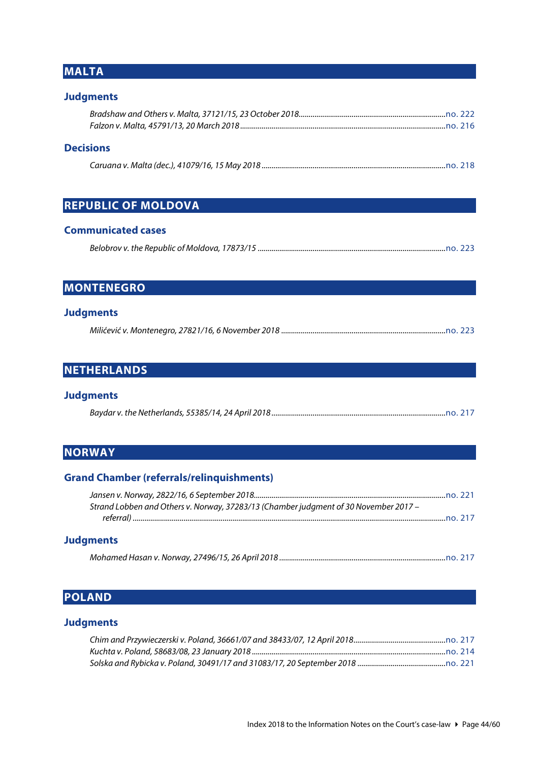## MALTA

### Judgments

*Bradshaw and Others v. Malta, 37121/15, 23 October 2018*...no. 222
*Falzon v. Malta, 45791/13, 20 March 2018*...no. 216

### Decisions

*Caruana v. Malta (dec.), 41079/16, 15 May 2018*...no. 218

## REPUBLIC OF MOLDOVA

### Communicated cases

*Belobrov v. the Republic of Moldova, 17873/15*...no. 223

## MONTENEGRO

### Judgments

*Milićević v. Montenegro, 27821/16, 6 November 2018*...no. 223

## NETHERLANDS

### Judgments

*Baydar v. the Netherlands, 55385/14, 24 April 2018*...no. 217

## NORWAY

### Grand Chamber (referrals/relinquishments)

*Jansen v. Norway, 2822/16, 6 September 2018*...no. 221
*Strand Lobben and Others v. Norway, 37283/13 (Chamber judgment of 30 November 2017 – referral)*...no. 217

### Judgments

*Mohamed Hasan v. Norway, 27496/15, 26 April 2018*...no. 217

## POLAND

### Judgments

*Chim and Przywieczerski v. Poland, 36661/07 and 38433/07, 12 April 2018*...no. 217
*Kuchta v. Poland, 58683/08, 23 January 2018*...no. 214
*Solska and Rybicka v. Poland, 30491/17 and 31083/17, 20 September 2018*...no. 221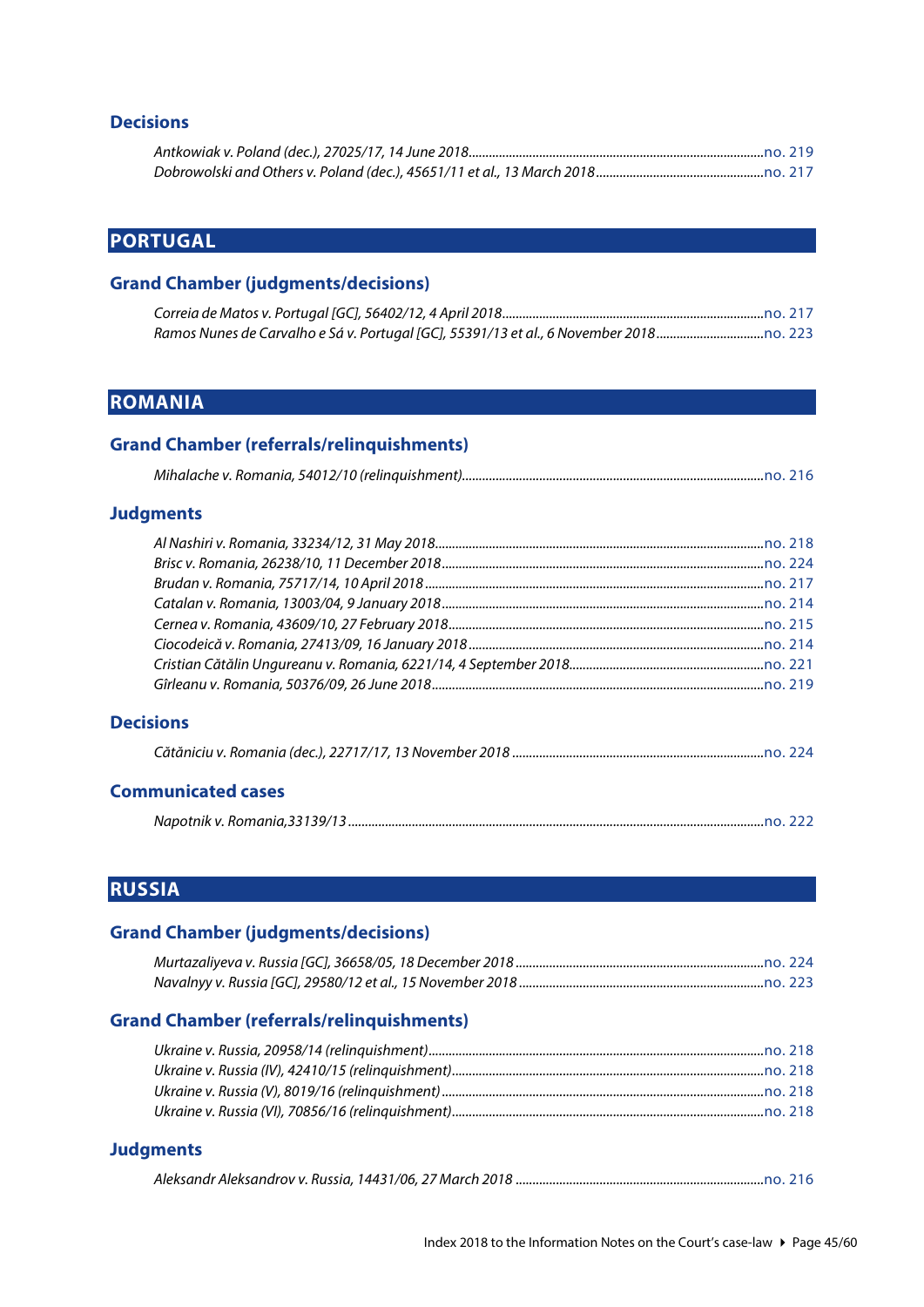### Decisions

*Antkowiak v. Poland (dec.), 27025/17, 14 June 2018*......no. 219
*Dobrowolski and Others v. Poland (dec.), 45651/11 et al., 13 March 2018*......no. 217

## PORTUGAL

### Grand Chamber (judgments/decisions)

*Correia de Matos v. Portugal [GC], 56402/12, 4 April 2018*......no. 217
*Ramos Nunes de Carvalho e Sá v. Portugal [GC], 55391/13 et al., 6 November 2018*......no. 223

## ROMANIA

### Grand Chamber (referrals/relinquishments)

*Mihalache v. Romania, 54012/10 (relinquishment)*......no. 216

### Judgments

*Al Nashiri v. Romania, 33234/12, 31 May 2018*......no. 218
*Brisc v. Romania, 26238/10, 11 December 2018*......no. 224
*Brudan v. Romania, 75717/14, 10 April 2018*......no. 217
*Catalan v. Romania, 13003/04, 9 January 2018*......no. 214
*Cernea v. Romania, 43609/10, 27 February 2018*......no. 215
*Ciocodeică v. Romania, 27413/09, 16 January 2018*......no. 214
*Cristian Cătălin Ungureanu v. Romania, 6221/14, 4 September 2018*......no. 221
*Gîrleanu v. Romania, 50376/09, 26 June 2018*......no. 219

### Decisions

*Cătăniciu v. Romania (dec.), 22717/17, 13 November 2018*......no. 224

### Communicated cases

*Napotnik v. Romania,33139/13*......no. 222

## RUSSIA

### Grand Chamber (judgments/decisions)

*Murtazaliyeva v. Russia [GC], 36658/05, 18 December 2018*......no. 224
*Navalnyy v. Russia [GC], 29580/12 et al., 15 November 2018*......no. 223

### Grand Chamber (referrals/relinquishments)

*Ukraine v. Russia, 20958/14 (relinquishment)*......no. 218
*Ukraine v. Russia (IV), 42410/15 (relinquishment)*......no. 218
*Ukraine v. Russia (V), 8019/16 (relinquishment)*......no. 218
*Ukraine v. Russia (VI), 70856/16 (relinquishment)*......no. 218

### Judgments

*Aleksandr Aleksandrov v. Russia, 14431/06, 27 March 2018*......no. 216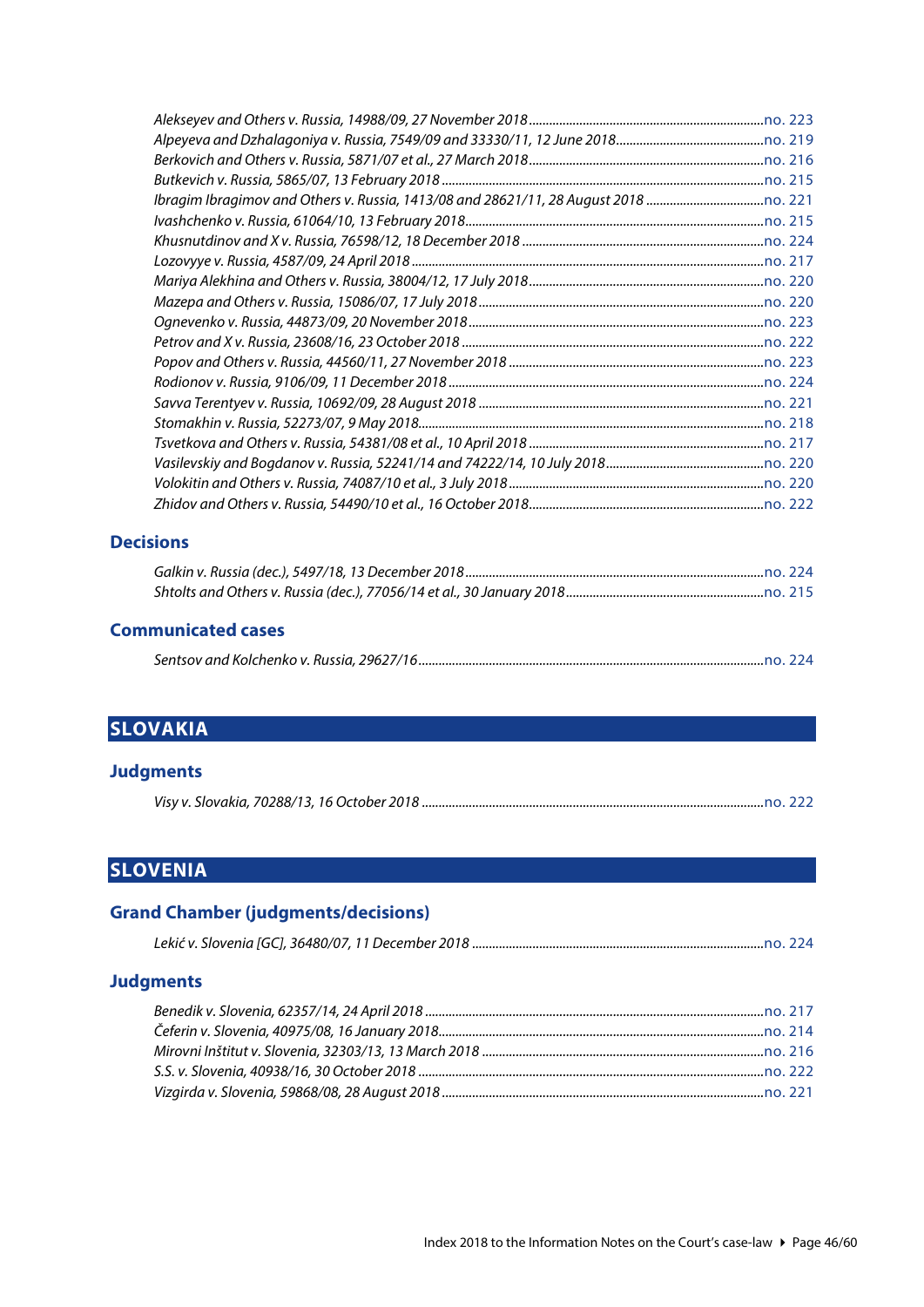*Alekseyev and Others v. Russia, 14988/09, 27 November 2018*......no. 223
*Alpeyeva and Dzhalagoniya v. Russia, 7549/09 and 33330/11, 12 June 2018*......no. 219
*Berkovich and Others v. Russia, 5871/07 et al., 27 March 2018*......no. 216
*Butkevich v. Russia, 5865/07, 13 February 2018*......no. 215
*Ibragim Ibragimov and Others v. Russia, 1413/08 and 28621/11, 28 August 2018*......no. 221
*Ivashchenko v. Russia, 61064/10, 13 February 2018*......no. 215
*Khusnutdinov and X v. Russia, 76598/12, 18 December 2018*......no. 224
*Lozovyye v. Russia, 4587/09, 24 April 2018*......no. 217
*Mariya Alekhina and Others v. Russia, 38004/12, 17 July 2018*......no. 220
*Mazepa and Others v. Russia, 15086/07, 17 July 2018*......no. 220
*Ognevenko v. Russia, 44873/09, 20 November 2018*......no. 223
*Petrov and X v. Russia, 23608/16, 23 October 2018*......no. 222
*Popov and Others v. Russia, 44560/11, 27 November 2018*......no. 223
*Rodionov v. Russia, 9106/09, 11 December 2018*......no. 224
*Savva Terentyev v. Russia, 10692/09, 28 August 2018*......no. 221
*Stomakhin v. Russia, 52273/07, 9 May 2018*......no. 218
*Tsvetkova and Others v. Russia, 54381/08 et al., 10 April 2018*......no. 217
*Vasilevskiy and Bogdanov v. Russia, 52241/14 and 74222/14, 10 July 2018*......no. 220
*Volokitin and Others v. Russia, 74087/10 et al., 3 July 2018*......no. 220
*Zhidov and Others v. Russia, 54490/10 et al., 16 October 2018*......no. 222

### Decisions

*Galkin v. Russia (dec.), 5497/18, 13 December 2018*......no. 224
*Shtolts and Others v. Russia (dec.), 77056/14 et al., 30 January 2018*......no. 215

### Communicated cases

*Sentsov and Kolchenko v. Russia, 29627/16*......no. 224

## SLOVAKIA

### Judgments

*Visy v. Slovakia, 70288/13, 16 October 2018*......no. 222

## SLOVENIA

### Grand Chamber (judgments/decisions)

*Lekić v. Slovenia [GC], 36480/07, 11 December 2018*......no. 224

### Judgments

*Benedik v. Slovenia, 62357/14, 24 April 2018*......no. 217
*Čeferin v. Slovenia, 40975/08, 16 January 2018*......no. 214
*Mirovni Inštitut v. Slovenia, 32303/13, 13 March 2018*......no. 216
*S.S. v. Slovenia, 40938/16, 30 October 2018*......no. 222
*Vizgirda v. Slovenia, 59868/08, 28 August 2018*......no. 221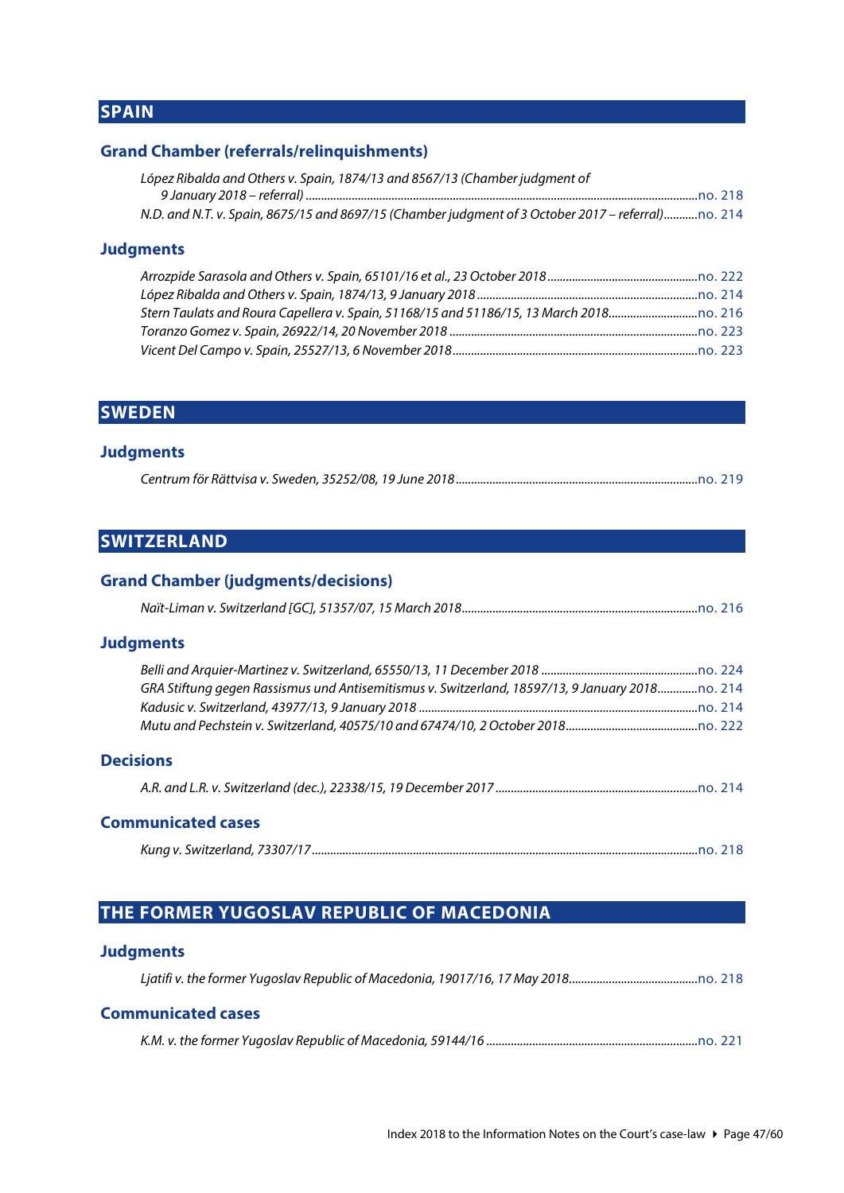# SPAIN

## Grand Chamber (referrals/relinquishments)

*López Ribalda and Others v. Spain, 1874/13 and 8567/13 (Chamber judgment of 9 January 2018 – referral)* ..... no. 218
*N.D. and N.T. v. Spain, 8675/15 and 8697/15 (Chamber judgment of 3 October 2017 – referral)* ..... no. 214

## Judgments

*Arrozpide Sarasola and Others v. Spain, 65101/16 et al., 23 October 2018* ..... no. 222
*López Ribalda and Others v. Spain, 1874/13, 9 January 2018* ..... no. 214
*Stern Taulats and Roura Capellera v. Spain, 51168/15 and 51186/15, 13 March 2018* ..... no. 216
*Toranzo Gomez v. Spain, 26922/14, 20 November 2018* ..... no. 223
*Vicent Del Campo v. Spain, 25527/13, 6 November 2018* ..... no. 223

# SWEDEN

## Judgments

*Centrum för Rättvisa v. Sweden, 35252/08, 19 June 2018* ..... no. 219

# SWITZERLAND

## Grand Chamber (judgments/decisions)

*Naït-Liman v. Switzerland [GC], 51357/07, 15 March 2018* ..... no. 216

## Judgments

*Belli and Arquier-Martinez v. Switzerland, 65550/13, 11 December 2018* ..... no. 224
*GRA Stiftung gegen Rassismus und Antisemitismus v. Switzerland, 18597/13, 9 January 2018* ..... no. 214
*Kadusic v. Switzerland, 43977/13, 9 January 2018* ..... no. 214
*Mutu and Pechstein v. Switzerland, 40575/10 and 67474/10, 2 October 2018* ..... no. 222

## Decisions

*A.R. and L.R. v. Switzerland (dec.), 22338/15, 19 December 2017* ..... no. 214

## Communicated cases

*Kung v. Switzerland, 73307/17* ..... no. 218

# THE FORMER YUGOSLAV REPUBLIC OF MACEDONIA

## Judgments

*Ljatifi v. the former Yugoslav Republic of Macedonia, 19017/16, 17 May 2018* ..... no. 218

## Communicated cases

*K.M. v. the former Yugoslav Republic of Macedonia, 59144/16* ..... no. 221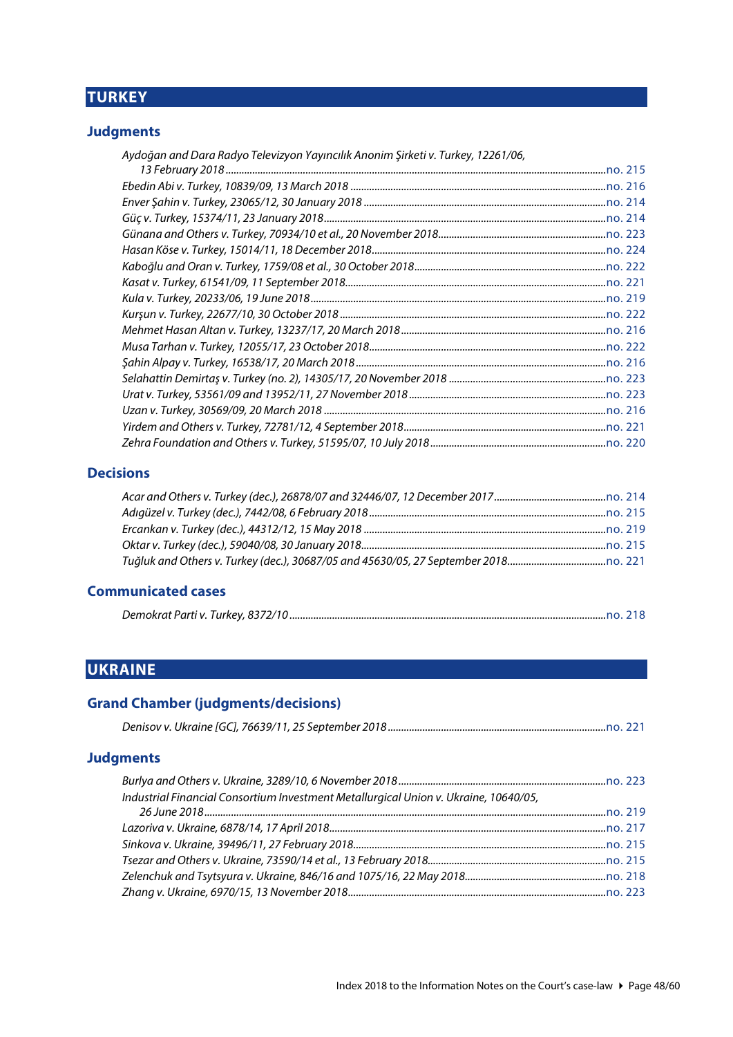# TURKEY

## Judgments

*Aydoğan and Dara Radyo Televizyon Yayıncılık Anonim Şirketi v. Turkey, 12261/06, 13 February 2018* ........ no. 215
*Ebedin Abi v. Turkey, 10839/09, 13 March 2018* ........ no. 216
*Enver Şahin v. Turkey, 23065/12, 30 January 2018* ........ no. 214
*Güç v. Turkey, 15374/11, 23 January 2018* ........ no. 214
*Günana and Others v. Turkey, 70934/10 et al., 20 November 2018* ........ no. 223
*Hasan Köse v. Turkey, 15014/11, 18 December 2018* ........ no. 224
*Kaboğlu and Oran v. Turkey, 1759/08 et al., 30 October 2018* ........ no. 222
*Kasat v. Turkey, 61541/09, 11 September 2018* ........ no. 221
*Kula v. Turkey, 20233/06, 19 June 2018* ........ no. 219
*Kurşun v. Turkey, 22677/10, 30 October 2018* ........ no. 222
*Mehmet Hasan Altan v. Turkey, 13237/17, 20 March 2018* ........ no. 216
*Musa Tarhan v. Turkey, 12055/17, 23 October 2018* ........ no. 222
*Şahin Alpay v. Turkey, 16538/17, 20 March 2018* ........ no. 216
*Selahattin Demirtaş v. Turkey (no. 2), 14305/17, 20 November 2018* ........ no. 223
*Urat v. Turkey, 53561/09 and 13952/11, 27 November 2018* ........ no. 223
*Uzan v. Turkey, 30569/09, 20 March 2018* ........ no. 216
*Yirdem and Others v. Turkey, 72781/12, 4 September 2018* ........ no. 221
*Zehra Foundation and Others v. Turkey, 51595/07, 10 July 2018* ........ no. 220

## Decisions

*Acar and Others v. Turkey (dec.), 26878/07 and 32446/07, 12 December 2017* ........ no. 214
*Adıgüzel v. Turkey (dec.), 7442/08, 6 February 2018* ........ no. 215
*Ercankan v. Turkey (dec.), 44312/12, 15 May 2018* ........ no. 219
*Oktar v. Turkey (dec.), 59040/08, 30 January 2018* ........ no. 215
*Tuğluk and Others v. Turkey (dec.), 30687/05 and 45630/05, 27 September 2018* ........ no. 221

## Communicated cases

*Demokrat Parti v. Turkey, 8372/10* ........ no. 218

# UKRAINE

## Grand Chamber (judgments/decisions)

*Denisov v. Ukraine [GC], 76639/11, 25 September 2018* ........ no. 221

## Judgments

*Burlya and Others v. Ukraine, 3289/10, 6 November 2018* ........ no. 223
*Industrial Financial Consortium Investment Metallurgical Union v. Ukraine, 10640/05, 26 June 2018* ........ no. 219
*Lazoriva v. Ukraine, 6878/14, 17 April 2018* ........ no. 217
*Sinkova v. Ukraine, 39496/11, 27 February 2018* ........ no. 215
*Tsezar and Others v. Ukraine, 73590/14 et al., 13 February 2018* ........ no. 215
*Zelenchuk and Tsytsyura v. Ukraine, 846/16 and 1075/16, 22 May 2018* ........ no. 218
*Zhang v. Ukraine, 6970/15, 13 November 2018* ........ no. 223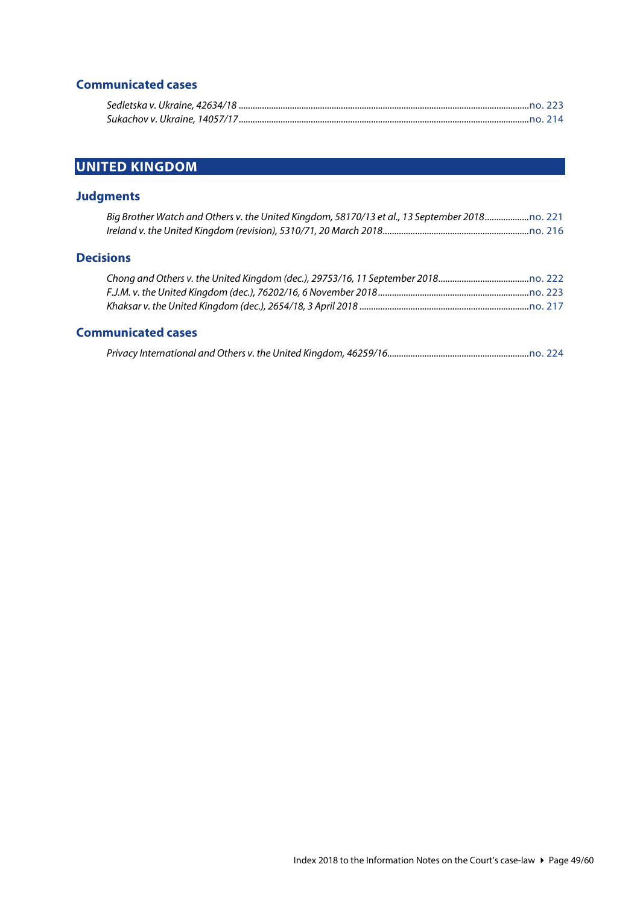### Communicated cases

*Sedletska v. Ukraine, 42634/18* ............ no. 223
*Sukachov v. Ukraine, 14057/17* ............ no. 214

## UNITED KINGDOM

### Judgments

*Big Brother Watch and Others v. the United Kingdom, 58170/13 et al., 13 September 2018* ............ no. 221
*Ireland v. the United Kingdom (revision), 5310/71, 20 March 2018* ............ no. 216

### Decisions

*Chong and Others v. the United Kingdom (dec.), 29753/16, 11 September 2018* ............ no. 222
*F.J.M. v. the United Kingdom (dec.), 76202/16, 6 November 2018* ............ no. 223
*Khaksar v. the United Kingdom (dec.), 2654/18, 3 April 2018* ............ no. 217

### Communicated cases

*Privacy International and Others v. the United Kingdom, 46259/16* ............ no. 224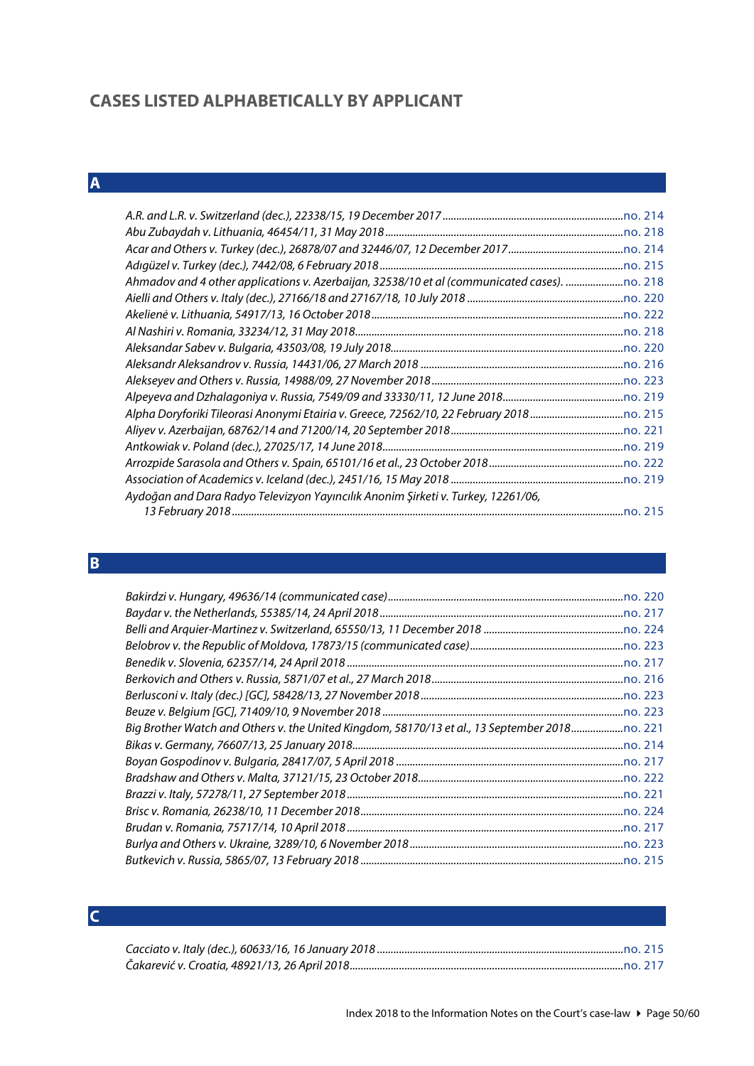# CASES LISTED ALPHABETICALLY BY APPLICANT

## A

*A.R. and L.R. v. Switzerland (dec.), 22338/15, 19 December 2017* .......... no. 214
*Abu Zubaydah v. Lithuania, 46454/11, 31 May 2018* .......... no. 218
*Acar and Others v. Turkey (dec.), 26878/07 and 32446/07, 12 December 2017* .......... no. 214
*Adıgüzel v. Turkey (dec.), 7442/08, 6 February 2018* .......... no. 215
*Ahmadov and 4 other applications v. Azerbaijan, 32538/10 et al (communicated cases).* .......... no. 218
*Aielli and Others v. Italy (dec.), 27166/18 and 27167/18, 10 July 2018* .......... no. 220
*Akelienė v. Lithuania, 54917/13, 16 October 2018* .......... no. 222
*Al Nashiri v. Romania, 33234/12, 31 May 2018* .......... no. 218
*Aleksandar Sabev v. Bulgaria, 43503/08, 19 July 2018* .......... no. 220
*Aleksandr Aleksandrov v. Russia, 14431/06, 27 March 2018* .......... no. 216
*Alekseyev and Others v. Russia, 14988/09, 27 November 2018* .......... no. 223
*Alpeyeva and Dzhalagoniya v. Russia, 7549/09 and 33330/11, 12 June 2018* .......... no. 219
*Alpha Doryforiki Tileorasi Anonymi Etairia v. Greece, 72562/10, 22 February 2018* .......... no. 215
*Aliyev v. Azerbaijan, 68762/14 and 71200/14, 20 September 2018* .......... no. 221
*Antkowiak v. Poland (dec.), 27025/17, 14 June 2018* .......... no. 219
*Arrozpide Sarasola and Others v. Spain, 65101/16 et al., 23 October 2018* .......... no. 222
*Association of Academics v. Iceland (dec.), 2451/16, 15 May 2018* .......... no. 219
*Aydoğan and Dara Radyo Televizyon Yayıncılık Anonim Şirketi v. Turkey, 12261/06, 13 February 2018* .......... no. 215

## B

*Bakirdzi v. Hungary, 49636/14 (communicated case)* .......... no. 220
*Baydar v. the Netherlands, 55385/14, 24 April 2018* .......... no. 217
*Belli and Arquier-Martinez v. Switzerland, 65550/13, 11 December 2018* .......... no. 224
*Belobrov v. the Republic of Moldova, 17873/15 (communicated case)* .......... no. 223
*Benedik v. Slovenia, 62357/14, 24 April 2018* .......... no. 217
*Berkovich and Others v. Russia, 5871/07 et al., 27 March 2018* .......... no. 216
*Berlusconi v. Italy (dec.) [GC], 58428/13, 27 November 2018* .......... no. 223
*Beuze v. Belgium [GC], 71409/10, 9 November 2018* .......... no. 223
*Big Brother Watch and Others v. the United Kingdom, 58170/13 et al., 13 September 2018* .......... no. 221
*Bikas v. Germany, 76607/13, 25 January 2018* .......... no. 214
*Boyan Gospodinov v. Bulgaria, 28417/07, 5 April 2018* .......... no. 217
*Bradshaw and Others v. Malta, 37121/15, 23 October 2018* .......... no. 222
*Brazzi v. Italy, 57278/11, 27 September 2018* .......... no. 221
*Brisc v. Romania, 26238/10, 11 December 2018* .......... no. 224
*Brudan v. Romania, 75717/14, 10 April 2018* .......... no. 217
*Burlya and Others v. Ukraine, 3289/10, 6 November 2018* .......... no. 223
*Butkevich v. Russia, 5865/07, 13 February 2018* .......... no. 215

## C

*Cacciato v. Italy (dec.), 60633/16, 16 January 2018* .......... no. 215
*Čakarević v. Croatia, 48921/13, 26 April 2018* .......... no. 217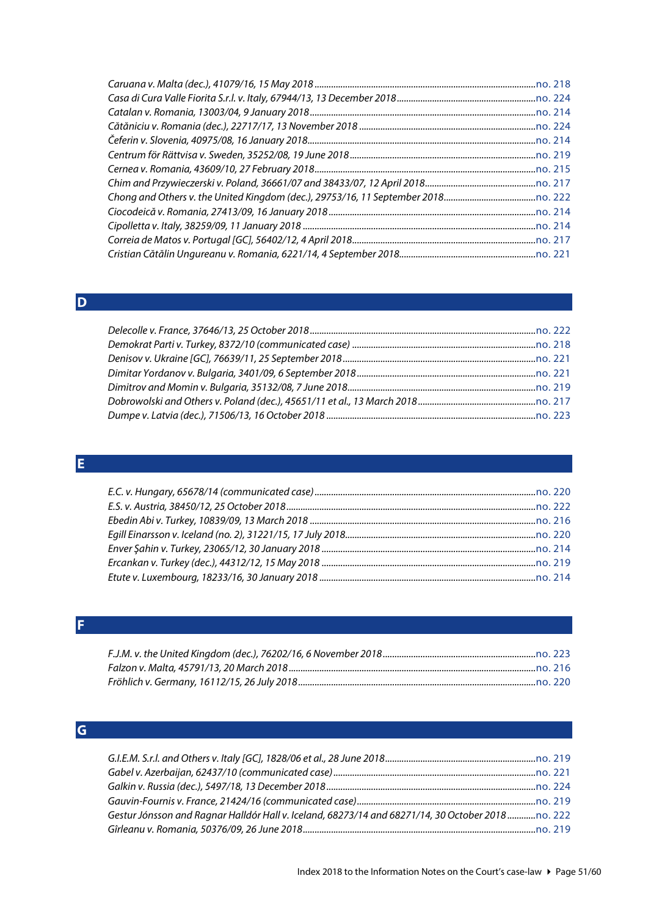*Caruana v. Malta (dec.), 41079/16, 15 May 2018* ........ no. 218
*Casa di Cura Valle Fiorita S.r.l. v. Italy, 67944/13, 13 December 2018* ........ no. 224
*Catalan v. Romania, 13003/04, 9 January 2018* ........ no. 214
*Cătăniciu v. Romania (dec.), 22717/17, 13 November 2018* ........ no. 224
*Čeferin v. Slovenia, 40975/08, 16 January 2018* ........ no. 214
*Centrum för Rättvisa v. Sweden, 35252/08, 19 June 2018* ........ no. 219
*Cernea v. Romania, 43609/10, 27 February 2018* ........ no. 215
*Chim and Przywieczerski v. Poland, 36661/07 and 38433/07, 12 April 2018* ........ no. 217
*Chong and Others v. the United Kingdom (dec.), 29753/16, 11 September 2018* ........ no. 222
*Ciocodeică v. Romania, 27413/09, 16 January 2018* ........ no. 214
*Cipolletta v. Italy, 38259/09, 11 January 2018* ........ no. 214
*Correia de Matos v. Portugal [GC], 56402/12, 4 April 2018* ........ no. 217
*Cristian Cătălin Ungureanu v. Romania, 6221/14, 4 September 2018* ........ no. 221

## D

*Delecolle v. France, 37646/13, 25 October 2018* ........ no. 222
*Demokrat Parti v. Turkey, 8372/10 (communicated case)* ........ no. 218
*Denisov v. Ukraine [GC], 76639/11, 25 September 2018* ........ no. 221
*Dimitar Yordanov v. Bulgaria, 3401/09, 6 September 2018* ........ no. 221
*Dimitrov and Momin v. Bulgaria, 35132/08, 7 June 2018* ........ no. 219
*Dobrowolski and Others v. Poland (dec.), 45651/11 et al., 13 March 2018* ........ no. 217
*Dumpe v. Latvia (dec.), 71506/13, 16 October 2018* ........ no. 223

## E

*E.C. v. Hungary, 65678/14 (communicated case)* ........ no. 220
*E.S. v. Austria, 38450/12, 25 October 2018* ........ no. 222
*Ebedin Abi v. Turkey, 10839/09, 13 March 2018* ........ no. 216
*Egill Einarsson v. Iceland (no. 2), 31221/15, 17 July 2018* ........ no. 220
*Enver Şahin v. Turkey, 23065/12, 30 January 2018* ........ no. 214
*Ercankan v. Turkey (dec.), 44312/12, 15 May 2018* ........ no. 219
*Etute v. Luxembourg, 18233/16, 30 January 2018* ........ no. 214

## F

*F.J.M. v. the United Kingdom (dec.), 76202/16, 6 November 2018* ........ no. 223
*Falzon v. Malta, 45791/13, 20 March 2018* ........ no. 216
*Fröhlich v. Germany, 16112/15, 26 July 2018* ........ no. 220

## G

*G.I.E.M. S.r.l. and Others v. Italy [GC], 1828/06 et al., 28 June 2018* ........ no. 219
*Gabel v. Azerbaijan, 62437/10 (communicated case)* ........ no. 221
*Galkin v. Russia (dec.), 5497/18, 13 December 2018* ........ no. 224
*Gauvin-Fournis v. France, 21424/16 (communicated case)* ........ no. 219
*Gestur Jónsson and Ragnar Halldór Hall v. Iceland, 68273/14 and 68271/14, 30 October 2018* ........ no. 222
*Gîrleanu v. Romania, 50376/09, 26 June 2018* ........ no. 219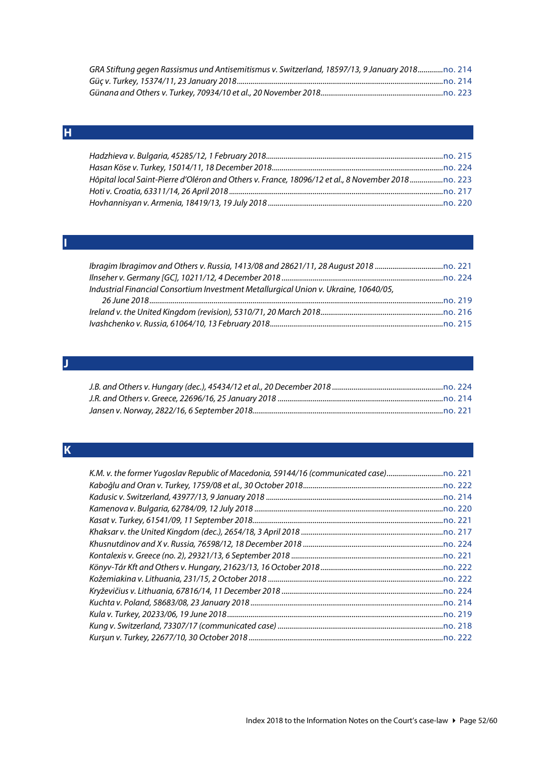*GRA Stiftung gegen Rassismus und Antisemitismus v. Switzerland, 18597/13, 9 January 2018*.............no. 214
*Güç v. Turkey, 15374/11, 23 January 2018*.............no. 214
*Günana and Others v. Turkey, 70934/10 et al., 20 November 2018*.............no. 223

## H

*Hadzhieva v. Bulgaria, 45285/12, 1 February 2018*.............no. 215
*Hasan Köse v. Turkey, 15014/11, 18 December 2018*.............no. 224
*Hôpital local Saint-Pierre d'Oléron and Others v. France, 18096/12 et al., 8 November 2018*.............no. 223
*Hoti v. Croatia, 63311/14, 26 April 2018*.............no. 217
*Hovhannisyan v. Armenia, 18419/13, 19 July 2018*.............no. 220

## I

*Ibragim Ibragimov and Others v. Russia, 1413/08 and 28621/11, 28 August 2018*.............no. 221
*Ilnseher v. Germany [GC], 10211/12, 4 December 2018*.............no. 224
*Industrial Financial Consortium Investment Metallurgical Union v. Ukraine, 10640/05, 26 June 2018*.............no. 219
*Ireland v. the United Kingdom (revision), 5310/71, 20 March 2018*.............no. 216
*Ivashchenko v. Russia, 61064/10, 13 February 2018*.............no. 215

## J

*J.B. and Others v. Hungary (dec.), 45434/12 et al., 20 December 2018*.............no. 224
*J.R. and Others v. Greece, 22696/16, 25 January 2018*.............no. 214
*Jansen v. Norway, 2822/16, 6 September 2018*.............no. 221

## K

*K.M. v. the former Yugoslav Republic of Macedonia, 59144/16 (communicated case)*.............no. 221
*Kaboğlu and Oran v. Turkey, 1759/08 et al., 30 October 2018*.............no. 222
*Kadusic v. Switzerland, 43977/13, 9 January 2018*.............no. 214
*Kamenova v. Bulgaria, 62784/09, 12 July 2018*.............no. 220
*Kasat v. Turkey, 61541/09, 11 September 2018*.............no. 221
*Khaksar v. the United Kingdom (dec.), 2654/18, 3 April 2018*.............no. 217
*Khusnutdinov and X v. Russia, 76598/12, 18 December 2018*.............no. 224
*Kontalexis v. Greece (no. 2), 29321/13, 6 September 2018*.............no. 221
*Könyv-Tár Kft and Others v. Hungary, 21623/13, 16 October 2018*.............no. 222
*Kožemiakina v. Lithuania, 231/15, 2 October 2018*.............no. 222
*Kryževičius v. Lithuania, 67816/14, 11 December 2018*.............no. 224
*Kuchta v. Poland, 58683/08, 23 January 2018*.............no. 214
*Kula v. Turkey, 20233/06, 19 June 2018*.............no. 219
*Kung v. Switzerland, 73307/17 (communicated case)*.............no. 218
*Kurşun v. Turkey, 22677/10, 30 October 2018*.............no. 222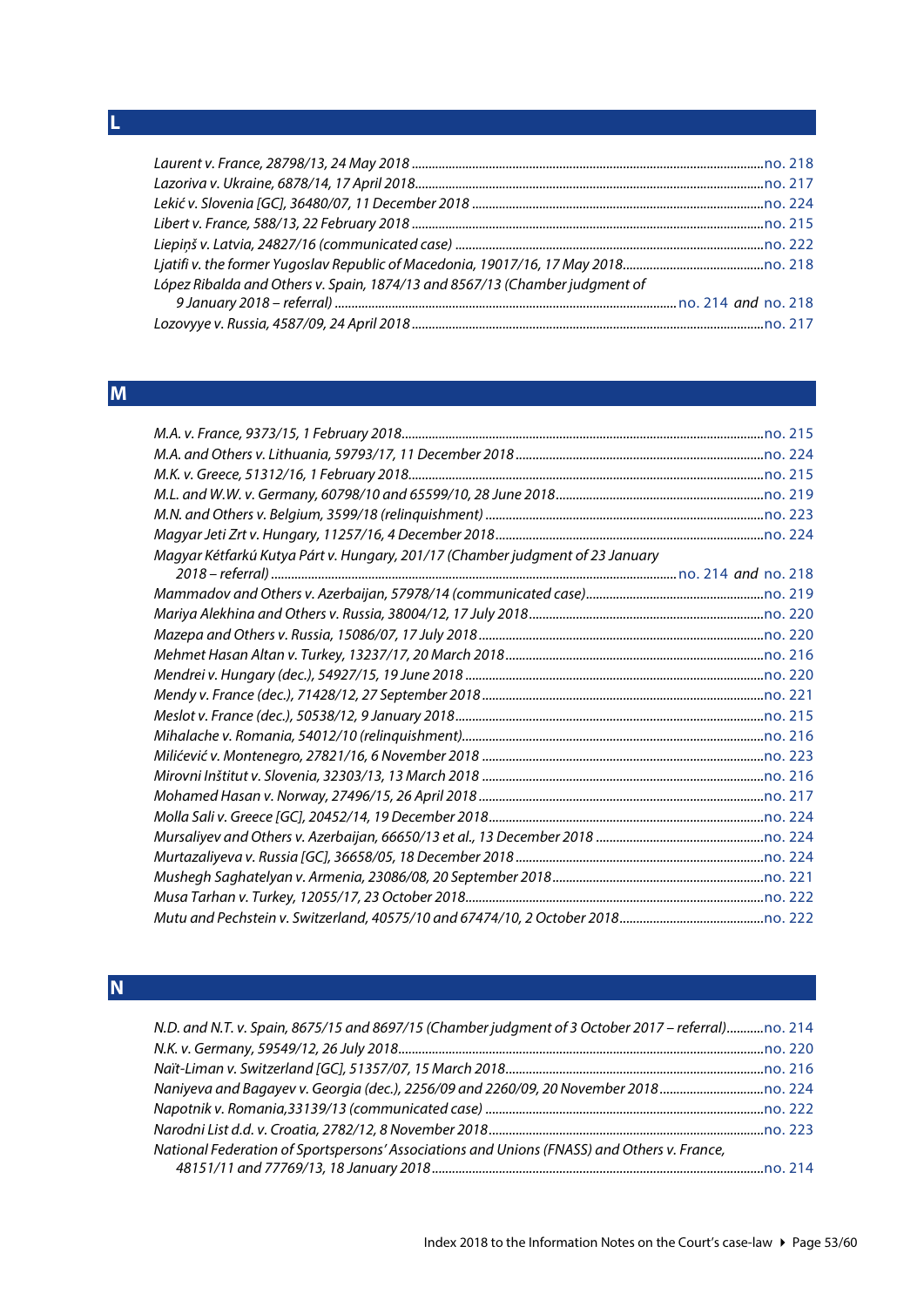## L

*Laurent v. France, 28798/13, 24 May 2018* ... no. 218
*Lazoriva v. Ukraine, 6878/14, 17 April 2018* ... no. 217
*Lekić v. Slovenia [GC], 36480/07, 11 December 2018* ... no. 224
*Libert v. France, 588/13, 22 February 2018* ... no. 215
*Liepiņš v. Latvia, 24827/16 (communicated case)* ... no. 222
*Ljatifi v. the former Yugoslav Republic of Macedonia, 19017/16, 17 May 2018* ... no. 218
*López Ribalda and Others v. Spain, 1874/13 and 8567/13 (Chamber judgment of 9 January 2018 – referral)* ... no. 214 *and* no. 218
*Lozovyye v. Russia, 4587/09, 24 April 2018* ... no. 217

## M

*M.A. v. France, 9373/15, 1 February 2018* ... no. 215
*M.A. and Others v. Lithuania, 59793/17, 11 December 2018* ... no. 224
*M.K. v. Greece, 51312/16, 1 February 2018* ... no. 215
*M.L. and W.W. v. Germany, 60798/10 and 65599/10, 28 June 2018* ... no. 219
*M.N. and Others v. Belgium, 3599/18 (relinquishment)* ... no. 223
*Magyar Jeti Zrt v. Hungary, 11257/16, 4 December 2018* ... no. 224
*Magyar Kétfarkú Kutya Párt v. Hungary, 201/17 (Chamber judgment of 23 January 2018 – referral)* ... no. 214 *and* no. 218
*Mammadov and Others v. Azerbaijan, 57978/14 (communicated case)* ... no. 219
*Mariya Alekhina and Others v. Russia, 38004/12, 17 July 2018* ... no. 220
*Mazepa and Others v. Russia, 15086/07, 17 July 2018* ... no. 220
*Mehmet Hasan Altan v. Turkey, 13237/17, 20 March 2018* ... no. 216
*Mendrei v. Hungary (dec.), 54927/15, 19 June 2018* ... no. 220
*Mendy v. France (dec.), 71428/12, 27 September 2018* ... no. 221
*Meslot v. France (dec.), 50538/12, 9 January 2018* ... no. 215
*Mihalache v. Romania, 54012/10 (relinquishment)* ... no. 216
*Milićević v. Montenegro, 27821/16, 6 November 2018* ... no. 223
*Mirovni Inštitut v. Slovenia, 32303/13, 13 March 2018* ... no. 216
*Mohamed Hasan v. Norway, 27496/15, 26 April 2018* ... no. 217
*Molla Sali v. Greece [GC], 20452/14, 19 December 2018* ... no. 224
*Mursaliyev and Others v. Azerbaijan, 66650/13 et al., 13 December 2018* ... no. 224
*Murtazaliyeva v. Russia [GC], 36658/05, 18 December 2018* ... no. 224
*Mushegh Saghatelyan v. Armenia, 23086/08, 20 September 2018* ... no. 221
*Musa Tarhan v. Turkey, 12055/17, 23 October 2018* ... no. 222
*Mutu and Pechstein v. Switzerland, 40575/10 and 67474/10, 2 October 2018* ... no. 222

## N

*N.D. and N.T. v. Spain, 8675/15 and 8697/15 (Chamber judgment of 3 October 2017 – referral)* ... no. 214
*N.K. v. Germany, 59549/12, 26 July 2018* ... no. 220
*Naït-Liman v. Switzerland [GC], 51357/07, 15 March 2018* ... no. 216
*Naniyeva and Bagayev v. Georgia (dec.), 2256/09 and 2260/09, 20 November 2018* ... no. 224
*Napotnik v. Romania, 33139/13 (communicated case)* ... no. 222
*Narodni List d.d. v. Croatia, 2782/12, 8 November 2018* ... no. 223
*National Federation of Sportspersons' Associations and Unions (FNASS) and Others v. France, 48151/11 and 77769/13, 18 January 2018* ... no. 214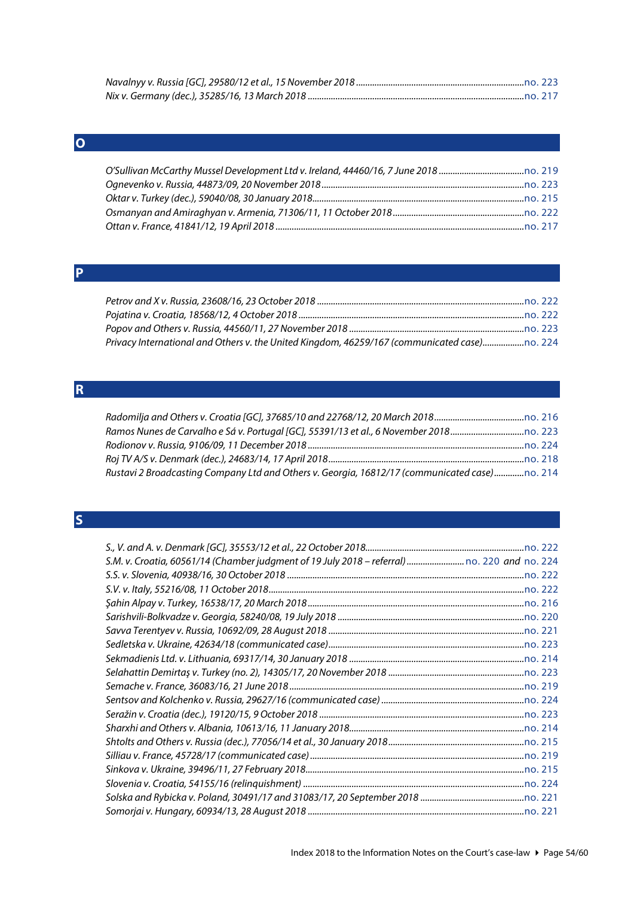*Navalnyy v. Russia [GC], 29580/12 et al., 15 November 2018* ........................................ no. 223
*Nix v. Germany (dec.), 35285/16, 13 March 2018* ........................................ no. 217

## O

*O'Sullivan McCarthy Mussel Development Ltd v. Ireland, 44460/16, 7 June 2018* ........................................ no. 219
*Ognevenko v. Russia, 44873/09, 20 November 2018* ........................................ no. 223
*Oktar v. Turkey (dec.), 59040/08, 30 January 2018* ........................................ no. 215
*Osmanyan and Amiraghyan v. Armenia, 71306/11, 11 October 2018* ........................................ no. 222
*Ottan v. France, 41841/12, 19 April 2018* ........................................ no. 217

## P

*Petrov and X v. Russia, 23608/16, 23 October 2018* ........................................ no. 222
*Pojatina v. Croatia, 18568/12, 4 October 2018* ........................................ no. 222
*Popov and Others v. Russia, 44560/11, 27 November 2018* ........................................ no. 223
*Privacy International and Others v. the United Kingdom, 46259/167 (communicated case)* ........................................ no. 224

## R

*Radomilja and Others v. Croatia [GC], 37685/10 and 22768/12, 20 March 2018* ........................................ no. 216
*Ramos Nunes de Carvalho e Sá v. Portugal [GC], 55391/13 et al., 6 November 2018* ........................................ no. 223
*Rodionov v. Russia, 9106/09, 11 December 2018* ........................................ no. 224
*Roj TV A/S v. Denmark (dec.), 24683/14, 17 April 2018* ........................................ no. 218
*Rustavi 2 Broadcasting Company Ltd and Others v. Georgia, 16812/17 (communicated case)* ........................................ no. 214

## S

*S., V. and A. v. Denmark [GC], 35553/12 et al., 22 October 2018* ........................................ no. 222
*S.M. v. Croatia, 60561/14 (Chamber judgment of 19 July 2018 – referral)* ........................................ no. 220 *and* no. 224
*S.S. v. Slovenia, 40938/16, 30 October 2018* ........................................ no. 222
*S.V. v. Italy, 55216/08, 11 October 2018* ........................................ no. 222
*Şahin Alpay v. Turkey, 16538/17, 20 March 2018* ........................................ no. 216
*Sarishvili-Bolkvadze v. Georgia, 58240/08, 19 July 2018* ........................................ no. 220
*Savva Terentyev v. Russia, 10692/09, 28 August 2018* ........................................ no. 221
*Sedletska v. Ukraine, 42634/18 (communicated case)* ........................................ no. 223
*Sekmadienis Ltd. v. Lithuania, 69317/14, 30 January 2018* ........................................ no. 214
*Selahattin Demirtaş v. Turkey (no. 2), 14305/17, 20 November 2018* ........................................ no. 223
*Semache v. France, 36083/16, 21 June 2018* ........................................ no. 219
*Sentsov and Kolchenko v. Russia, 29627/16 (communicated case)* ........................................ no. 224
*Seražin v. Croatia (dec.), 19120/15, 9 October 2018* ........................................ no. 223
*Sharxhi and Others v. Albania, 10613/16, 11 January 2018* ........................................ no. 214
*Shtolts and Others v. Russia (dec.), 77056/14 et al., 30 January 2018* ........................................ no. 215
*Silliau v. France, 45728/17 (communicated case)* ........................................ no. 219
*Sinkova v. Ukraine, 39496/11, 27 February 2018* ........................................ no. 215
*Slovenia v. Croatia, 54155/16 (relinquishment)* ........................................ no. 224
*Solska and Rybicka v. Poland, 30491/17 and 31083/17, 20 September 2018* ........................................ no. 221
*Somorjai v. Hungary, 60934/13, 28 August 2018* ........................................ no. 221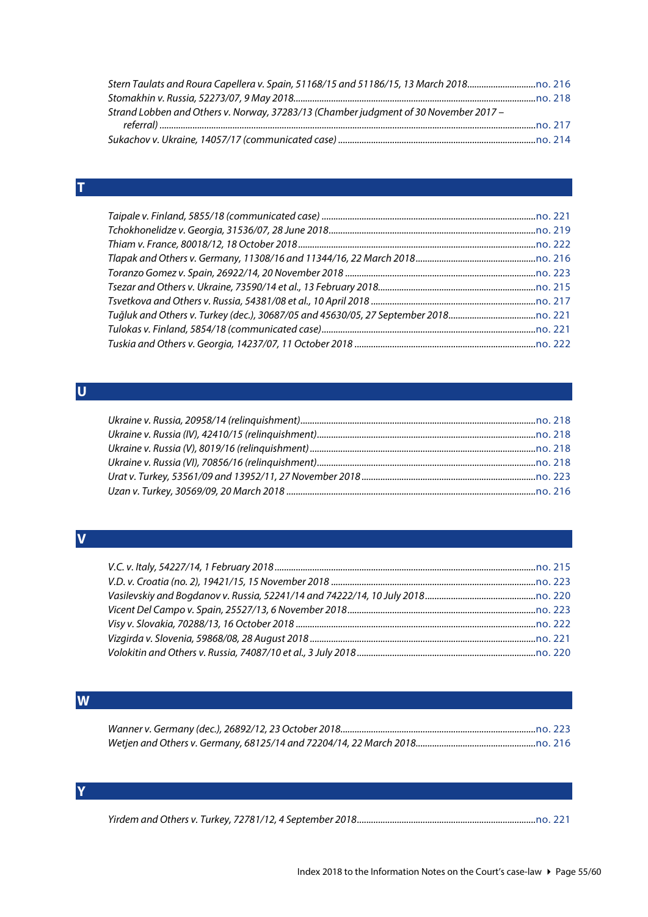*Stern Taulats and Roura Capellera v. Spain, 51168/15 and 51186/15, 13 March 2018*..........no. 216
*Stomakhin v. Russia, 52273/07, 9 May 2018*..........no. 218
*Strand Lobben and Others v. Norway, 37283/13 (Chamber judgment of 30 November 2017 – referral)*..........no. 217
*Sukachov v. Ukraine, 14057/17 (communicated case)*..........no. 214

## T

*Taipale v. Finland, 5855/18 (communicated case)*..........no. 221
*Tchokhonelidze v. Georgia, 31536/07, 28 June 2018*..........no. 219
*Thiam v. France, 80018/12, 18 October 2018*..........no. 222
*Tlapak and Others v. Germany, 11308/16 and 11344/16, 22 March 2018*..........no. 216
*Toranzo Gomez v. Spain, 26922/14, 20 November 2018*..........no. 223
*Tsezar and Others v. Ukraine, 73590/14 et al., 13 February 2018*..........no. 215
*Tsvetkova and Others v. Russia, 54381/08 et al., 10 April 2018*..........no. 217
*Tuğluk and Others v. Turkey (dec.), 30687/05 and 45630/05, 27 September 2018*..........no. 221
*Tulokas v. Finland, 5854/18 (communicated case)*..........no. 221
*Tuskia and Others v. Georgia, 14237/07, 11 October 2018*..........no. 222

## U

*Ukraine v. Russia, 20958/14 (relinquishment)*..........no. 218
*Ukraine v. Russia (IV), 42410/15 (relinquishment)*..........no. 218
*Ukraine v. Russia (V), 8019/16 (relinquishment)*..........no. 218
*Ukraine v. Russia (VI), 70856/16 (relinquishment)*..........no. 218
*Urat v. Turkey, 53561/09 and 13952/11, 27 November 2018*..........no. 223
*Uzan v. Turkey, 30569/09, 20 March 2018*..........no. 216

## V

*V.C. v. Italy, 54227/14, 1 February 2018*..........no. 215
*V.D. v. Croatia (no. 2), 19421/15, 15 November 2018*..........no. 223
*Vasilevskiy and Bogdanov v. Russia, 52241/14 and 74222/14, 10 July 2018*..........no. 220
*Vicent Del Campo v. Spain, 25527/13, 6 November 2018*..........no. 223
*Visy v. Slovakia, 70288/13, 16 October 2018*..........no. 222
*Vizgirda v. Slovenia, 59868/08, 28 August 2018*..........no. 221
*Volokitin and Others v. Russia, 74087/10 et al., 3 July 2018*..........no. 220

## W

*Wanner v. Germany (dec.), 26892/12, 23 October 2018*..........no. 223
*Wetjen and Others v. Germany, 68125/14 and 72204/14, 22 March 2018*..........no. 216

## Y

*Yirdem and Others v. Turkey, 72781/12, 4 September 2018*..........no. 221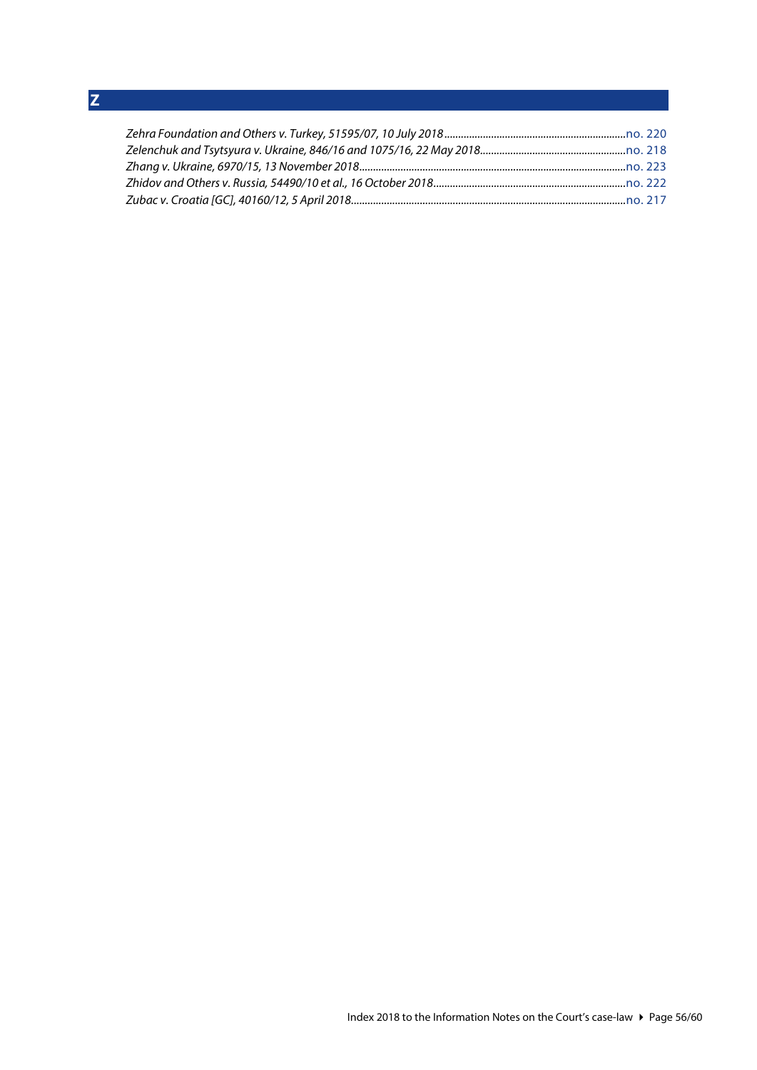## Z

*Zehra Foundation and Others v. Turkey, 51595/07, 10 July 2018*..................................................................no. 220
*Zelenchuk and Tsytsyura v. Ukraine, 846/16 and 1075/16, 22 May 2018*....................................................no. 218
*Zhang v. Ukraine, 6970/15, 13 November 2018*..................................................................................................no. 223
*Zhidov and Others v. Russia, 54490/10 et al., 16 October 2018*......................................................................no. 222
*Zubac v. Croatia [GC], 40160/12, 5 April 2018*...................................................................................................no. 217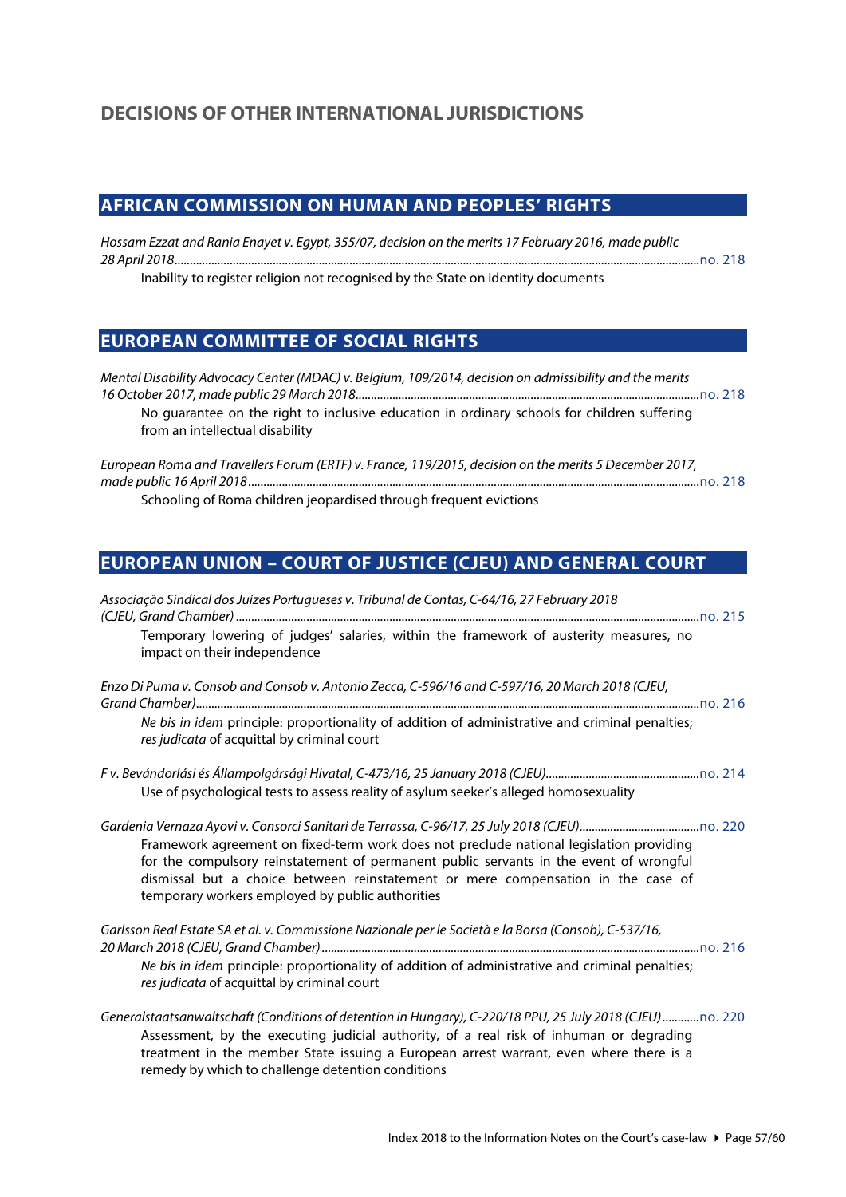## DECISIONS OF OTHER INTERNATIONAL JURISDICTIONS

### AFRICAN COMMISSION ON HUMAN AND PEOPLES' RIGHTS

*Hossam Ezzat and Rania Enayet v. Egypt, 355/07, decision on the merits 17 February 2016, made public 28 April 2018*..........no. 218

Inability to register religion not recognised by the State on identity documents

### EUROPEAN COMMITTEE OF SOCIAL RIGHTS

*Mental Disability Advocacy Center (MDAC) v. Belgium, 109/2014, decision on admissibility and the merits 16 October 2017, made public 29 March 2018*..........no. 218

No guarantee on the right to inclusive education in ordinary schools for children suffering from an intellectual disability

*European Roma and Travellers Forum (ERTF) v. France, 119/2015, decision on the merits 5 December 2017, made public 16 April 2018*..........no. 218

Schooling of Roma children jeopardised through frequent evictions

### EUROPEAN UNION – COURT OF JUSTICE (CJEU) AND GENERAL COURT

*Associação Sindical dos Juízes Portugueses v. Tribunal de Contas, C-64/16, 27 February 2018 (CJEU, Grand Chamber)*..........no. 215

Temporary lowering of judges' salaries, within the framework of austerity measures, no impact on their independence

*Enzo Di Puma v. Consob and Consob v. Antonio Zecca, C-596/16 and C-597/16, 20 March 2018 (CJEU, Grand Chamber)*..........no. 216

*Ne bis in idem* principle: proportionality of addition of administrative and criminal penalties; *res judicata* of acquittal by criminal court

*F v. Bevándorlási és Állampolgársági Hivatal, C-473/16, 25 January 2018 (CJEU)*..........no. 214

Use of psychological tests to assess reality of asylum seeker's alleged homosexuality

*Gardenia Vernaza Ayovi v. Consorci Sanitari de Terrassa, C-96/17, 25 July 2018 (CJEU)*..........no. 220

Framework agreement on fixed-term work does not preclude national legislation providing for the compulsory reinstatement of permanent public servants in the event of wrongful dismissal but a choice between reinstatement or mere compensation in the case of temporary workers employed by public authorities

*Garlsson Real Estate SA et al. v. Commissione Nazionale per le Società e la Borsa (Consob), C-537/16, 20 March 2018 (CJEU, Grand Chamber)*..........no. 216

*Ne bis in idem* principle: proportionality of addition of administrative and criminal penalties; *res judicata* of acquittal by criminal court

*Generalstaatsanwaltschaft (Conditions of detention in Hungary), C-220/18 PPU, 25 July 2018 (CJEU)*..........no. 220

Assessment, by the executing judicial authority, of a real risk of inhuman or degrading treatment in the member State issuing a European arrest warrant, even where there is a remedy by which to challenge detention conditions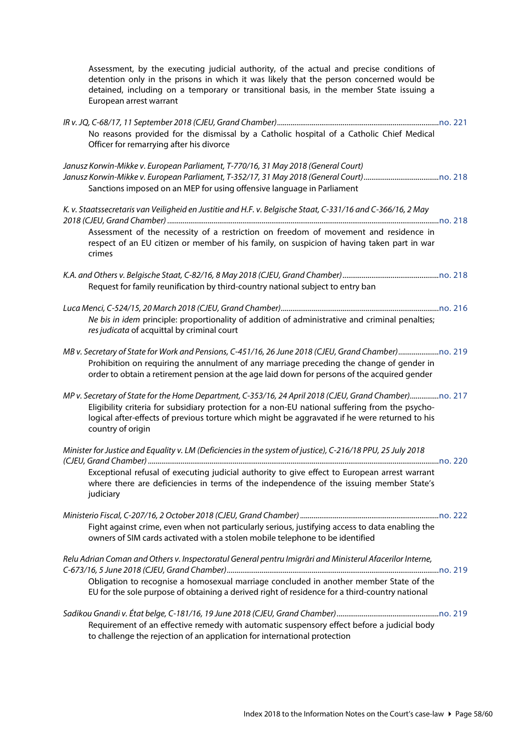Assessment, by the executing judicial authority, of the actual and precise conditions of detention only in the prisons in which it was likely that the person concerned would be detained, including on a temporary or transitional basis, in the member State issuing a European arrest warrant

*IR v. JQ, C-68/17, 11 September 2018 (CJEU, Grand Chamber)*....................no. 221

No reasons provided for the dismissal by a Catholic hospital of a Catholic Chief Medical Officer for remarrying after his divorce

*Janusz Korwin-Mikke v. European Parliament, T-770/16, 31 May 2018 (General Court)*
*Janusz Korwin-Mikke v. European Parliament, T-352/17, 31 May 2018 (General Court)*....................no. 218

Sanctions imposed on an MEP for using offensive language in Parliament

*K. v. Staatssecretaris van Veiligheid en Justitie and H.F. v. Belgische Staat, C-331/16 and C-366/16, 2 May 2018 (CJEU, Grand Chamber)*....................no. 218

Assessment of the necessity of a restriction on freedom of movement and residence in respect of an EU citizen or member of his family, on suspicion of having taken part in war crimes

*K.A. and Others v. Belgische Staat, C-82/16, 8 May 2018 (CJEU, Grand Chamber)*....................no. 218

Request for family reunification by third-country national subject to entry ban

*Luca Menci, C-524/15, 20 March 2018 (CJEU, Grand Chamber)*....................no. 216

*Ne bis in idem* principle: proportionality of addition of administrative and criminal penalties; *res judicata* of acquittal by criminal court

*MB v. Secretary of State for Work and Pensions, C-451/16, 26 June 2018 (CJEU, Grand Chamber)*....................no. 219

Prohibition on requiring the annulment of any marriage preceding the change of gender in order to obtain a retirement pension at the age laid down for persons of the acquired gender

*MP v. Secretary of State for the Home Department, C-353/16, 24 April 2018 (CJEU, Grand Chamber)*....................no. 217

Eligibility criteria for subsidiary protection for a non-EU national suffering from the psychological after-effects of previous torture which might be aggravated if he were returned to his country of origin

*Minister for Justice and Equality v. LM (Deficiencies in the system of justice), C-216/18 PPU, 25 July 2018 (CJEU, Grand Chamber)*....................no. 220

Exceptional refusal of executing judicial authority to give effect to European arrest warrant where there are deficiencies in terms of the independence of the issuing member State's judiciary

*Ministerio Fiscal, C-207/16, 2 October 2018 (CJEU, Grand Chamber)*....................no. 222

Fight against crime, even when not particularly serious, justifying access to data enabling the owners of SIM cards activated with a stolen mobile telephone to be identified

*Relu Adrian Coman and Others v. Inspectoratul General pentru Imigrări and Ministerul Afacerilor Interne, C-673/16, 5 June 2018 (CJEU, Grand Chamber)*....................no. 219

Obligation to recognise a homosexual marriage concluded in another member State of the EU for the sole purpose of obtaining a derived right of residence for a third-country national

*Sadikou Gnandi v. État belge, C-181/16, 19 June 2018 (CJEU, Grand Chamber)*....................no. 219

Requirement of an effective remedy with automatic suspensory effect before a judicial body to challenge the rejection of an application for international protection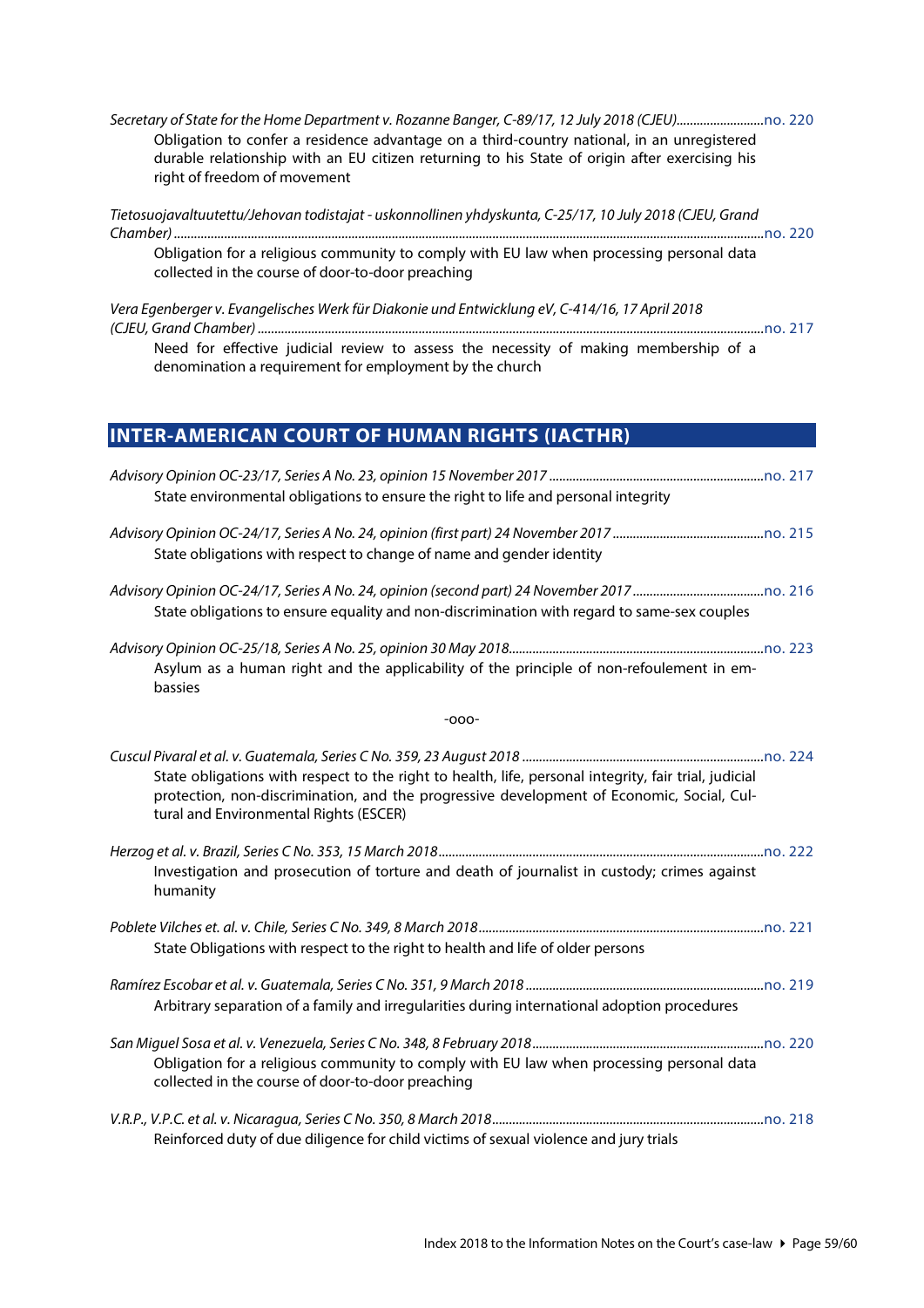*Secretary of State for the Home Department v. Rozanne Banger, C-89/17, 12 July 2018 (CJEU)*..........................no. 220

Obligation to confer a residence advantage on a third-country national, in an unregistered durable relationship with an EU citizen returning to his State of origin after exercising his right of freedom of movement

*Tietosuojavaltuutettu/Jehovan todistajat - uskonnollinen yhdyskunta, C-25/17, 10 July 2018 (CJEU, Grand Chamber)*..........................no. 220

Obligation for a religious community to comply with EU law when processing personal data collected in the course of door-to-door preaching

*Vera Egenberger v. Evangelisches Werk für Diakonie und Entwicklung eV, C-414/16, 17 April 2018 (CJEU, Grand Chamber)*..........................no. 217

Need for effective judicial review to assess the necessity of making membership of a denomination a requirement for employment by the church

## INTER-AMERICAN COURT OF HUMAN RIGHTS (IACTHR)

*Advisory Opinion OC-23/17, Series A No. 23, opinion 15 November 2017*..........................no. 217

State environmental obligations to ensure the right to life and personal integrity

*Advisory Opinion OC-24/17, Series A No. 24, opinion (first part) 24 November 2017*..........................no. 215

State obligations with respect to change of name and gender identity

*Advisory Opinion OC-24/17, Series A No. 24, opinion (second part) 24 November 2017*..........................no. 216

State obligations to ensure equality and non-discrimination with regard to same-sex couples

*Advisory Opinion OC-25/18, Series A No. 25, opinion 30 May 2018*..........................no. 223

Asylum as a human right and the applicability of the principle of non-refoulement in embassies

-ooo-

*Cuscul Pivaral et al. v. Guatemala, Series C No. 359, 23 August 2018*..........................no. 224

State obligations with respect to the right to health, life, personal integrity, fair trial, judicial protection, non-discrimination, and the progressive development of Economic, Social, Cultural and Environmental Rights (ESCER)

*Herzog et al. v. Brazil, Series C No. 353, 15 March 2018*..........................no. 222

Investigation and prosecution of torture and death of journalist in custody; crimes against humanity

*Poblete Vilches et. al. v. Chile, Series C No. 349, 8 March 2018*..........................no. 221

State Obligations with respect to the right to health and life of older persons

*Ramírez Escobar et al. v. Guatemala, Series C No. 351, 9 March 2018*..........................no. 219

Arbitrary separation of a family and irregularities during international adoption procedures

*San Miguel Sosa et al. v. Venezuela, Series C No. 348, 8 February 2018*..........................no. 220

Obligation for a religious community to comply with EU law when processing personal data collected in the course of door-to-door preaching

*V.R.P., V.P.C. et al. v. Nicaragua, Series C No. 350, 8 March 2018*..........................no. 218

Reinforced duty of due diligence for child victims of sexual violence and jury trials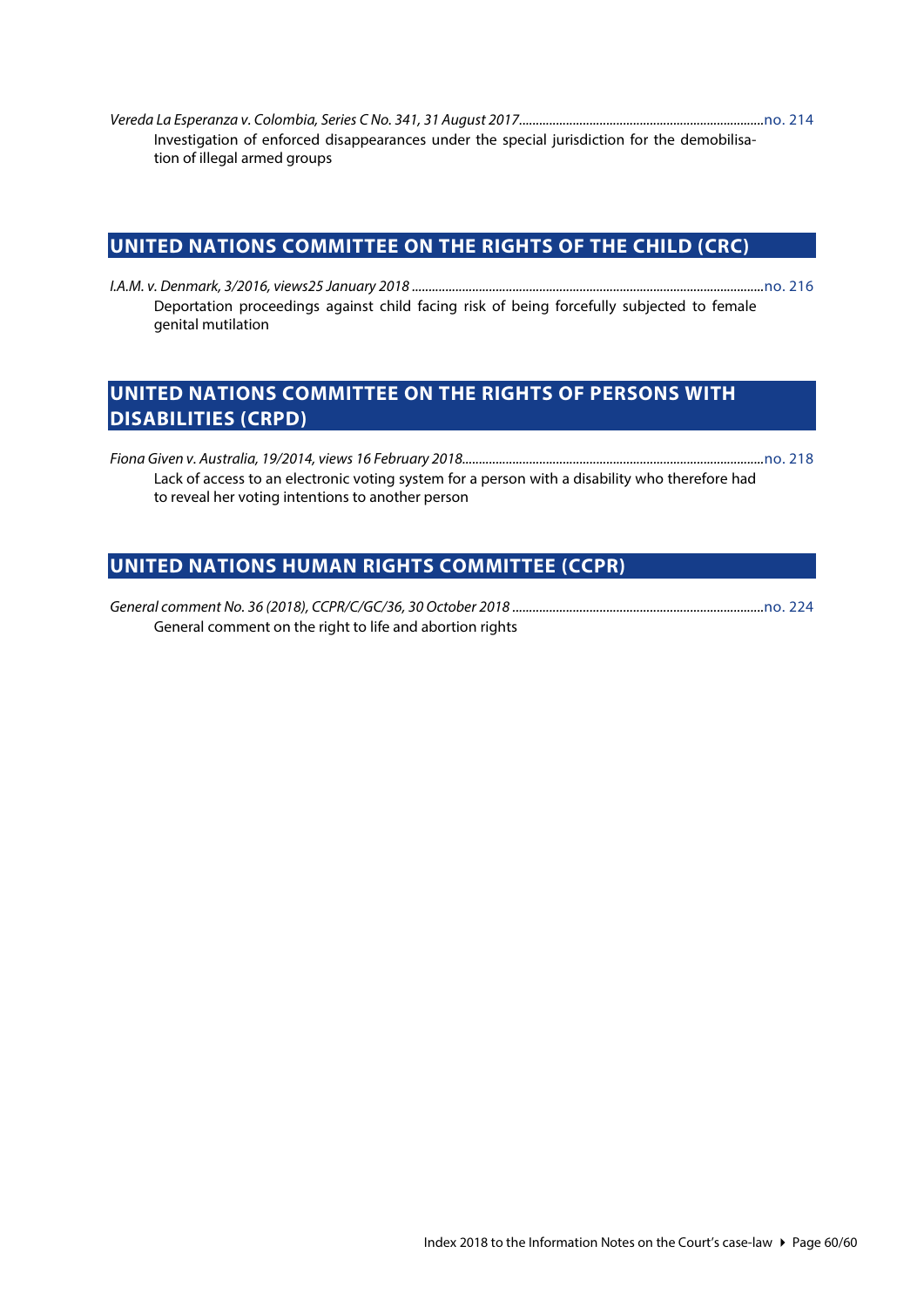*Vereda La Esperanza v. Colombia, Series C No. 341, 31 August 2017*......................................................................no. 214
Investigation of enforced disappearances under the special jurisdiction for the demobilisation of illegal armed groups

## UNITED NATIONS COMMITTEE ON THE RIGHTS OF THE CHILD (CRC)

*I.A.M. v. Denmark, 3/2016, views25 January 2018*......................................................................................................no. 216
Deportation proceedings against child facing risk of being forcefully subjected to female genital mutilation

## UNITED NATIONS COMMITTEE ON THE RIGHTS OF PERSONS WITH DISABILITIES (CRPD)

*Fiona Given v. Australia, 19/2014, views 16 February 2018*.........................................................................................no. 218
Lack of access to an electronic voting system for a person with a disability who therefore had to reveal her voting intentions to another person

## UNITED NATIONS HUMAN RIGHTS COMMITTEE (CCPR)

*General comment No. 36 (2018), CCPR/C/GC/36, 30 October 2018*..........................................................................no. 224
General comment on the right to life and abortion rights